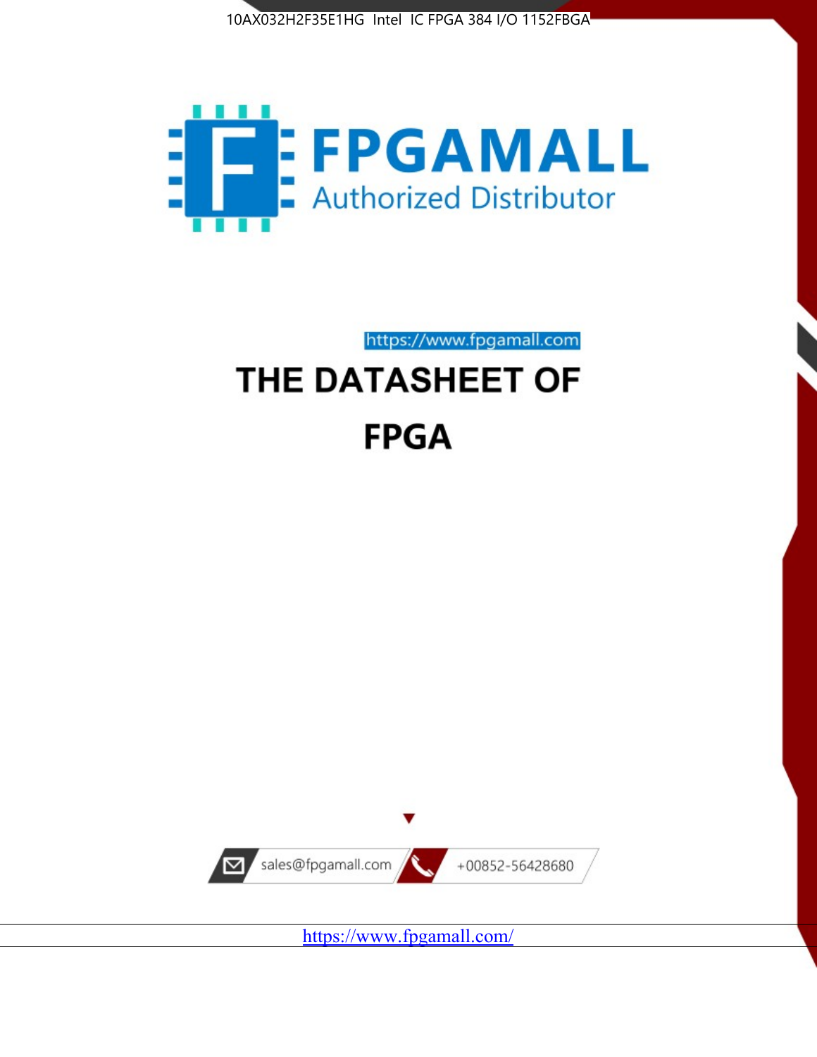10AX032H2F35E1HG Intel IC FPGA 384 I/O 1152FBGA

FPGAMALL

Authorized Distributor

https://www.fpgamall.com

# THE DATASHEET OF

# FPGA

sales@fpgamall.com

+00852-56428680

https://www.fpgamall.com/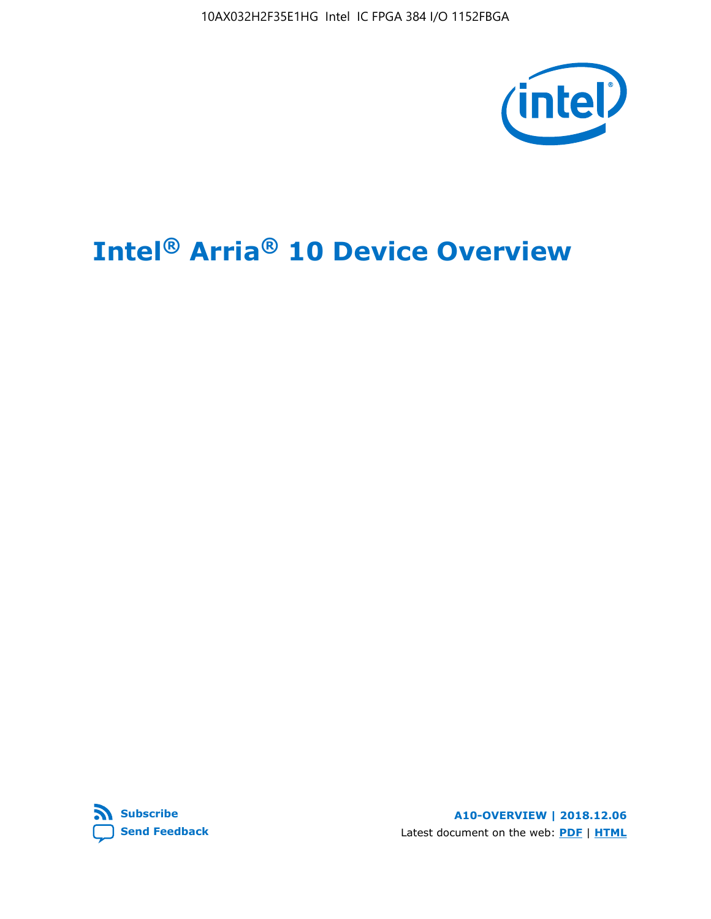10AX032H2F35E1HG Intel IC FPGA 384 I/O 1152FBGA

# Intel® Arria® 10 Device Overview

Subscribe

Send Feedback

**A10-OVERVIEW | 2018.12.06**

Latest document on the web: **PDF** | **HTML**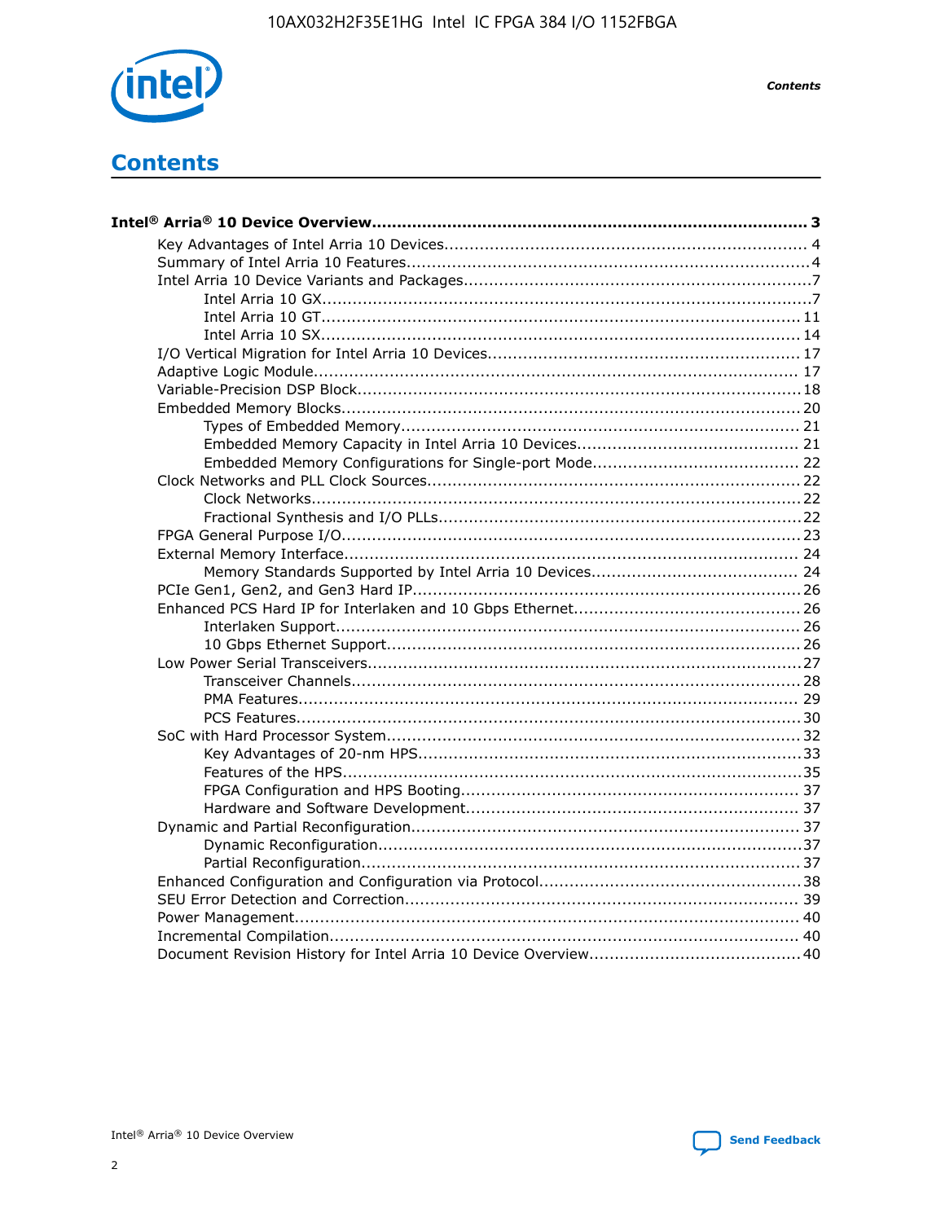# Contents

**Intel® Arria® 10 Device Overview....................................................................................... 3**

- Key Advantages of Intel Arria 10 Devices....................................................................... 4
- Summary of Intel Arria 10 Features................................................................................4
- Intel Arria 10 Device Variants and Packages....................................................................7
  - Intel Arria 10 GX.................................................................................................7
  - Intel Arria 10 GT............................................................................................... 11
  - Intel Arria 10 SX............................................................................................... 14
- I/O Vertical Migration for Intel Arria 10 Devices............................................................. 17
- Adaptive Logic Module................................................................................................ 17
- Variable-Precision DSP Block.......................................................................................18
- Embedded Memory Blocks.......................................................................................... 20
  - Types of Embedded Memory............................................................................... 21
  - Embedded Memory Capacity in Intel Arria 10 Devices............................................ 21
  - Embedded Memory Configurations for Single-port Mode......................................... 22
- Clock Networks and PLL Clock Sources......................................................................... 22
  - Clock Networks................................................................................................. 22
  - Fractional Synthesis and I/O PLLs........................................................................22
- FPGA General Purpose I/O.......................................................................................... 23
- External Memory Interface.......................................................................................... 24
  - Memory Standards Supported by Intel Arria 10 Devices......................................... 24
- PCIe Gen1, Gen2, and Gen3 Hard IP............................................................................ 26
- Enhanced PCS Hard IP for Interlaken and 10 Gbps Ethernet............................................ 26
  - Interlaken Support............................................................................................ 26
  - 10 Gbps Ethernet Support.................................................................................. 26
- Low Power Serial Transceivers.....................................................................................27
  - Transceiver Channels......................................................................................... 28
  - PMA Features................................................................................................... 29
  - PCS Features....................................................................................................30
- SoC with Hard Processor System.................................................................................. 32
  - Key Advantages of 20-nm HPS............................................................................33
  - Features of the HPS...........................................................................................35
  - FPGA Configuration and HPS Booting................................................................... 37
  - Hardware and Software Development.................................................................. 37
- Dynamic and Partial Reconfiguration............................................................................ 37
  - Dynamic Reconfiguration....................................................................................37
  - Partial Reconfiguration.......................................................................................37
- Enhanced Configuration and Configuration via Protocol....................................................38
- SEU Error Detection and Correction............................................................................. 39
- Power Management................................................................................................... 40
- Incremental Compilation............................................................................................ 40
- Document Revision History for Intel Arria 10 Device Overview.........................................40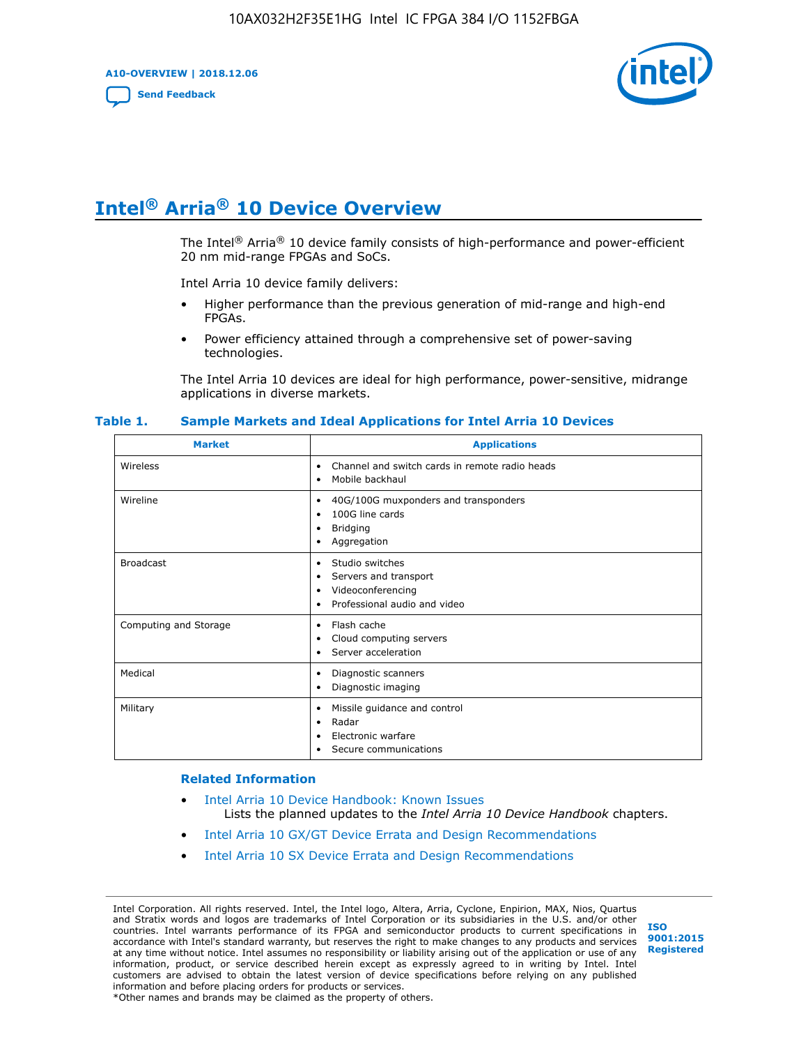# Intel® Arria® 10 Device Overview

The Intel® Arria® 10 device family consists of high-performance and power-efficient 20 nm mid-range FPGAs and SoCs.

Intel Arria 10 device family delivers:

- Higher performance than the previous generation of mid-range and high-end FPGAs.
- Power efficiency attained through a comprehensive set of power-saving technologies.

The Intel Arria 10 devices are ideal for high performance, power-sensitive, midrange applications in diverse markets.

**Table 1. Sample Markets and Ideal Applications for Intel Arria 10 Devices**

| Market | Applications |
|---|---|
| Wireless | • Channel and switch cards in remote radio heads<br>• Mobile backhaul |
| Wireline | • 40G/100G muxponders and transponders<br>• 100G line cards<br>• Bridging<br>• Aggregation |
| Broadcast | • Studio switches<br>• Servers and transport<br>• Videoconferencing<br>• Professional audio and video |
| Computing and Storage | • Flash cache<br>• Cloud computing servers<br>• Server acceleration |
| Medical | • Diagnostic scanners<br>• Diagnostic imaging |
| Military | • Missile guidance and control<br>• Radar<br>• Electronic warfare<br>• Secure communications |

## Related Information

- Intel Arria 10 Device Handbook: Known Issues
  Lists the planned updates to the *Intel Arria 10 Device Handbook* chapters.
- Intel Arria 10 GX/GT Device Errata and Design Recommendations
- Intel Arria 10 SX Device Errata and Design Recommendations

Intel Corporation. All rights reserved. Intel, the Intel logo, Altera, Arria, Cyclone, Enpirion, MAX, Nios, Quartus and Stratix words and logos are trademarks of Intel Corporation or its subsidiaries in the U.S. and/or other countries. Intel warrants performance of its FPGA and semiconductor products to current specifications in accordance with Intel's standard warranty, but reserves the right to make changes to any products and services at any time without notice. Intel assumes no responsibility or liability arising out of the application or use of any information, product, or service described herein except as expressly agreed to in writing by Intel. Intel customers are advised to obtain the latest version of device specifications before relying on any published information and before placing orders for products or services.
*Other names and brands may be claimed as the property of others.

ISO 9001:2015 Registered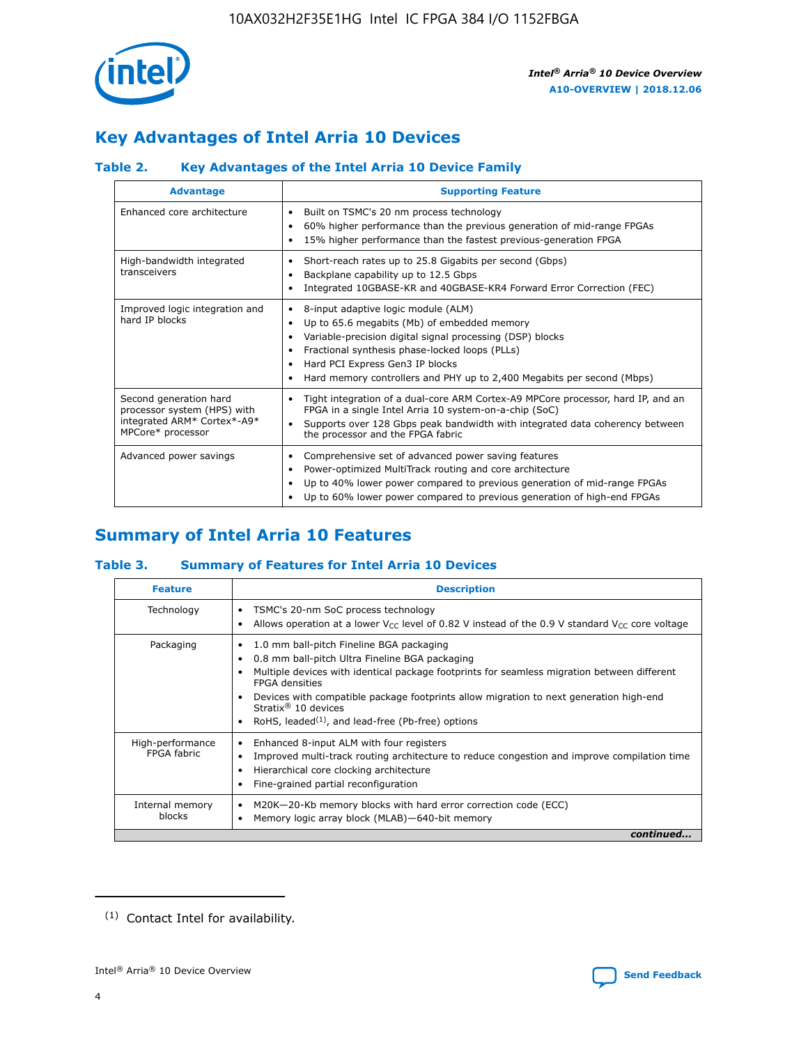## Key Advantages of Intel Arria 10 Devices

### Table 2. Key Advantages of the Intel Arria 10 Device Family

| Advantage | Supporting Feature |
|---|---|
| Enhanced core architecture | • Built on TSMC's 20 nm process technology<br>• 60% higher performance than the previous generation of mid-range FPGAs<br>• 15% higher performance than the fastest previous-generation FPGA |
| High-bandwidth integrated transceivers | • Short-reach rates up to 25.8 Gigabits per second (Gbps)<br>• Backplane capability up to 12.5 Gbps<br>• Integrated 10GBASE-KR and 40GBASE-KR4 Forward Error Correction (FEC) |
| Improved logic integration and hard IP blocks | • 8-input adaptive logic module (ALM)<br>• Up to 65.6 megabits (Mb) of embedded memory<br>• Variable-precision digital signal processing (DSP) blocks<br>• Fractional synthesis phase-locked loops (PLLs)<br>• Hard PCI Express Gen3 IP blocks<br>• Hard memory controllers and PHY up to 2,400 Megabits per second (Mbps) |
| Second generation hard processor system (HPS) with integrated ARM* Cortex*-A9* MPCore* processor | • Tight integration of a dual-core ARM Cortex-A9 MPCore processor, hard IP, and an FPGA in a single Intel Arria 10 system-on-a-chip (SoC)<br>• Supports over 128 Gbps peak bandwidth with integrated data coherency between the processor and the FPGA fabric |
| Advanced power savings | • Comprehensive set of advanced power saving features<br>• Power-optimized MultiTrack routing and core architecture<br>• Up to 40% lower power compared to previous generation of mid-range FPGAs<br>• Up to 60% lower power compared to previous generation of high-end FPGAs |

## Summary of Intel Arria 10 Features

### Table 3. Summary of Features for Intel Arria 10 Devices

| Feature | Description |
|---|---|
| Technology | • TSMC's 20-nm SoC process technology<br>• Allows operation at a lower $V_{CC}$ level of 0.82 V instead of the 0.9 V standard $V_{CC}$ core voltage |
| Packaging | • 1.0 mm ball-pitch Fineline BGA packaging<br>• 0.8 mm ball-pitch Ultra Fineline BGA packaging<br>• Multiple devices with identical package footprints for seamless migration between different FPGA densities<br>• Devices with compatible package footprints allow migration to next generation high-end Stratix® 10 devices<br>• RoHS, leaded[(1)], and lead-free (Pb-free) options |
| High-performance FPGA fabric | • Enhanced 8-input ALM with four registers<br>• Improved multi-track routing architecture to reduce congestion and improve compilation time<br>• Hierarchical core clocking architecture<br>• Fine-grained partial reconfiguration |
| Internal memory blocks | • M20K—20-Kb memory blocks with hard error correction code (ECC)<br>• Memory logic array block (MLAB)—640-bit memory |

*continued...*

(1) Contact Intel for availability.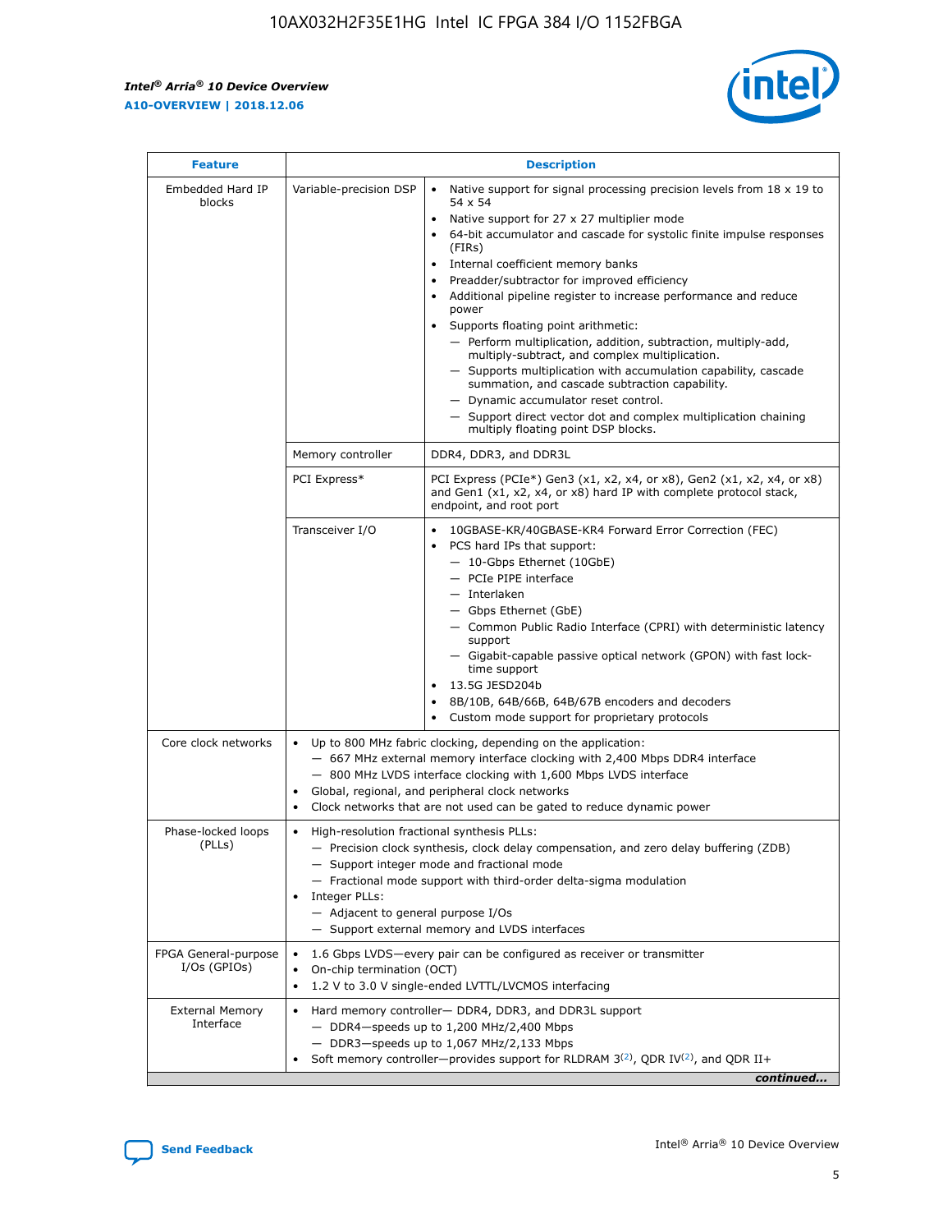| Feature | | Description |
|---|---|---|
| Embedded Hard IP blocks | Variable-precision DSP | • Native support for signal processing precision levels from 18 x 19 to 54 x 54<br>• Native support for 27 x 27 multiplier mode<br>• 64-bit accumulator and cascade for systolic finite impulse responses (FIRs)<br>• Internal coefficient memory banks<br>• Preadder/subtractor for improved efficiency<br>• Additional pipeline register to increase performance and reduce power<br>• Supports floating point arithmetic:<br>— Perform multiplication, addition, subtraction, multiply-add, multiply-subtract, and complex multiplication.<br>— Supports multiplication with accumulation capability, cascade summation, and cascade subtraction capability.<br>— Dynamic accumulator reset control.<br>— Support direct vector dot and complex multiplication chaining multiply floating point DSP blocks. |
| | Memory controller | DDR4, DDR3, and DDR3L |
| | PCI Express* | PCI Express (PCIe*) Gen3 (x1, x2, x4, or x8), Gen2 (x1, x2, x4, or x8) and Gen1 (x1, x2, x4, or x8) hard IP with complete protocol stack, endpoint, and root port |
| | Transceiver I/O | • 10GBASE-KR/40GBASE-KR4 Forward Error Correction (FEC)<br>• PCS hard IPs that support:<br>— 10-Gbps Ethernet (10GbE)<br>— PCIe PIPE interface<br>— Interlaken<br>— Gbps Ethernet (GbE)<br>— Common Public Radio Interface (CPRI) with deterministic latency support<br>— Gigabit-capable passive optical network (GPON) with fast lock-time support<br>• 13.5G JESD204b<br>• 8B/10B, 64B/66B, 64B/67B encoders and decoders<br>• Custom mode support for proprietary protocols |
| Core clock networks | | • Up to 800 MHz fabric clocking, depending on the application:<br>— 667 MHz external memory interface clocking with 2,400 Mbps DDR4 interface<br>— 800 MHz LVDS interface clocking with 1,600 Mbps LVDS interface<br>• Global, regional, and peripheral clock networks<br>• Clock networks that are not used can be gated to reduce dynamic power |
| Phase-locked loops (PLLs) | | • High-resolution fractional synthesis PLLs:<br>— Precision clock synthesis, clock delay compensation, and zero delay buffering (ZDB)<br>— Support integer mode and fractional mode<br>— Fractional mode support with third-order delta-sigma modulation<br>• Integer PLLs:<br>— Adjacent to general purpose I/Os<br>— Support external memory and LVDS interfaces |
| FPGA General-purpose I/Os (GPIOs) | | • 1.6 Gbps LVDS—every pair can be configured as receiver or transmitter<br>• On-chip termination (OCT)<br>• 1.2 V to 3.0 V single-ended LVTTL/LVCMOS interfacing |
| External Memory Interface | | • Hard memory controller— DDR4, DDR3, and DDR3L support<br>— DDR4—speeds up to 1,200 MHz/2,400 Mbps<br>— DDR3—speeds up to 1,067 MHz/2,133 Mbps<br>• Soft memory controller—provides support for RLDRAM 3[(2)], QDR IV[(2)], and QDR II+ |

*continued...*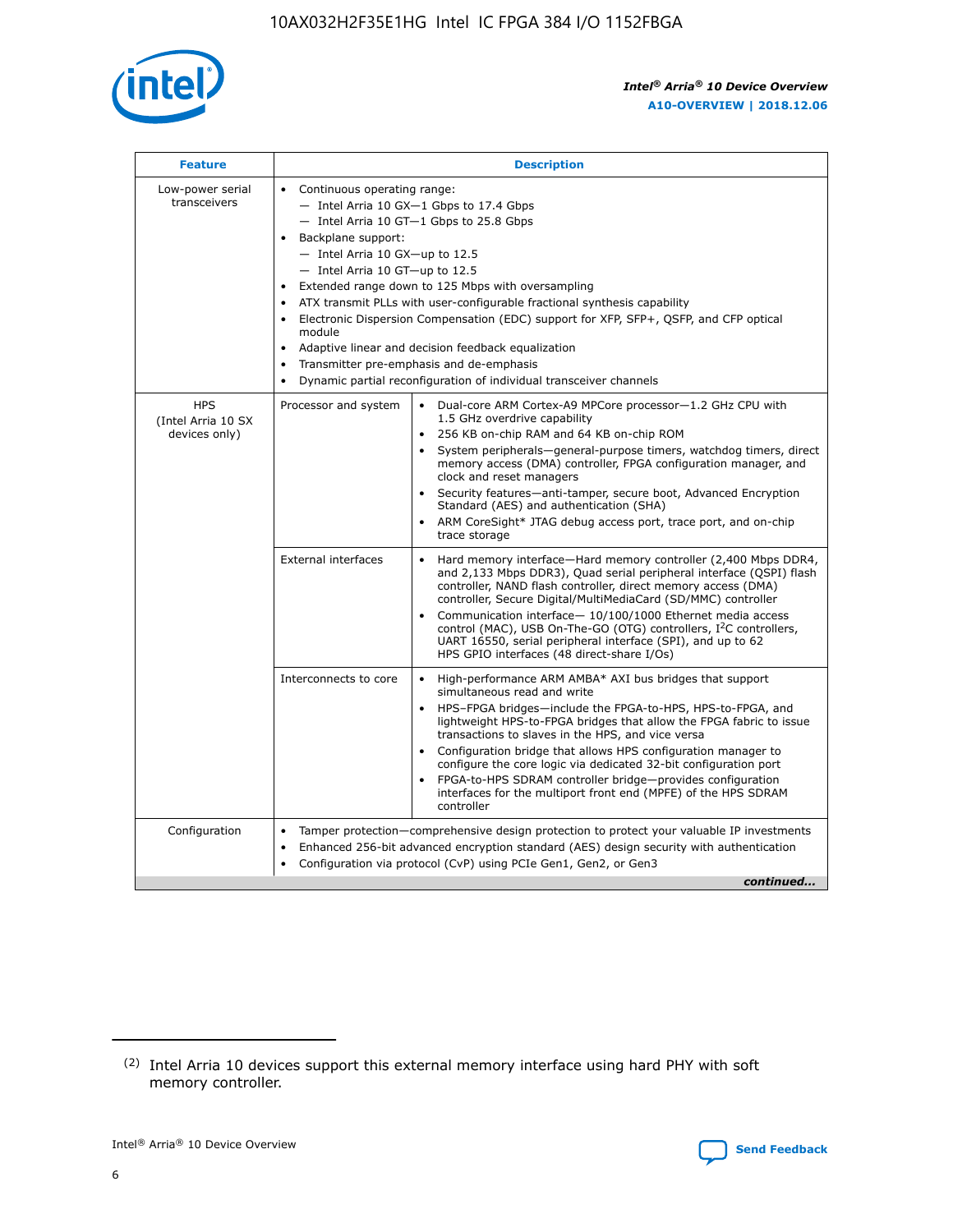| Feature | Description | |
|---|---|---|
| Low-power serial transceivers | • Continuous operating range:<br>— Intel Arria 10 GX—1 Gbps to 17.4 Gbps<br>— Intel Arria 10 GT—1 Gbps to 25.8 Gbps<br>• Backplane support:<br>— Intel Arria 10 GX—up to 12.5<br>— Intel Arria 10 GT—up to 12.5<br>• Extended range down to 125 Mbps with oversampling<br>• ATX transmit PLLs with user-configurable fractional synthesis capability<br>• Electronic Dispersion Compensation (EDC) support for XFP, SFP+, QSFP, and CFP optical module<br>• Adaptive linear and decision feedback equalization<br>• Transmitter pre-emphasis and de-emphasis<br>• Dynamic partial reconfiguration of individual transceiver channels | |
| HPS (Intel Arria 10 SX devices only) | Processor and system | • Dual-core ARM Cortex-A9 MPCore processor—1.2 GHz CPU with 1.5 GHz overdrive capability<br>• 256 KB on-chip RAM and 64 KB on-chip ROM<br>• System peripherals—general-purpose timers, watchdog timers, direct memory access (DMA) controller, FPGA configuration manager, and clock and reset managers<br>• Security features—anti-tamper, secure boot, Advanced Encryption Standard (AES) and authentication (SHA)<br>• ARM CoreSight* JTAG debug access port, trace port, and on-chip trace storage |
| | External interfaces | • Hard memory interface—Hard memory controller (2,400 Mbps DDR4, and 2,133 Mbps DDR3), Quad serial peripheral interface (QSPI) flash controller, NAND flash controller, direct memory access (DMA) controller, Secure Digital/MultiMediaCard (SD/MMC) controller<br>• Communication interface— 10/100/1000 Ethernet media access control (MAC), USB On-The-GO (OTG) controllers, I²C controllers, UART 16550, serial peripheral interface (SPI), and up to 62 HPS GPIO interfaces (48 direct-share I/Os) |
| | Interconnects to core | • High-performance ARM AMBA* AXI bus bridges that support simultaneous read and write<br>• HPS–FPGA bridges—include the FPGA-to-HPS, HPS-to-FPGA, and lightweight HPS-to-FPGA bridges that allow the FPGA fabric to issue transactions to slaves in the HPS, and vice versa<br>• Configuration bridge that allows HPS configuration manager to configure the core logic via dedicated 32-bit configuration port<br>• FPGA-to-HPS SDRAM controller bridge—provides configuration interfaces for the multiport front end (MPFE) of the HPS SDRAM controller |
| Configuration | • Tamper protection—comprehensive design protection to protect your valuable IP investments<br>• Enhanced 256-bit advanced encryption standard (AES) design security with authentication<br>• Configuration via protocol (CvP) using PCIe Gen1, Gen2, or Gen3 | |

*continued...*

(2) Intel Arria 10 devices support this external memory interface using hard PHY with soft memory controller.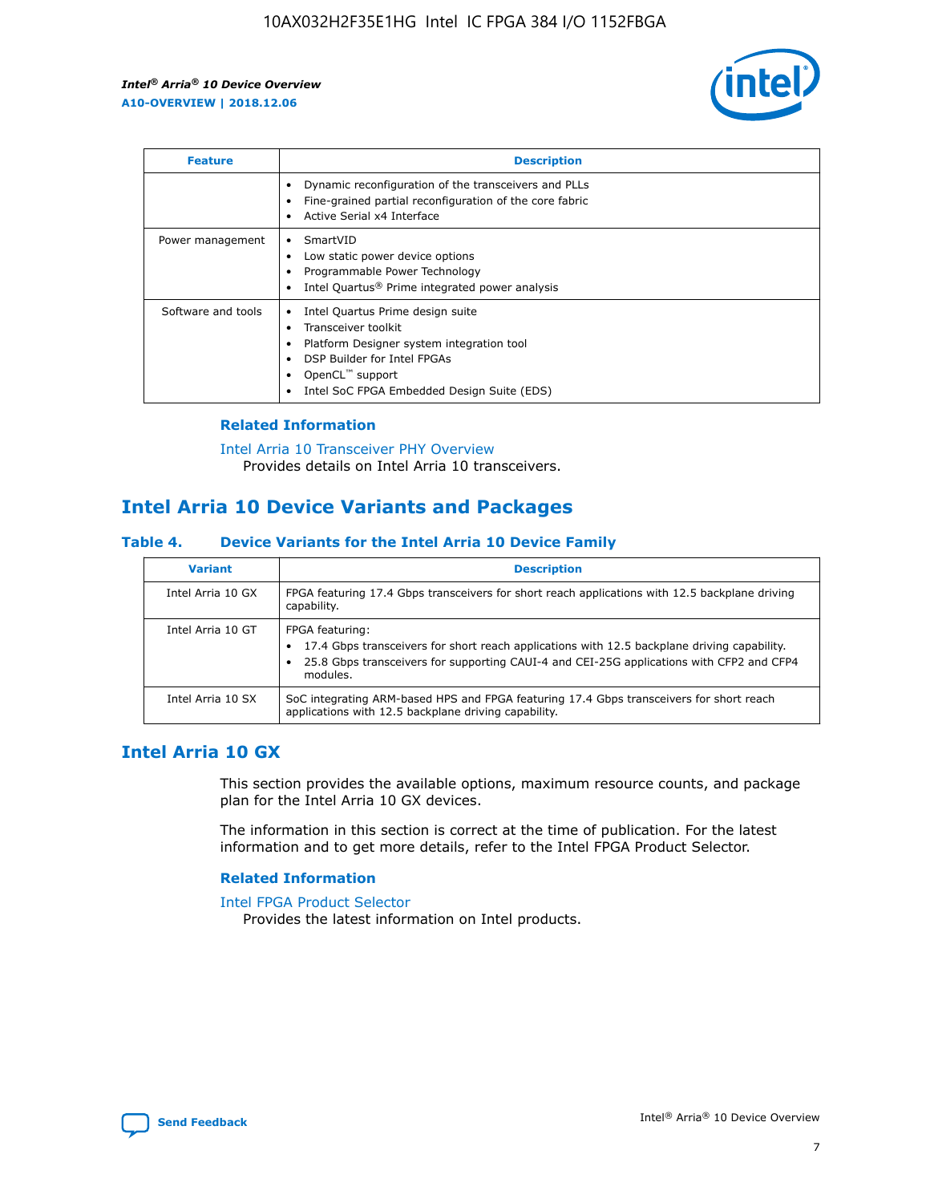| Feature | Description |
| --- | --- |
| | • Dynamic reconfiguration of the transceivers and PLLs<br>• Fine-grained partial reconfiguration of the core fabric<br>• Active Serial x4 Interface |
| Power management | • SmartVID<br>• Low static power device options<br>• Programmable Power Technology<br>• Intel Quartus® Prime integrated power analysis |
| Software and tools | • Intel Quartus Prime design suite<br>• Transceiver toolkit<br>• Platform Designer system integration tool<br>• DSP Builder for Intel FPGAs<br>• OpenCL™ support<br>• Intel SoC FPGA Embedded Design Suite (EDS) |

### Related Information

Intel Arria 10 Transceiver PHY Overview
Provides details on Intel Arria 10 transceivers.

## Intel Arria 10 Device Variants and Packages

### Table 4. Device Variants for the Intel Arria 10 Device Family

| Variant | Description |
| --- | --- |
| Intel Arria 10 GX | FPGA featuring 17.4 Gbps transceivers for short reach applications with 12.5 backplane driving capability. |
| Intel Arria 10 GT | FPGA featuring:<br>• 17.4 Gbps transceivers for short reach applications with 12.5 backplane driving capability.<br>• 25.8 Gbps transceivers for supporting CAUI-4 and CEI-25G applications with CFP2 and CFP4 modules. |
| Intel Arria 10 SX | SoC integrating ARM-based HPS and FPGA featuring 17.4 Gbps transceivers for short reach applications with 12.5 backplane driving capability. |

## Intel Arria 10 GX

This section provides the available options, maximum resource counts, and package plan for the Intel Arria 10 GX devices.

The information in this section is correct at the time of publication. For the latest information and to get more details, refer to the Intel FPGA Product Selector.

### Related Information

Intel FPGA Product Selector
Provides the latest information on Intel products.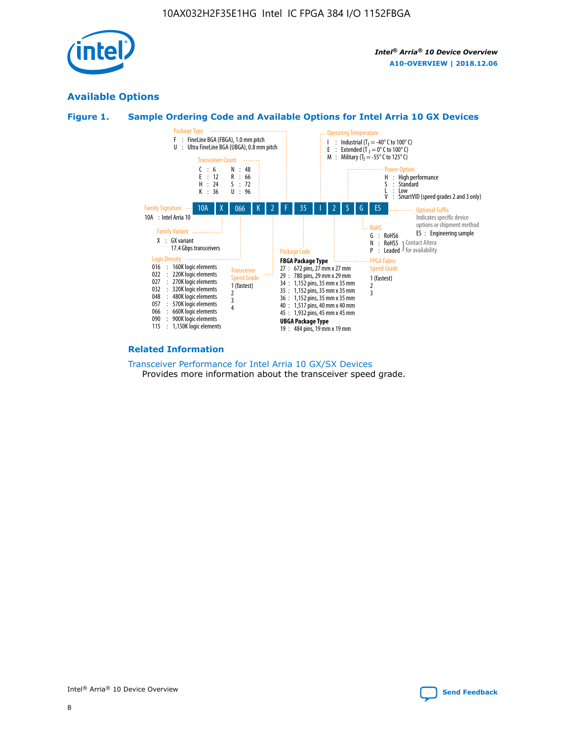## Available Options

### Figure 1. Sample Ordering Code and Available Options for Intel Arria 10 GX Devices

Sample ordering code: 10A X 066 K 2 F 35 I 2 S G ES

**Family Signature**
- 10A : Intel Arria 10

**Family Variant**
- X : GX variant 17.4 Gbps transceivers

**Logic Density**
- 016 : 160K logic elements
- 022 : 220K logic elements
- 027 : 270K logic elements
- 032 : 320K logic elements
- 048 : 480K logic elements
- 057 : 570K logic elements
- 066 : 660K logic elements
- 090 : 900K logic elements
- 115 : 1,150K logic elements

**Transceiver Count**
- C : 6
- E : 12
- H : 24
- K : 36
- N : 48
- R : 66
- S : 72
- U : 96

**Transceiver Speed Grade**
- 1 (fastest)
- 2
- 3
- 4

**Package Type**
- F : FineLine BGA (FBGA), 1.0 mm pitch
- U : Ultra FineLine BGA (UBGA), 0.8 mm pitch

**Package Code**

FBGA Package Type
- 27 : 672 pins, 27 mm x 27 mm
- 29 : 780 pins, 29 mm x 29 mm
- 34 : 1,152 pins, 35 mm x 35 mm
- 35 : 1,152 pins, 35 mm x 35 mm
- 36 : 1,152 pins, 35 mm x 35 mm
- 40 : 1,517 pins, 40 mm x 40 mm
- 45 : 1,932 pins, 45 mm x 45 mm

UBGA Package Type
- 19 : 484 pins, 19 mm x 19 mm

**Operating Temperature**
- I : Industrial ($T_J$ = -40° C to 100° C)
- E : Extended ($T_J$ = 0° C to 100° C)
- M : Military ($T_J$ = -55° C to 125° C)

**FPGA Fabric Speed Grade**
- 1 (fastest)
- 2
- 3

**Power Option**
- H : High performance
- S : Standard
- L : Low
- V : SmartVID (speed grades 2 and 3 only)

**RoHS**
- G : RoHS6
- N : RoHS5 (Contact Altera for availability)
- P : Leaded (Contact Altera for availability)

**Optional Suffix**

Indicates specific device options or shipment method
- ES : Engineering sample

### Related Information

Transceiver Performance for Intel Arria 10 GX/SX Devices

Provides more information about the transceiver speed grade.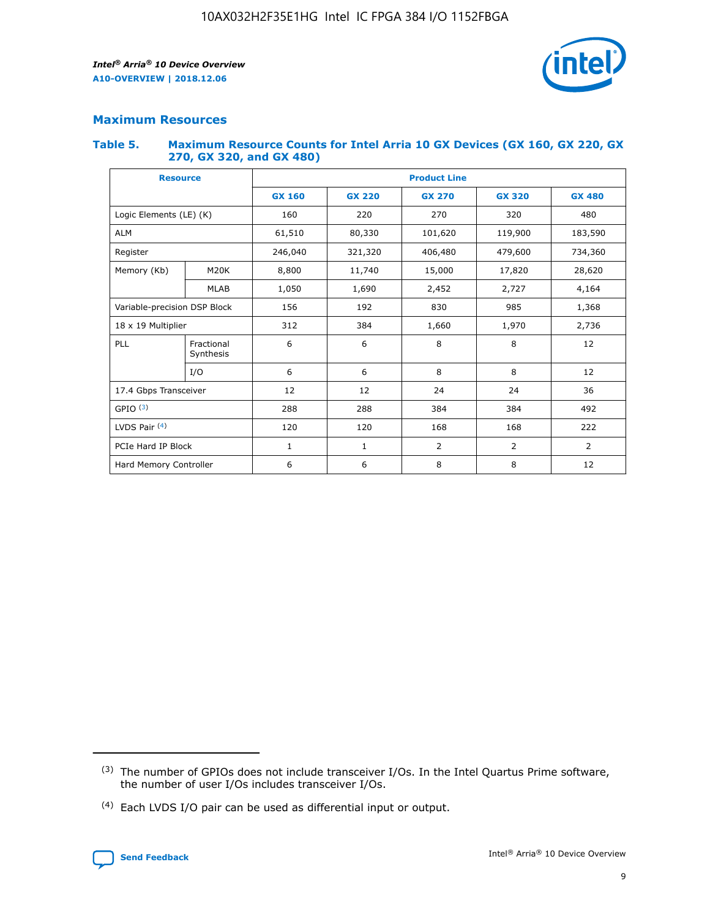## Maximum Resources

### Table 5. Maximum Resource Counts for Intel Arria 10 GX Devices (GX 160, GX 220, GX 270, GX 320, and GX 480)

| Resource | | Product Line | | | | |
|---|---|---|---|---|---|---|
| | | GX 160 | GX 220 | GX 270 | GX 320 | GX 480 |
| Logic Elements (LE) (K) | | 160 | 220 | 270 | 320 | 480 |
| ALM | | 61,510 | 80,330 | 101,620 | 119,900 | 183,590 |
| Register | | 246,040 | 321,320 | 406,480 | 479,600 | 734,360 |
| Memory (Kb) | M20K | 8,800 | 11,740 | 15,000 | 17,820 | 28,620 |
| | MLAB | 1,050 | 1,690 | 2,452 | 2,727 | 4,164 |
| Variable-precision DSP Block | | 156 | 192 | 830 | 985 | 1,368 |
| 18 x 19 Multiplier | | 312 | 384 | 1,660 | 1,970 | 2,736 |
| PLL | Fractional Synthesis | 6 | 6 | 8 | 8 | 12 |
| | I/O | 6 | 6 | 8 | 8 | 12 |
| 17.4 Gbps Transceiver | | 12 | 12 | 24 | 24 | 36 |
| GPIO [(3)] | | 288 | 288 | 384 | 384 | 492 |
| LVDS Pair [(4)] | | 120 | 120 | 168 | 168 | 222 |
| PCIe Hard IP Block | | 1 | 1 | 2 | 2 | 2 |
| Hard Memory Controller | | 6 | 6 | 8 | 8 | 12 |

(3) The number of GPIOs does not include transceiver I/Os. In the Intel Quartus Prime software, the number of user I/Os includes transceiver I/Os.

(4) Each LVDS I/O pair can be used as differential input or output.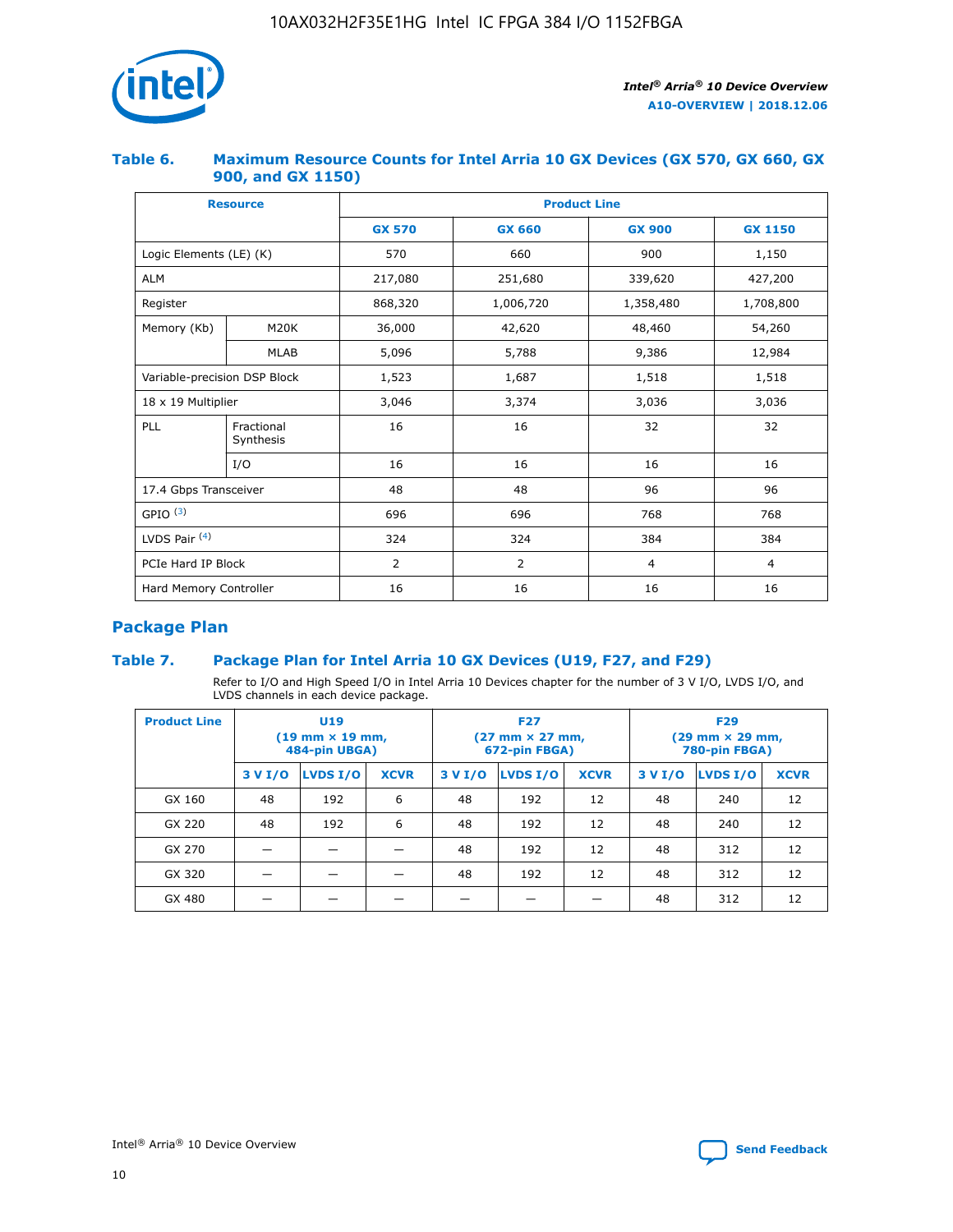### Table 6. Maximum Resource Counts for Intel Arria 10 GX Devices (GX 570, GX 660, GX 900, and GX 1150)

| Resource | | Product Line | | | |
|---|---|---|---|---|---|
| | | GX 570 | GX 660 | GX 900 | GX 1150 |
| Logic Elements (LE) (K) | | 570 | 660 | 900 | 1,150 |
| ALM | | 217,080 | 251,680 | 339,620 | 427,200 |
| Register | | 868,320 | 1,006,720 | 1,358,480 | 1,708,800 |
| Memory (Kb) | M20K | 36,000 | 42,620 | 48,460 | 54,260 |
| | MLAB | 5,096 | 5,788 | 9,386 | 12,984 |
| Variable-precision DSP Block | | 1,523 | 1,687 | 1,518 | 1,518 |
| 18 x 19 Multiplier | | 3,046 | 3,374 | 3,036 | 3,036 |
| PLL | Fractional Synthesis | 16 | 16 | 32 | 32 |
| | I/O | 16 | 16 | 16 | 16 |
| 17.4 Gbps Transceiver | | 48 | 48 | 96 | 96 |
| GPIO [3] | | 696 | 696 | 768 | 768 |
| LVDS Pair [4] | | 324 | 324 | 384 | 384 |
| PCIe Hard IP Block | | 2 | 2 | 4 | 4 |
| Hard Memory Controller | | 16 | 16 | 16 | 16 |

## Package Plan

### Table 7. Package Plan for Intel Arria 10 GX Devices (U19, F27, and F29)

Refer to I/O and High Speed I/O in Intel Arria 10 Devices chapter for the number of 3 V I/O, LVDS I/O, and LVDS channels in each device package.

| Product Line | U19 (19 mm × 19 mm, 484-pin UBGA) | | | F27 (27 mm × 27 mm, 672-pin FBGA) | | | F29 (29 mm × 29 mm, 780-pin FBGA) | | |
|---|---|---|---|---|---|---|---|---|---|
| | 3 V I/O | LVDS I/O | XCVR | 3 V I/O | LVDS I/O | XCVR | 3 V I/O | LVDS I/O | XCVR |
| GX 160 | 48 | 192 | 6 | 48 | 192 | 12 | 48 | 240 | 12 |
| GX 220 | 48 | 192 | 6 | 48 | 192 | 12 | 48 | 240 | 12 |
| GX 270 | — | — | — | 48 | 192 | 12 | 48 | 312 | 12 |
| GX 320 | — | — | — | 48 | 192 | 12 | 48 | 312 | 12 |
| GX 480 | — | — | — | — | — | — | 48 | 312 | 12 |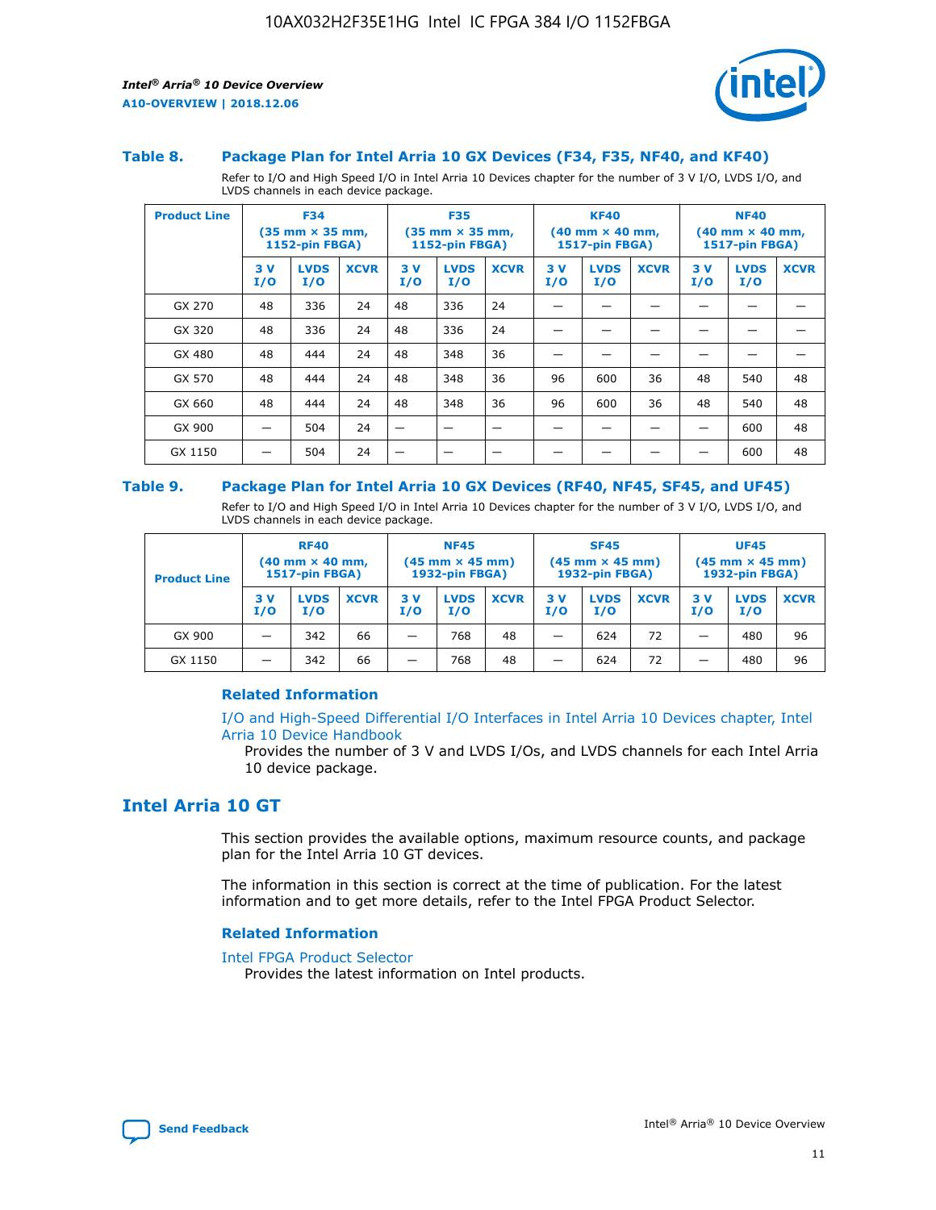### Table 8. Package Plan for Intel Arria 10 GX Devices (F34, F35, NF40, and KF40)

Refer to I/O and High Speed I/O in Intel Arria 10 Devices chapter for the number of 3 V I/O, LVDS I/O, and LVDS channels in each device package.

| Product Line | F34 (35 mm × 35 mm, 1152-pin FBGA) | | | F35 (35 mm × 35 mm, 1152-pin FBGA) | | | KF40 (40 mm × 40 mm, 1517-pin FBGA) | | | NF40 (40 mm × 40 mm, 1517-pin FBGA) | | |
|---|---|---|---|---|---|---|---|---|---|---|---|---|
| | 3 V I/O | LVDS I/O | XCVR | 3 V I/O | LVDS I/O | XCVR | 3 V I/O | LVDS I/O | XCVR | 3 V I/O | LVDS I/O | XCVR |
| GX 270 | 48 | 336 | 24 | 48 | 336 | 24 | — | — | — | — | — | — |
| GX 320 | 48 | 336 | 24 | 48 | 336 | 24 | — | — | — | — | — | — |
| GX 480 | 48 | 444 | 24 | 48 | 348 | 36 | — | — | — | — | — | — |
| GX 570 | 48 | 444 | 24 | 48 | 348 | 36 | 96 | 600 | 36 | 48 | 540 | 48 |
| GX 660 | 48 | 444 | 24 | 48 | 348 | 36 | 96 | 600 | 36 | 48 | 540 | 48 |
| GX 900 | — | 504 | 24 | — | — | — | — | — | — | — | 600 | 48 |
| GX 1150 | — | 504 | 24 | — | — | — | — | — | — | — | 600 | 48 |

### Table 9. Package Plan for Intel Arria 10 GX Devices (RF40, NF45, SF45, and UF45)

Refer to I/O and High Speed I/O in Intel Arria 10 Devices chapter for the number of 3 V I/O, LVDS I/O, and LVDS channels in each device package.

| Product Line | RF40 (40 mm × 40 mm, 1517-pin FBGA) | | | NF45 (45 mm × 45 mm) 1932-pin FBGA) | | | SF45 (45 mm × 45 mm) 1932-pin FBGA) | | | UF45 (45 mm × 45 mm) 1932-pin FBGA) | | |
|---|---|---|---|---|---|---|---|---|---|---|---|---|
| | 3 V I/O | LVDS I/O | XCVR | 3 V I/O | LVDS I/O | XCVR | 3 V I/O | LVDS I/O | XCVR | 3 V I/O | LVDS I/O | XCVR |
| GX 900 | — | 342 | 66 | — | 768 | 48 | — | 624 | 72 | — | 480 | 96 |
| GX 1150 | — | 342 | 66 | — | 768 | 48 | — | 624 | 72 | — | 480 | 96 |

#### Related Information

I/O and High-Speed Differential I/O Interfaces in Intel Arria 10 Devices chapter, Intel Arria 10 Device Handbook

Provides the number of 3 V and LVDS I/Os, and LVDS channels for each Intel Arria 10 device package.

## Intel Arria 10 GT

This section provides the available options, maximum resource counts, and package plan for the Intel Arria 10 GT devices.

The information in this section is correct at the time of publication. For the latest information and to get more details, refer to the Intel FPGA Product Selector.

#### Related Information

Intel FPGA Product Selector

Provides the latest information on Intel products.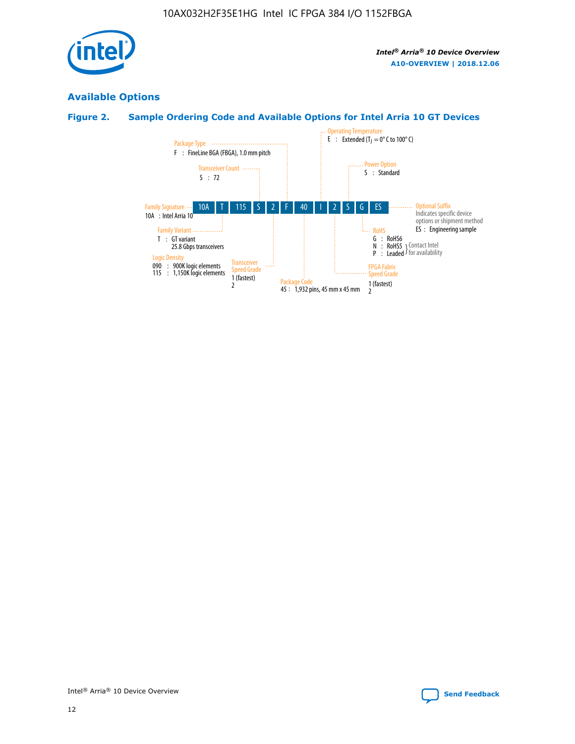## Available Options

### Figure 2. Sample Ordering Code and Available Options for Intel Arria 10 GT Devices

Sample ordering code: 10A T 115 S 2 F 40 I 2 S G ES

- **Family Signature**
  - 10A : Intel Arria 10
- **Family Variant**
  - T : GT variant 25.8 Gbps transceivers
- **Logic Density**
  - 090 : 900K logic elements
  - 115 : 1,150K logic elements
- **Transceiver Count**
  - S : 72
- **Transceiver Speed Grade**
  - 1 (fastest)
  - 2
- **Package Type**
  - F : FineLine BGA (FBGA), 1.0 mm pitch
- **Package Code**
  - 45 : 1,932 pins, 45 mm x 45 mm
- **Operating Temperature**
  - E : Extended ($T_J$ = 0° C to 100° C)
- **FPGA Fabric Speed Grade**
  - 1 (fastest)
  - 2
- **Power Option**
  - S : Standard
- **RoHS**
  - G : RoHS6
  - N : RoHS5 (Contact Intel for availability)
  - P : Leaded (Contact Intel for availability)
- **Optional Suffix**
  - Indicates specific device options or shipment method
  - ES : Engineering sample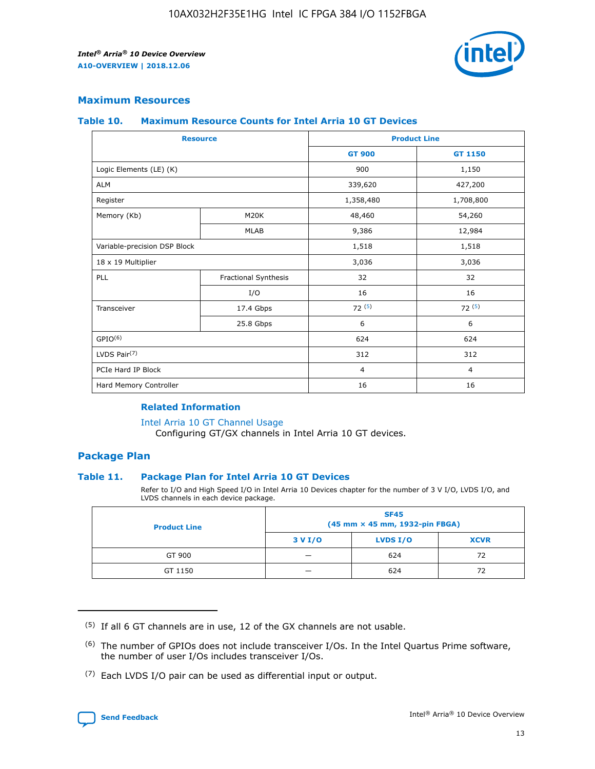## Maximum Resources

### Table 10. Maximum Resource Counts for Intel Arria 10 GT Devices

| Resource | | Product Line | |
|---|---|---|---|
| | | GT 900 | GT 1150 |
| Logic Elements (LE) (K) | | 900 | 1,150 |
| ALM | | 339,620 | 427,200 |
| Register | | 1,358,480 | 1,708,800 |
| Memory (Kb) | M20K | 48,460 | 54,260 |
| | MLAB | 9,386 | 12,984 |
| Variable-precision DSP Block | | 1,518 | 1,518 |
| 18 x 19 Multiplier | | 3,036 | 3,036 |
| PLL | Fractional Synthesis | 32 | 32 |
| | I/O | 16 | 16 |
| Transceiver | 17.4 Gbps | 72 [(5)] | 72 [(5)] |
| | 25.8 Gbps | 6 | 6 |
| GPIO[(6)] | | 624 | 624 |
| LVDS Pair[(7)] | | 312 | 312 |
| PCIe Hard IP Block | | 4 | 4 |
| Hard Memory Controller | | 16 | 16 |

#### Related Information

Intel Arria 10 GT Channel Usage
Configuring GT/GX channels in Intel Arria 10 GT devices.

## Package Plan

### Table 11. Package Plan for Intel Arria 10 GT Devices

Refer to I/O and High Speed I/O in Intel Arria 10 Devices chapter for the number of 3 V I/O, LVDS I/O, and LVDS channels in each device package.

| Product Line | SF45 (45 mm × 45 mm, 1932-pin FBGA) | | |
|---|---|---|---|
| | 3 V I/O | LVDS I/O | XCVR |
| GT 900 | — | 624 | 72 |
| GT 1150 | — | 624 | 72 |

---

(5) If all 6 GT channels are in use, 12 of the GX channels are not usable.

(6) The number of GPIOs does not include transceiver I/Os. In the Intel Quartus Prime software, the number of user I/Os includes transceiver I/Os.

(7) Each LVDS I/O pair can be used as differential input or output.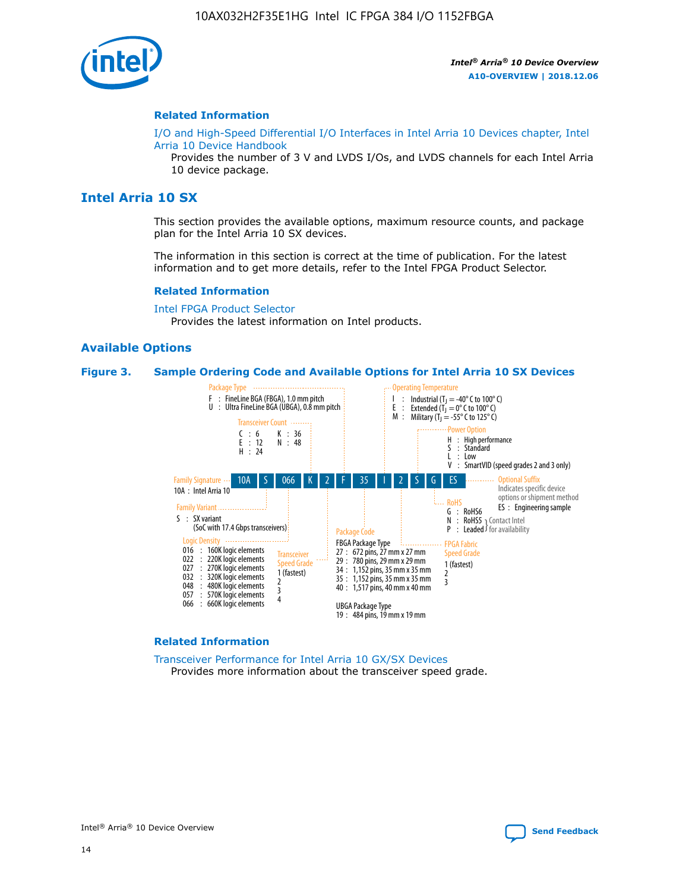## Related Information

I/O and High-Speed Differential I/O Interfaces in Intel Arria 10 Devices chapter, Intel Arria 10 Device Handbook

Provides the number of 3 V and LVDS I/Os, and LVDS channels for each Intel Arria 10 device package.

# Intel Arria 10 SX

This section provides the available options, maximum resource counts, and package plan for the Intel Arria 10 SX devices.

The information in this section is correct at the time of publication. For the latest information and to get more details, refer to the Intel FPGA Product Selector.

## Related Information

Intel FPGA Product Selector

Provides the latest information on Intel products.

## Available Options

**Figure 3. Sample Ordering Code and Available Options for Intel Arria 10 SX Devices**

Sample ordering code: 10A S 066 K 2 F 35 I 2 S G ES

- **Family Signature**
  - 10A : Intel Arria 10
- **Family Variant**
  - S : SX variant (SoC with 17.4 Gbps transceivers)
- **Logic Density**
  - 016 : 160K logic elements
  - 022 : 220K logic elements
  - 027 : 270K logic elements
  - 032 : 320K logic elements
  - 048 : 480K logic elements
  - 057 : 570K logic elements
  - 066 : 660K logic elements
- **Transceiver Count**
  - C : 6
  - E : 12
  - H : 24
  - K : 36
  - N : 48
- **Transceiver Speed Grade**
  - 1 (fastest)
  - 2
  - 3
  - 4
- **Package Type**
  - F : FineLine BGA (FBGA), 1.0 mm pitch
  - U : Ultra FineLine BGA (UBGA), 0.8 mm pitch
- **Package Code**
  - FBGA Package Type
    - 27 : 672 pins, 27 mm x 27 mm
    - 29 : 780 pins, 29 mm x 29 mm
    - 34 : 1,152 pins, 35 mm x 35 mm
    - 35 : 1,152 pins, 35 mm x 35 mm
    - 40 : 1,517 pins, 40 mm x 40 mm
  - UBGA Package Type
    - 19 : 484 pins, 19 mm x 19 mm
- **Operating Temperature**
  - I : Industrial ($T_J$ = -40° C to 100° C)
  - E : Extended ($T_J$ = 0° C to 100° C)
  - M : Military ($T_J$ = -55° C to 125° C)
- **FPGA Fabric Speed Grade**
  - 1 (fastest)
  - 2
  - 3
- **Power Option**
  - H : High performance
  - S : Standard
  - L : Low
  - V : SmartVID (speed grades 2 and 3 only)
- **RoHS**
  - G : RoHS6
  - N : RoHS5 (Contact Intel for availability)
  - P : Leaded (Contact Intel for availability)
- **Optional Suffix**
  - Indicates specific device options or shipment method
  - ES : Engineering sample

## Related Information

Transceiver Performance for Intel Arria 10 GX/SX Devices

Provides more information about the transceiver speed grade.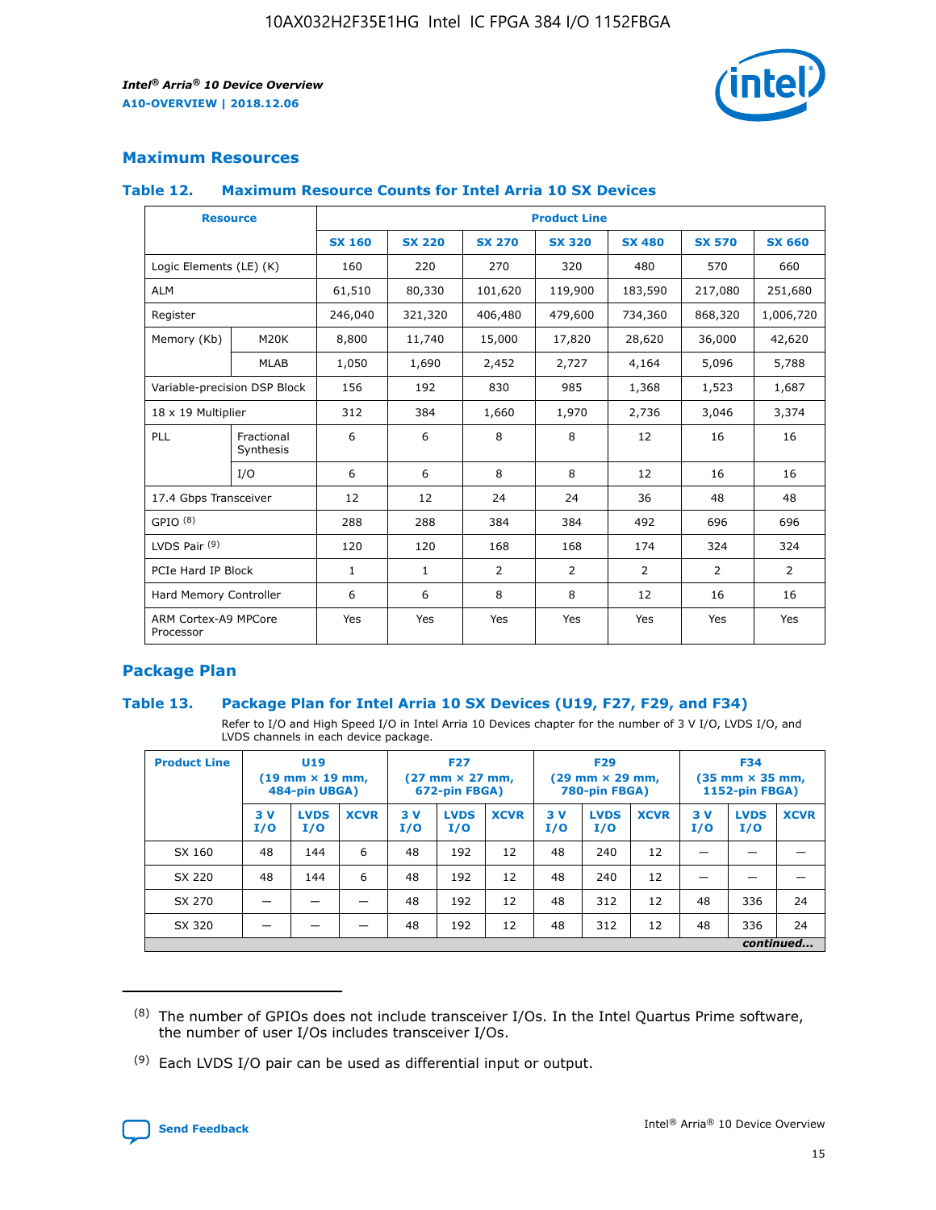## Maximum Resources

### Table 12. Maximum Resource Counts for Intel Arria 10 SX Devices

| Resource | | Product Line | | | | | | |
|---|---|---|---|---|---|---|---|---|
| | | SX 160 | SX 220 | SX 270 | SX 320 | SX 480 | SX 570 | SX 660 |
| Logic Elements (LE) (K) | | 160 | 220 | 270 | 320 | 480 | 570 | 660 |
| ALM | | 61,510 | 80,330 | 101,620 | 119,900 | 183,590 | 217,080 | 251,680 |
| Register | | 246,040 | 321,320 | 406,480 | 479,600 | 734,360 | 868,320 | 1,006,720 |
| Memory (Kb) | M20K | 8,800 | 11,740 | 15,000 | 17,820 | 28,620 | 36,000 | 42,620 |
| | MLAB | 1,050 | 1,690 | 2,452 | 2,727 | 4,164 | 5,096 | 5,788 |
| Variable-precision DSP Block | | 156 | 192 | 830 | 985 | 1,368 | 1,523 | 1,687 |
| 18 x 19 Multiplier | | 312 | 384 | 1,660 | 1,970 | 2,736 | 3,046 | 3,374 |
| PLL | Fractional Synthesis | 6 | 6 | 8 | 8 | 12 | 16 | 16 |
| | I/O | 6 | 6 | 8 | 8 | 12 | 16 | 16 |
| 17.4 Gbps Transceiver | | 12 | 12 | 24 | 24 | 36 | 48 | 48 |
| GPIO [8] | | 288 | 288 | 384 | 384 | 492 | 696 | 696 |
| LVDS Pair [9] | | 120 | 120 | 168 | 168 | 174 | 324 | 324 |
| PCIe Hard IP Block | | 1 | 1 | 2 | 2 | 2 | 2 | 2 |
| Hard Memory Controller | | 6 | 6 | 8 | 8 | 12 | 16 | 16 |
| ARM Cortex-A9 MPCore Processor | | Yes | Yes | Yes | Yes | Yes | Yes | Yes |

## Package Plan

### Table 13. Package Plan for Intel Arria 10 SX Devices (U19, F27, F29, and F34)

Refer to I/O and High Speed I/O in Intel Arria 10 Devices chapter for the number of 3 V I/O, LVDS I/O, and LVDS channels in each device package.

| Product Line | U19 (19 mm × 19 mm, 484-pin UBGA) | | | F27 (27 mm × 27 mm, 672-pin FBGA) | | | F29 (29 mm × 29 mm, 780-pin FBGA) | | | F34 (35 mm × 35 mm, 1152-pin FBGA) | | |
|---|---|---|---|---|---|---|---|---|---|---|---|---|
| | 3 V I/O | LVDS I/O | XCVR | 3 V I/O | LVDS I/O | XCVR | 3 V I/O | LVDS I/O | XCVR | 3 V I/O | LVDS I/O | XCVR |
| SX 160 | 48 | 144 | 6 | 48 | 192 | 12 | 48 | 240 | 12 | — | — | — |
| SX 220 | 48 | 144 | 6 | 48 | 192 | 12 | 48 | 240 | 12 | — | — | — |
| SX 270 | — | — | — | 48 | 192 | 12 | 48 | 312 | 12 | 48 | 336 | 24 |
| SX 320 | — | — | — | 48 | 192 | 12 | 48 | 312 | 12 | 48 | 336 | 24 |

*continued...*

(8) The number of GPIOs does not include transceiver I/Os. In the Intel Quartus Prime software, the number of user I/Os includes transceiver I/Os.

(9) Each LVDS I/O pair can be used as differential input or output.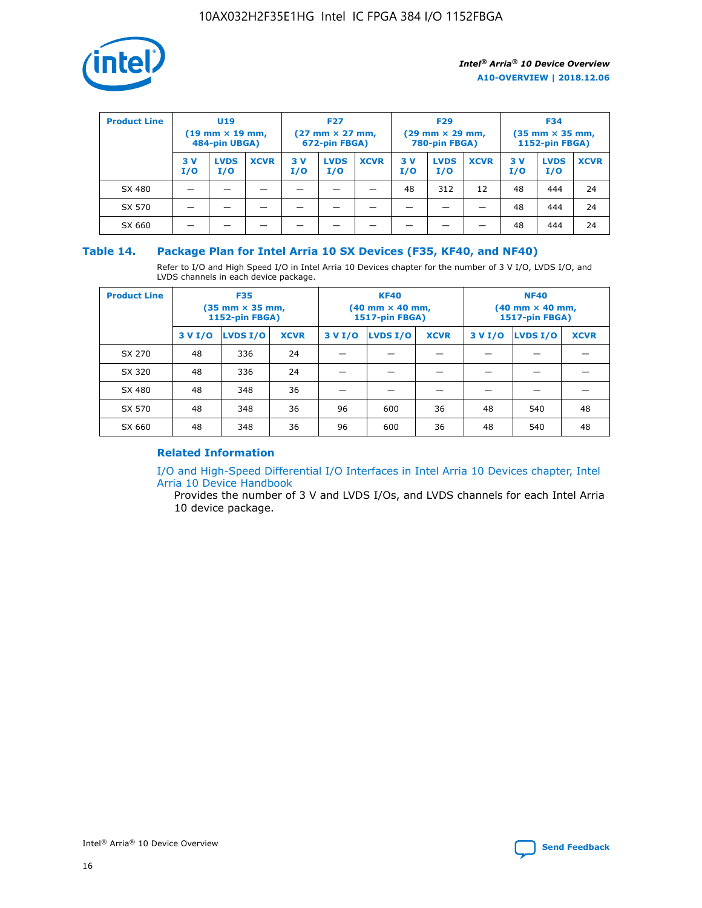| Product Line | U19 (19 mm × 19 mm, 484-pin UBGA) | | | F27 (27 mm × 27 mm, 672-pin FBGA) | | | F29 (29 mm × 29 mm, 780-pin FBGA) | | | F34 (35 mm × 35 mm, 1152-pin FBGA) | | |
|---|---|---|---|---|---|---|---|---|---|---|---|---|
| | 3 V I/O | LVDS I/O | XCVR | 3 V I/O | LVDS I/O | XCVR | 3 V I/O | LVDS I/O | XCVR | 3 V I/O | LVDS I/O | XCVR |
| SX 480 | — | — | — | — | — | — | 48 | 312 | 12 | 48 | 444 | 24 |
| SX 570 | — | — | — | — | — | — | — | — | — | 48 | 444 | 24 |
| SX 660 | — | — | — | — | — | — | — | — | — | 48 | 444 | 24 |

## Table 14. Package Plan for Intel Arria 10 SX Devices (F35, KF40, and NF40)

Refer to I/O and High Speed I/O in Intel Arria 10 Devices chapter for the number of 3 V I/O, LVDS I/O, and LVDS channels in each device package.

| Product Line | F35 (35 mm × 35 mm, 1152-pin FBGA) | | | KF40 (40 mm × 40 mm, 1517-pin FBGA) | | | NF40 (40 mm × 40 mm, 1517-pin FBGA) | | |
|---|---|---|---|---|---|---|---|---|---|
| | 3 V I/O | LVDS I/O | XCVR | 3 V I/O | LVDS I/O | XCVR | 3 V I/O | LVDS I/O | XCVR |
| SX 270 | 48 | 336 | 24 | — | — | — | — | — | — |
| SX 320 | 48 | 336 | 24 | — | — | — | — | — | — |
| SX 480 | 48 | 348 | 36 | — | — | — | — | — | — |
| SX 570 | 48 | 348 | 36 | 96 | 600 | 36 | 48 | 540 | 48 |
| SX 660 | 48 | 348 | 36 | 96 | 600 | 36 | 48 | 540 | 48 |

### Related Information

I/O and High-Speed Differential I/O Interfaces in Intel Arria 10 Devices chapter, Intel Arria 10 Device Handbook

Provides the number of 3 V and LVDS I/Os, and LVDS channels for each Intel Arria 10 device package.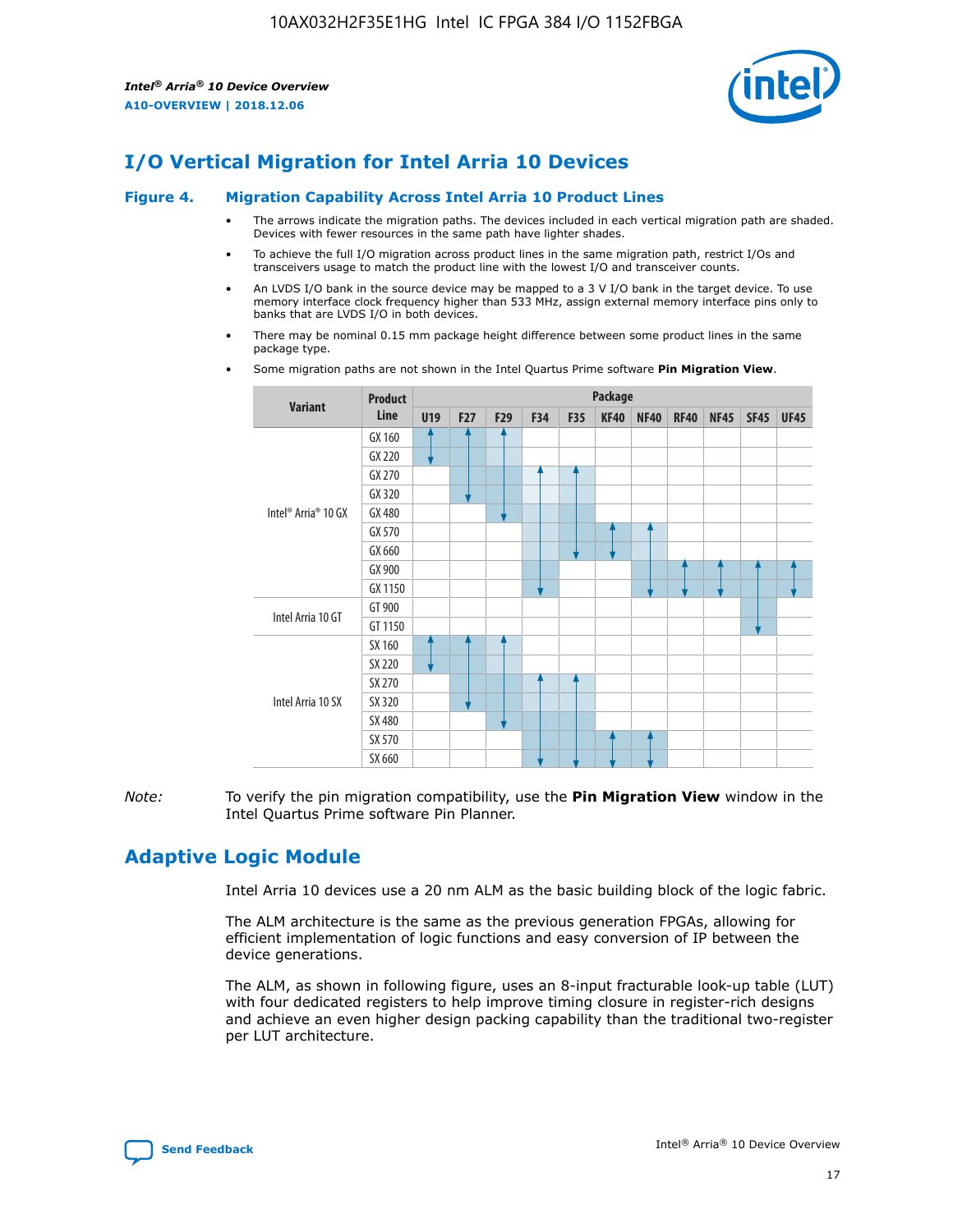# I/O Vertical Migration for Intel Arria 10 Devices

**Figure 4. Migration Capability Across Intel Arria 10 Product Lines**

- The arrows indicate the migration paths. The devices included in each vertical migration path are shaded. Devices with fewer resources in the same path have lighter shades.
- To achieve the full I/O migration across product lines in the same migration path, restrict I/Os and transceivers usage to match the product line with the lowest I/O and transceiver counts.
- An LVDS I/O bank in the source device may be mapped to a 3 V I/O bank in the target device. To use memory interface clock frequency higher than 533 MHz, assign external memory interface pins only to banks that are LVDS I/O in both devices.
- There may be nominal 0.15 mm package height difference between some product lines in the same package type.
- Some migration paths are not shown in the Intel Quartus Prime software **Pin Migration View**.

| Variant | Product Line | U19 | F27 | F29 | F34 | F35 | KF40 | NF40 | RF40 | NF45 | SF45 | UF45 |
|---|---|---|---|---|---|---|---|---|---|---|---|---|
| Intel® Arria® 10 GX | GX 160 | ✓ | ✓ | ✓ | | | | | | | | |
| | GX 220 | ✓ | ✓ | ✓ | | | | | | | | |
| | GX 270 | | ✓ | ✓ | ✓ | ✓ | | | | | | |
| | GX 320 | | ✓ | ✓ | ✓ | ✓ | | | | | | |
| | GX 480 | | | ✓ | ✓ | ✓ | | | | | | |
| | GX 570 | | | | ✓ | ✓ | ✓ | ✓ | | | | |
| | GX 660 | | | | ✓ | ✓ | ✓ | ✓ | | | | |
| | GX 900 | | | | ✓ | | | ✓ | ✓ | ✓ | ✓ | ✓ |
| | GX 1150 | | | | ✓ | | | ✓ | ✓ | ✓ | ✓ | ✓ |
| Intel Arria 10 GT | GT 900 | | | | | | | | | | ✓ | |
| | GT 1150 | | | | | | | | | | ✓ | |
| Intel Arria 10 SX | SX 160 | ✓ | ✓ | ✓ | | | | | | | | |
| | SX 220 | ✓ | ✓ | ✓ | | | | | | | | |
| | SX 270 | | ✓ | ✓ | ✓ | ✓ | | | | | | |
| | SX 320 | | ✓ | ✓ | ✓ | ✓ | | | | | | |
| | SX 480 | | | ✓ | ✓ | ✓ | | | | | | |
| | SX 570 | | | | ✓ | ✓ | ✓ | ✓ | | | | |
| | SX 660 | | | | ✓ | ✓ | ✓ | ✓ | | | | |

*Note:* To verify the pin migration compatibility, use the **Pin Migration View** window in the Intel Quartus Prime software Pin Planner.

# Adaptive Logic Module

Intel Arria 10 devices use a 20 nm ALM as the basic building block of the logic fabric.

The ALM architecture is the same as the previous generation FPGAs, allowing for efficient implementation of logic functions and easy conversion of IP between the device generations.

The ALM, as shown in following figure, uses an 8-input fracturable look-up table (LUT) with four dedicated registers to help improve timing closure in register-rich designs and achieve an even higher design packing capability than the traditional two-register per LUT architecture.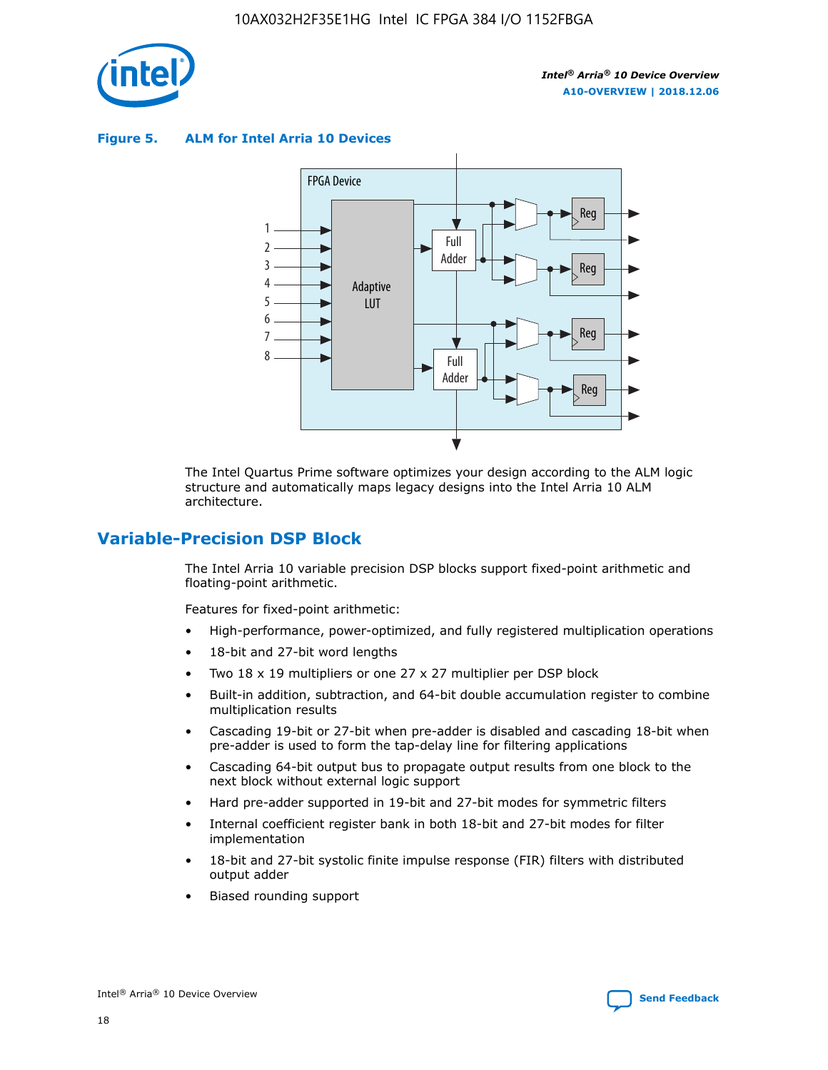**Figure 5. ALM for Intel Arria 10 Devices**

The Intel Quartus Prime software optimizes your design according to the ALM logic structure and automatically maps legacy designs into the Intel Arria 10 ALM architecture.

## Variable-Precision DSP Block

The Intel Arria 10 variable precision DSP blocks support fixed-point arithmetic and floating-point arithmetic.

Features for fixed-point arithmetic:

- High-performance, power-optimized, and fully registered multiplication operations
- 18-bit and 27-bit word lengths
- Two 18 x 19 multipliers or one 27 x 27 multiplier per DSP block
- Built-in addition, subtraction, and 64-bit double accumulation register to combine multiplication results
- Cascading 19-bit or 27-bit when pre-adder is disabled and cascading 18-bit when pre-adder is used to form the tap-delay line for filtering applications
- Cascading 64-bit output bus to propagate output results from one block to the next block without external logic support
- Hard pre-adder supported in 19-bit and 27-bit modes for symmetric filters
- Internal coefficient register bank in both 18-bit and 27-bit modes for filter implementation
- 18-bit and 27-bit systolic finite impulse response (FIR) filters with distributed output adder
- Biased rounding support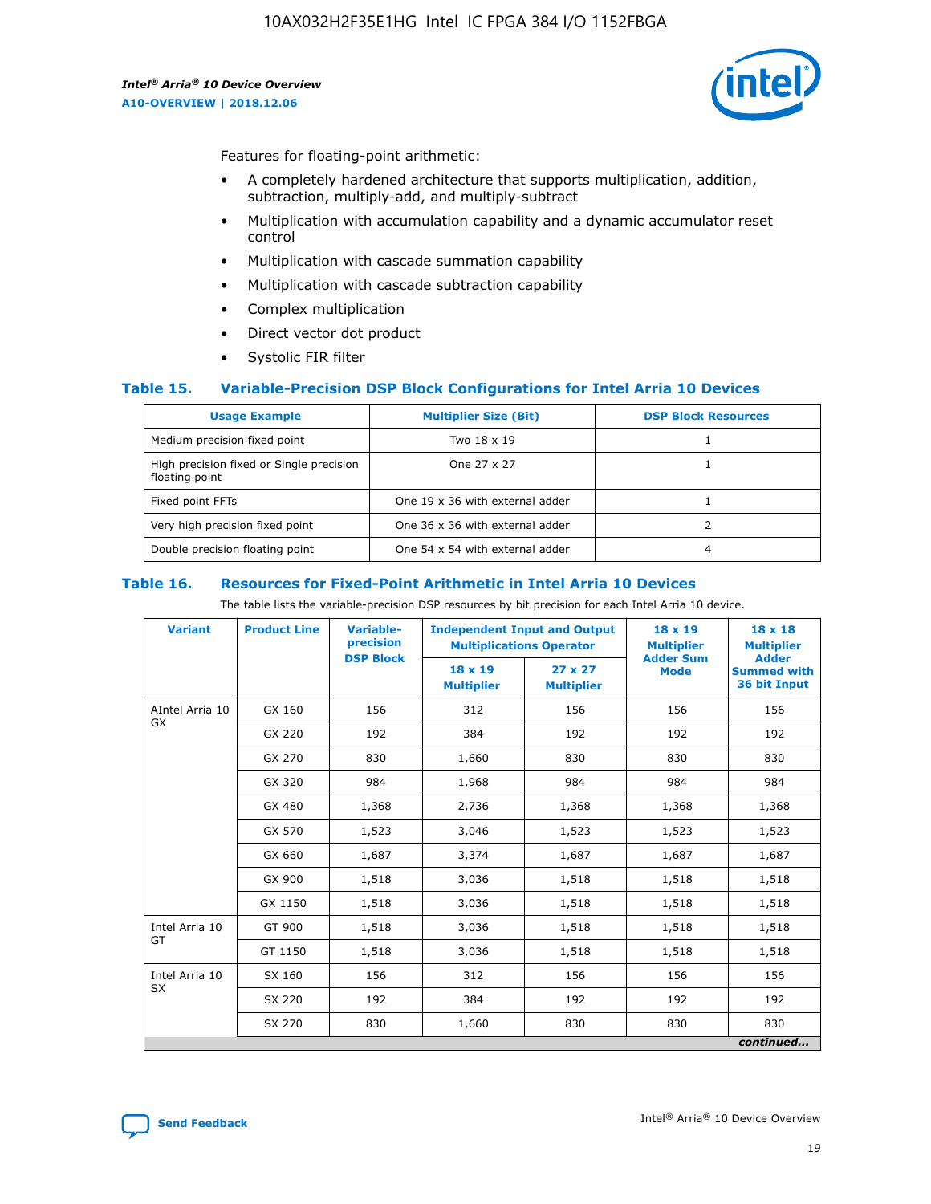Features for floating-point arithmetic:

- A completely hardened architecture that supports multiplication, addition, subtraction, multiply-add, and multiply-subtract
- Multiplication with accumulation capability and a dynamic accumulator reset control
- Multiplication with cascade summation capability
- Multiplication with cascade subtraction capability
- Complex multiplication
- Direct vector dot product
- Systolic FIR filter

### Table 15. Variable-Precision DSP Block Configurations for Intel Arria 10 Devices

| Usage Example | Multiplier Size (Bit) | DSP Block Resources |
|---|---|---|
| Medium precision fixed point | Two 18 x 19 | 1 |
| High precision fixed or Single precision floating point | One 27 x 27 | 1 |
| Fixed point FFTs | One 19 x 36 with external adder | 1 |
| Very high precision fixed point | One 36 x 36 with external adder | 2 |
| Double precision floating point | One 54 x 54 with external adder | 4 |

### Table 16. Resources for Fixed-Point Arithmetic in Intel Arria 10 Devices

The table lists the variable-precision DSP resources by bit precision for each Intel Arria 10 device.

| Variant | Product Line | Variable-precision DSP Block | Independent Input and Output Multiplications Operator | | 18 x 19 Multiplier Adder Sum Mode | 18 x 18 Multiplier Adder Summed with 36 bit Input |
|---|---|---|---|---|---|---|
| | | | 18 x 19 Multiplier | 27 x 27 Multiplier | | |
| AIntel Arria 10 GX | GX 160 | 156 | 312 | 156 | 156 | 156 |
| | GX 220 | 192 | 384 | 192 | 192 | 192 |
| | GX 270 | 830 | 1,660 | 830 | 830 | 830 |
| | GX 320 | 984 | 1,968 | 984 | 984 | 984 |
| | GX 480 | 1,368 | 2,736 | 1,368 | 1,368 | 1,368 |
| | GX 570 | 1,523 | 3,046 | 1,523 | 1,523 | 1,523 |
| | GX 660 | 1,687 | 3,374 | 1,687 | 1,687 | 1,687 |
| | GX 900 | 1,518 | 3,036 | 1,518 | 1,518 | 1,518 |
| | GX 1150 | 1,518 | 3,036 | 1,518 | 1,518 | 1,518 |
| Intel Arria 10 GT | GT 900 | 1,518 | 3,036 | 1,518 | 1,518 | 1,518 |
| | GT 1150 | 1,518 | 3,036 | 1,518 | 1,518 | 1,518 |
| Intel Arria 10 SX | SX 160 | 156 | 312 | 156 | 156 | 156 |
| | SX 220 | 192 | 384 | 192 | 192 | 192 |
| | SX 270 | 830 | 1,660 | 830 | 830 | 830 |

*continued...*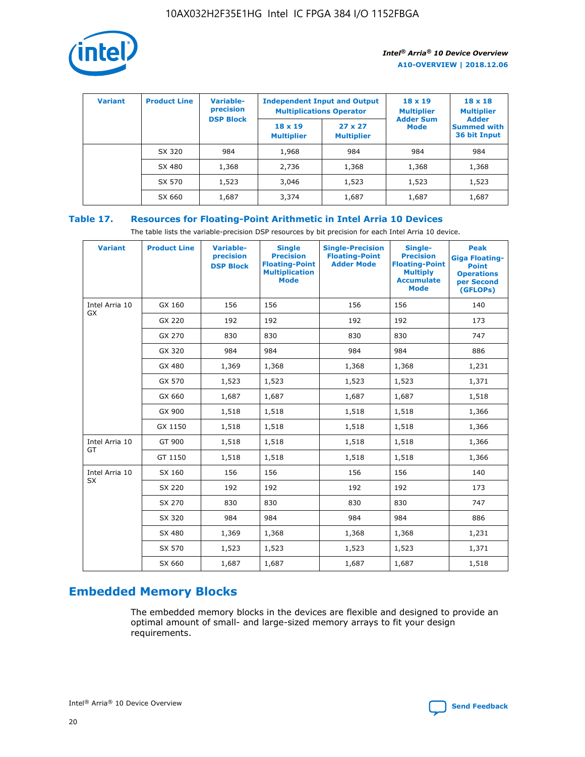| Variant | Product Line | Variable-precision DSP Block | Independent Input and Output Multiplications Operator | | 18 x 19 Multiplier Adder Sum Mode | 18 x 18 Multiplier Adder Summed with 36 bit Input |
|---|---|---|---|---|---|---|
| | | | 18 x 19 Multiplier | 27 x 27 Multiplier | | |
| | SX 320 | 984 | 1,968 | 984 | 984 | 984 |
| | SX 480 | 1,368 | 2,736 | 1,368 | 1,368 | 1,368 |
| | SX 570 | 1,523 | 3,046 | 1,523 | 1,523 | 1,523 |
| | SX 660 | 1,687 | 3,374 | 1,687 | 1,687 | 1,687 |

**Table 17. Resources for Floating-Point Arithmetic in Intel Arria 10 Devices**

The table lists the variable-precision DSP resources by bit precision for each Intel Arria 10 device.

| Variant | Product Line | Variable-precision DSP Block | Single Precision Floating-Point Multiplication Mode | Single-Precision Floating-Point Adder Mode | Single-Precision Floating-Point Multiply Accumulate Mode | Peak Giga Floating-Point Operations per Second (GFLOPs) |
|---|---|---|---|---|---|---|
| Intel Arria 10 GX | GX 160 | 156 | 156 | 156 | 156 | 140 |
| | GX 220 | 192 | 192 | 192 | 192 | 173 |
| | GX 270 | 830 | 830 | 830 | 830 | 747 |
| | GX 320 | 984 | 984 | 984 | 984 | 886 |
| | GX 480 | 1,369 | 1,368 | 1,368 | 1,368 | 1,231 |
| | GX 570 | 1,523 | 1,523 | 1,523 | 1,523 | 1,371 |
| | GX 660 | 1,687 | 1,687 | 1,687 | 1,687 | 1,518 |
| | GX 900 | 1,518 | 1,518 | 1,518 | 1,518 | 1,366 |
| | GX 1150 | 1,518 | 1,518 | 1,518 | 1,518 | 1,366 |
| Intel Arria 10 GT | GT 900 | 1,518 | 1,518 | 1,518 | 1,518 | 1,366 |
| | GT 1150 | 1,518 | 1,518 | 1,518 | 1,518 | 1,366 |
| Intel Arria 10 SX | SX 160 | 156 | 156 | 156 | 156 | 140 |
| | SX 220 | 192 | 192 | 192 | 192 | 173 |
| | SX 270 | 830 | 830 | 830 | 830 | 747 |
| | SX 320 | 984 | 984 | 984 | 984 | 886 |
| | SX 480 | 1,369 | 1,368 | 1,368 | 1,368 | 1,231 |
| | SX 570 | 1,523 | 1,523 | 1,523 | 1,523 | 1,371 |
| | SX 660 | 1,687 | 1,687 | 1,687 | 1,687 | 1,518 |

## Embedded Memory Blocks

The embedded memory blocks in the devices are flexible and designed to provide an optimal amount of small- and large-sized memory arrays to fit your design requirements.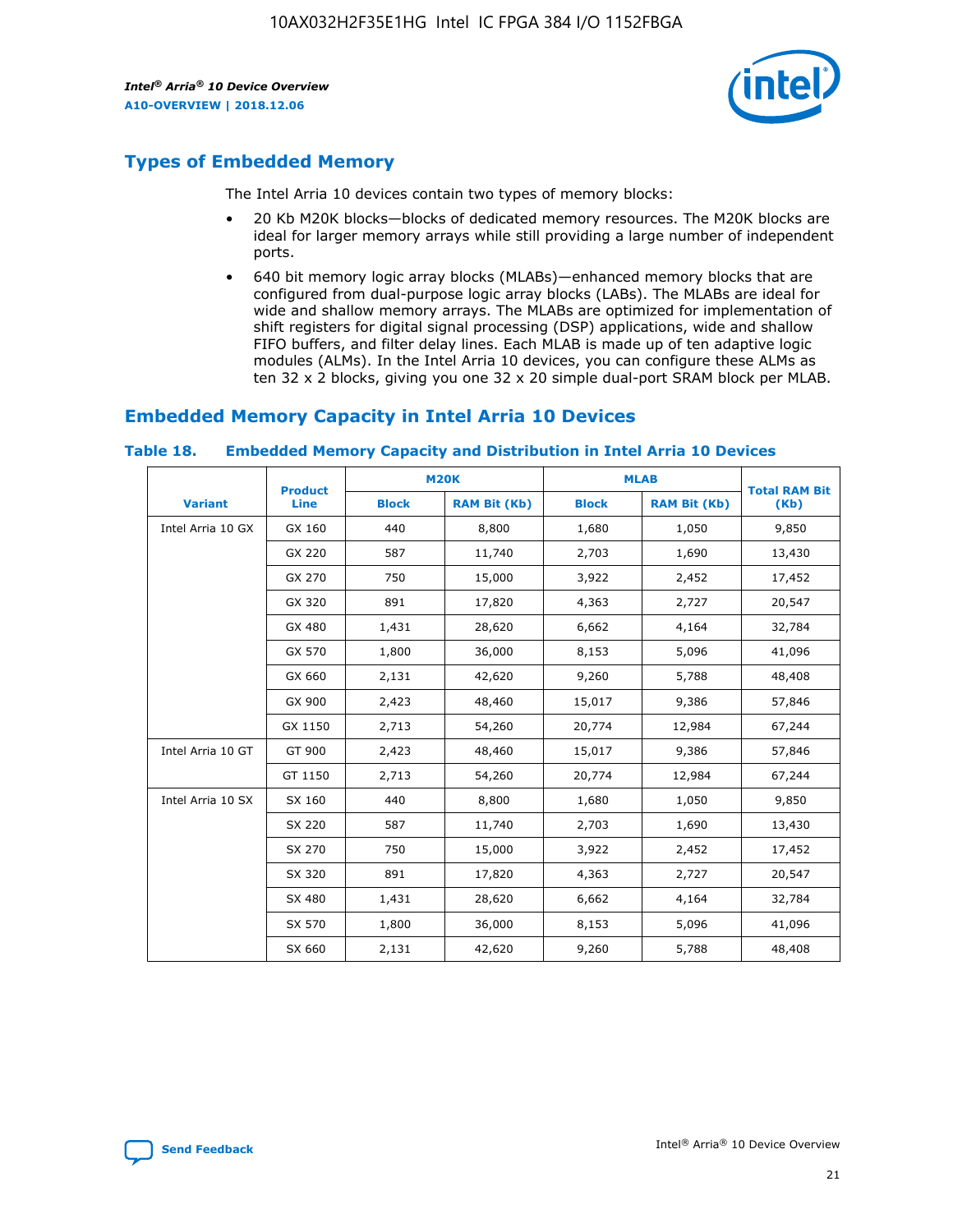## Types of Embedded Memory

The Intel Arria 10 devices contain two types of memory blocks:

- 20 Kb M20K blocks—blocks of dedicated memory resources. The M20K blocks are ideal for larger memory arrays while still providing a large number of independent ports.
- 640 bit memory logic array blocks (MLABs)—enhanced memory blocks that are configured from dual-purpose logic array blocks (LABs). The MLABs are ideal for wide and shallow memory arrays. The MLABs are optimized for implementation of shift registers for digital signal processing (DSP) applications, wide and shallow FIFO buffers, and filter delay lines. Each MLAB is made up of ten adaptive logic modules (ALMs). In the Intel Arria 10 devices, you can configure these ALMs as ten 32 x 2 blocks, giving you one 32 x 20 simple dual-port SRAM block per MLAB.

## Embedded Memory Capacity in Intel Arria 10 Devices

**Table 18. Embedded Memory Capacity and Distribution in Intel Arria 10 Devices**

| Variant | Product Line | M20K | | MLAB | | Total RAM Bit (Kb) |
|---|---|---|---|---|---|---|
| | | Block | RAM Bit (Kb) | Block | RAM Bit (Kb) | |
| Intel Arria 10 GX | GX 160 | 440 | 8,800 | 1,680 | 1,050 | 9,850 |
| | GX 220 | 587 | 11,740 | 2,703 | 1,690 | 13,430 |
| | GX 270 | 750 | 15,000 | 3,922 | 2,452 | 17,452 |
| | GX 320 | 891 | 17,820 | 4,363 | 2,727 | 20,547 |
| | GX 480 | 1,431 | 28,620 | 6,662 | 4,164 | 32,784 |
| | GX 570 | 1,800 | 36,000 | 8,153 | 5,096 | 41,096 |
| | GX 660 | 2,131 | 42,620 | 9,260 | 5,788 | 48,408 |
| | GX 900 | 2,423 | 48,460 | 15,017 | 9,386 | 57,846 |
| | GX 1150 | 2,713 | 54,260 | 20,774 | 12,984 | 67,244 |
| Intel Arria 10 GT | GT 900 | 2,423 | 48,460 | 15,017 | 9,386 | 57,846 |
| | GT 1150 | 2,713 | 54,260 | 20,774 | 12,984 | 67,244 |
| Intel Arria 10 SX | SX 160 | 440 | 8,800 | 1,680 | 1,050 | 9,850 |
| | SX 220 | 587 | 11,740 | 2,703 | 1,690 | 13,430 |
| | SX 270 | 750 | 15,000 | 3,922 | 2,452 | 17,452 |
| | SX 320 | 891 | 17,820 | 4,363 | 2,727 | 20,547 |
| | SX 480 | 1,431 | 28,620 | 6,662 | 4,164 | 32,784 |
| | SX 570 | 1,800 | 36,000 | 8,153 | 5,096 | 41,096 |
| | SX 660 | 2,131 | 42,620 | 9,260 | 5,788 | 48,408 |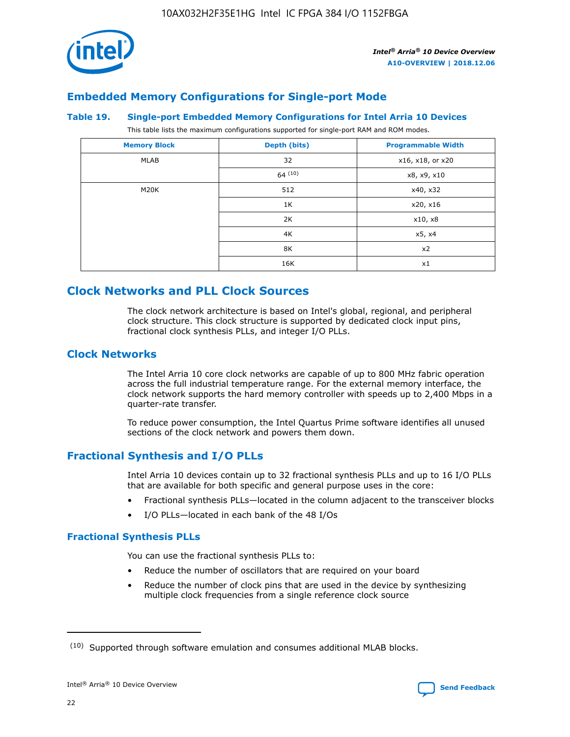## Embedded Memory Configurations for Single-port Mode

**Table 19. Single-port Embedded Memory Configurations for Intel Arria 10 Devices**

This table lists the maximum configurations supported for single-port RAM and ROM modes.

| Memory Block | Depth (bits) | Programmable Width |
|---|---|---|
| MLAB | 32 | x16, x18, or x20 |
| | 64 [(10)] | x8, x9, x10 |
| M20K | 512 | x40, x32 |
| | 1K | x20, x16 |
| | 2K | x10, x8 |
| | 4K | x5, x4 |
| | 8K | x2 |
| | 16K | x1 |

## Clock Networks and PLL Clock Sources

The clock network architecture is based on Intel's global, regional, and peripheral clock structure. This clock structure is supported by dedicated clock input pins, fractional clock synthesis PLLs, and integer I/O PLLs.

### Clock Networks

The Intel Arria 10 core clock networks are capable of up to 800 MHz fabric operation across the full industrial temperature range. For the external memory interface, the clock network supports the hard memory controller with speeds up to 2,400 Mbps in a quarter-rate transfer.

To reduce power consumption, the Intel Quartus Prime software identifies all unused sections of the clock network and powers them down.

### Fractional Synthesis and I/O PLLs

Intel Arria 10 devices contain up to 32 fractional synthesis PLLs and up to 16 I/O PLLs that are available for both specific and general purpose uses in the core:

- Fractional synthesis PLLs—located in the column adjacent to the transceiver blocks
- I/O PLLs—located in each bank of the 48 I/Os

#### Fractional Synthesis PLLs

You can use the fractional synthesis PLLs to:

- Reduce the number of oscillators that are required on your board
- Reduce the number of clock pins that are used in the device by synthesizing multiple clock frequencies from a single reference clock source

(10) Supported through software emulation and consumes additional MLAB blocks.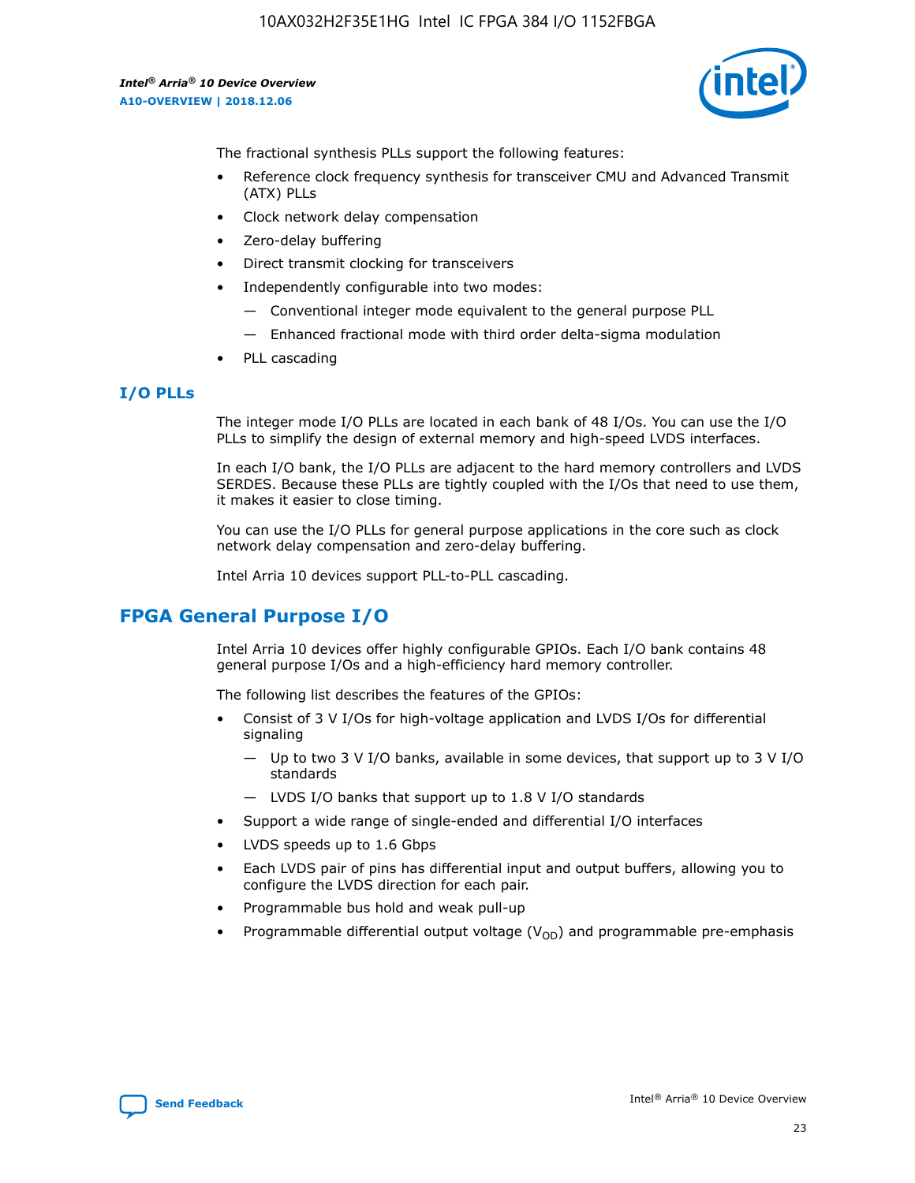The fractional synthesis PLLs support the following features:

- Reference clock frequency synthesis for transceiver CMU and Advanced Transmit (ATX) PLLs
- Clock network delay compensation
- Zero-delay buffering
- Direct transmit clocking for transceivers
- Independently configurable into two modes:
  - — Conventional integer mode equivalent to the general purpose PLL
  - — Enhanced fractional mode with third order delta-sigma modulation
- PLL cascading

### I/O PLLs

The integer mode I/O PLLs are located in each bank of 48 I/Os. You can use the I/O PLLs to simplify the design of external memory and high-speed LVDS interfaces.

In each I/O bank, the I/O PLLs are adjacent to the hard memory controllers and LVDS SERDES. Because these PLLs are tightly coupled with the I/Os that need to use them, it makes it easier to close timing.

You can use the I/O PLLs for general purpose applications in the core such as clock network delay compensation and zero-delay buffering.

Intel Arria 10 devices support PLL-to-PLL cascading.

## FPGA General Purpose I/O

Intel Arria 10 devices offer highly configurable GPIOs. Each I/O bank contains 48 general purpose I/Os and a high-efficiency hard memory controller.

The following list describes the features of the GPIOs:

- Consist of 3 V I/Os for high-voltage application and LVDS I/Os for differential signaling
  - — Up to two 3 V I/O banks, available in some devices, that support up to 3 V I/O standards
  - — LVDS I/O banks that support up to 1.8 V I/O standards
- Support a wide range of single-ended and differential I/O interfaces
- LVDS speeds up to 1.6 Gbps
- Each LVDS pair of pins has differential input and output buffers, allowing you to configure the LVDS direction for each pair.
- Programmable bus hold and weak pull-up
- Programmable differential output voltage ($V_{OD}$) and programmable pre-emphasis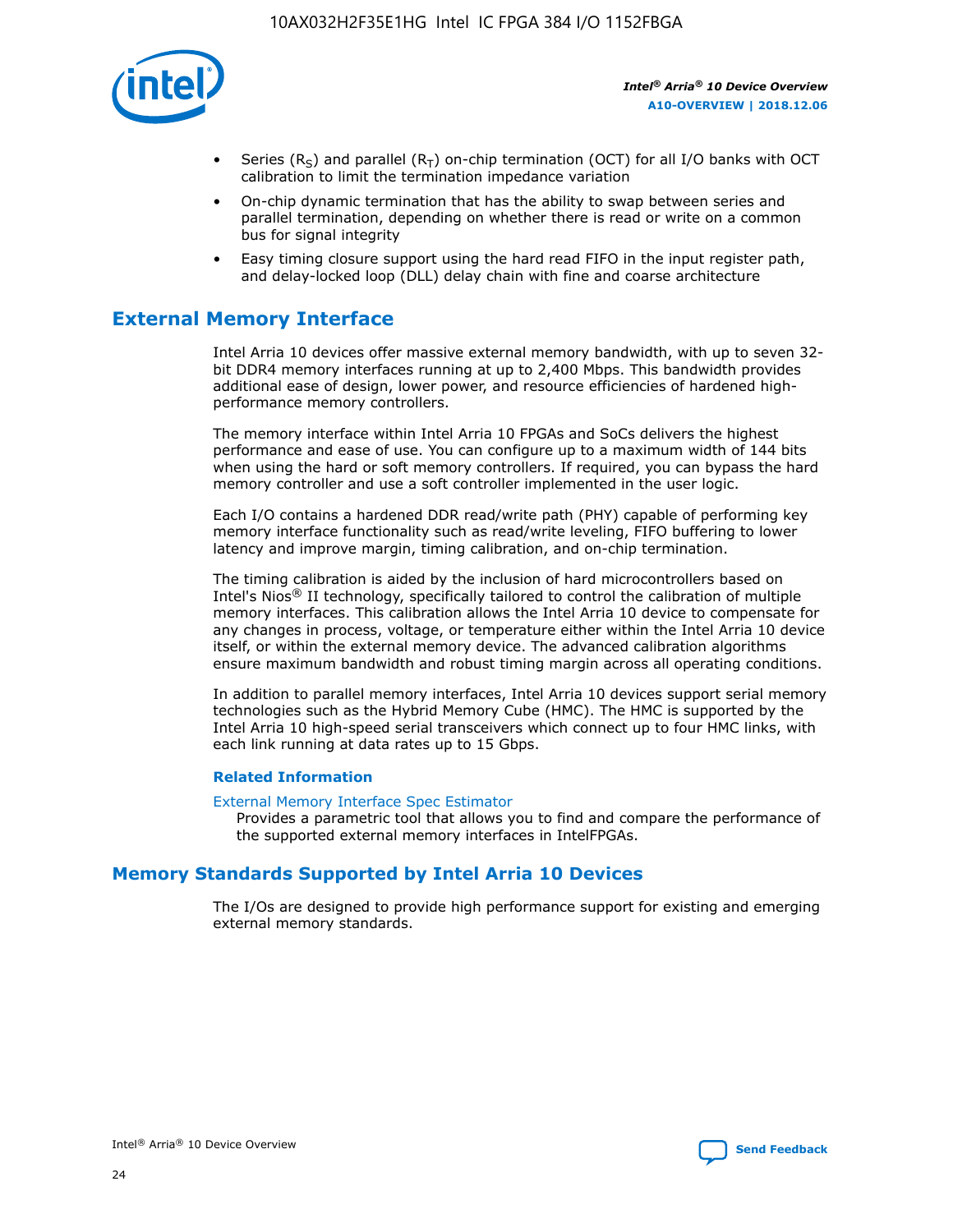- Series ($R_S$) and parallel ($R_T$) on-chip termination (OCT) for all I/O banks with OCT calibration to limit the termination impedance variation
- On-chip dynamic termination that has the ability to swap between series and parallel termination, depending on whether there is read or write on a common bus for signal integrity
- Easy timing closure support using the hard read FIFO in the input register path, and delay-locked loop (DLL) delay chain with fine and coarse architecture

## External Memory Interface

Intel Arria 10 devices offer massive external memory bandwidth, with up to seven 32-bit DDR4 memory interfaces running at up to 2,400 Mbps. This bandwidth provides additional ease of design, lower power, and resource efficiencies of hardened high-performance memory controllers.

The memory interface within Intel Arria 10 FPGAs and SoCs delivers the highest performance and ease of use. You can configure up to a maximum width of 144 bits when using the hard or soft memory controllers. If required, you can bypass the hard memory controller and use a soft controller implemented in the user logic.

Each I/O contains a hardened DDR read/write path (PHY) capable of performing key memory interface functionality such as read/write leveling, FIFO buffering to lower latency and improve margin, timing calibration, and on-chip termination.

The timing calibration is aided by the inclusion of hard microcontrollers based on Intel's Nios® II technology, specifically tailored to control the calibration of multiple memory interfaces. This calibration allows the Intel Arria 10 device to compensate for any changes in process, voltage, or temperature either within the Intel Arria 10 device itself, or within the external memory device. The advanced calibration algorithms ensure maximum bandwidth and robust timing margin across all operating conditions.

In addition to parallel memory interfaces, Intel Arria 10 devices support serial memory technologies such as the Hybrid Memory Cube (HMC). The HMC is supported by the Intel Arria 10 high-speed serial transceivers which connect up to four HMC links, with each link running at data rates up to 15 Gbps.

### Related Information

External Memory Interface Spec Estimator
Provides a parametric tool that allows you to find and compare the performance of the supported external memory interfaces in IntelFPGAs.

## Memory Standards Supported by Intel Arria 10 Devices

The I/Os are designed to provide high performance support for existing and emerging external memory standards.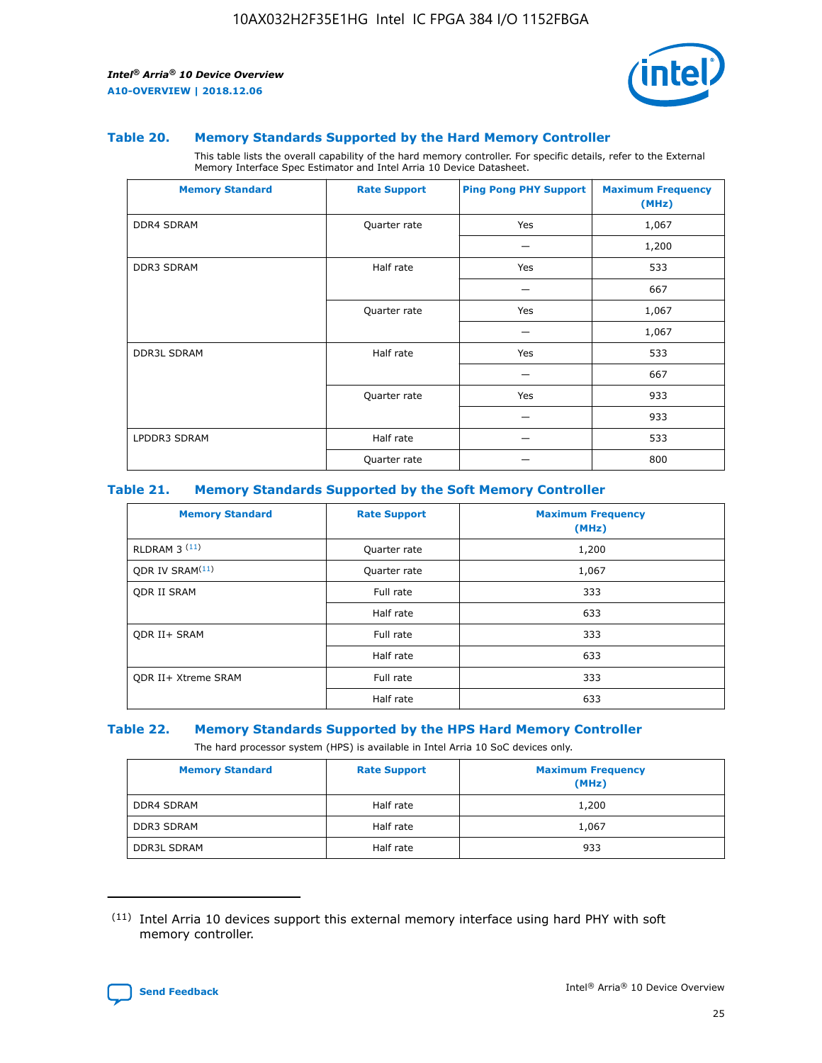### Table 20. Memory Standards Supported by the Hard Memory Controller

This table lists the overall capability of the hard memory controller. For specific details, refer to the External Memory Interface Spec Estimator and Intel Arria 10 Device Datasheet.

| Memory Standard | Rate Support | Ping Pong PHY Support | Maximum Frequency (MHz) |
|---|---|---|---|
| DDR4 SDRAM | Quarter rate | Yes | 1,067 |
| | | — | 1,200 |
| DDR3 SDRAM | Half rate | Yes | 533 |
| | | — | 667 |
| | Quarter rate | Yes | 1,067 |
| | | — | 1,067 |
| DDR3L SDRAM | Half rate | Yes | 533 |
| | | — | 667 |
| | Quarter rate | Yes | 933 |
| | | — | 933 |
| LPDDR3 SDRAM | Half rate | — | 533 |
| | Quarter rate | — | 800 |

### Table 21. Memory Standards Supported by the Soft Memory Controller

| Memory Standard | Rate Support | Maximum Frequency (MHz) |
|---|---|---|
| RLDRAM 3 [11] | Quarter rate | 1,200 |
| QDR IV SRAM[11] | Quarter rate | 1,067 |
| QDR II SRAM | Full rate | 333 |
| | Half rate | 633 |
| QDR II+ SRAM | Full rate | 333 |
| | Half rate | 633 |
| QDR II+ Xtreme SRAM | Full rate | 333 |
| | Half rate | 633 |

### Table 22. Memory Standards Supported by the HPS Hard Memory Controller

The hard processor system (HPS) is available in Intel Arria 10 SoC devices only.

| Memory Standard | Rate Support | Maximum Frequency (MHz) |
|---|---|---|
| DDR4 SDRAM | Half rate | 1,200 |
| DDR3 SDRAM | Half rate | 1,067 |
| DDR3L SDRAM | Half rate | 933 |

[11] Intel Arria 10 devices support this external memory interface using hard PHY with soft memory controller.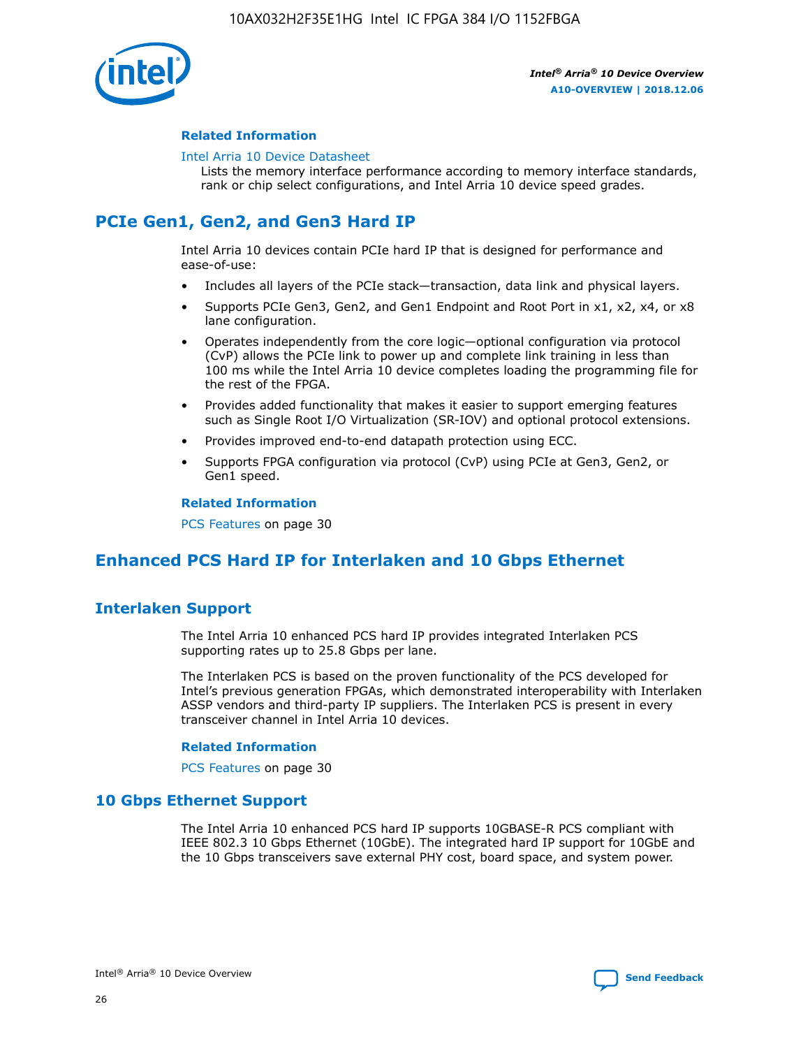### Related Information

Intel Arria 10 Device Datasheet

Lists the memory interface performance according to memory interface standards, rank or chip select configurations, and Intel Arria 10 device speed grades.

## PCIe Gen1, Gen2, and Gen3 Hard IP

Intel Arria 10 devices contain PCIe hard IP that is designed for performance and ease-of-use:

- Includes all layers of the PCIe stack—transaction, data link and physical layers.
- Supports PCIe Gen3, Gen2, and Gen1 Endpoint and Root Port in x1, x2, x4, or x8 lane configuration.
- Operates independently from the core logic—optional configuration via protocol (CvP) allows the PCIe link to power up and complete link training in less than 100 ms while the Intel Arria 10 device completes loading the programming file for the rest of the FPGA.
- Provides added functionality that makes it easier to support emerging features such as Single Root I/O Virtualization (SR-IOV) and optional protocol extensions.
- Provides improved end-to-end datapath protection using ECC.
- Supports FPGA configuration via protocol (CvP) using PCIe at Gen3, Gen2, or Gen1 speed.

### Related Information

PCS Features on page 30

## Enhanced PCS Hard IP for Interlaken and 10 Gbps Ethernet

## Interlaken Support

The Intel Arria 10 enhanced PCS hard IP provides integrated Interlaken PCS supporting rates up to 25.8 Gbps per lane.

The Interlaken PCS is based on the proven functionality of the PCS developed for Intel's previous generation FPGAs, which demonstrated interoperability with Interlaken ASSP vendors and third-party IP suppliers. The Interlaken PCS is present in every transceiver channel in Intel Arria 10 devices.

### Related Information

PCS Features on page 30

## 10 Gbps Ethernet Support

The Intel Arria 10 enhanced PCS hard IP supports 10GBASE-R PCS compliant with IEEE 802.3 10 Gbps Ethernet (10GbE). The integrated hard IP support for 10GbE and the 10 Gbps transceivers save external PHY cost, board space, and system power.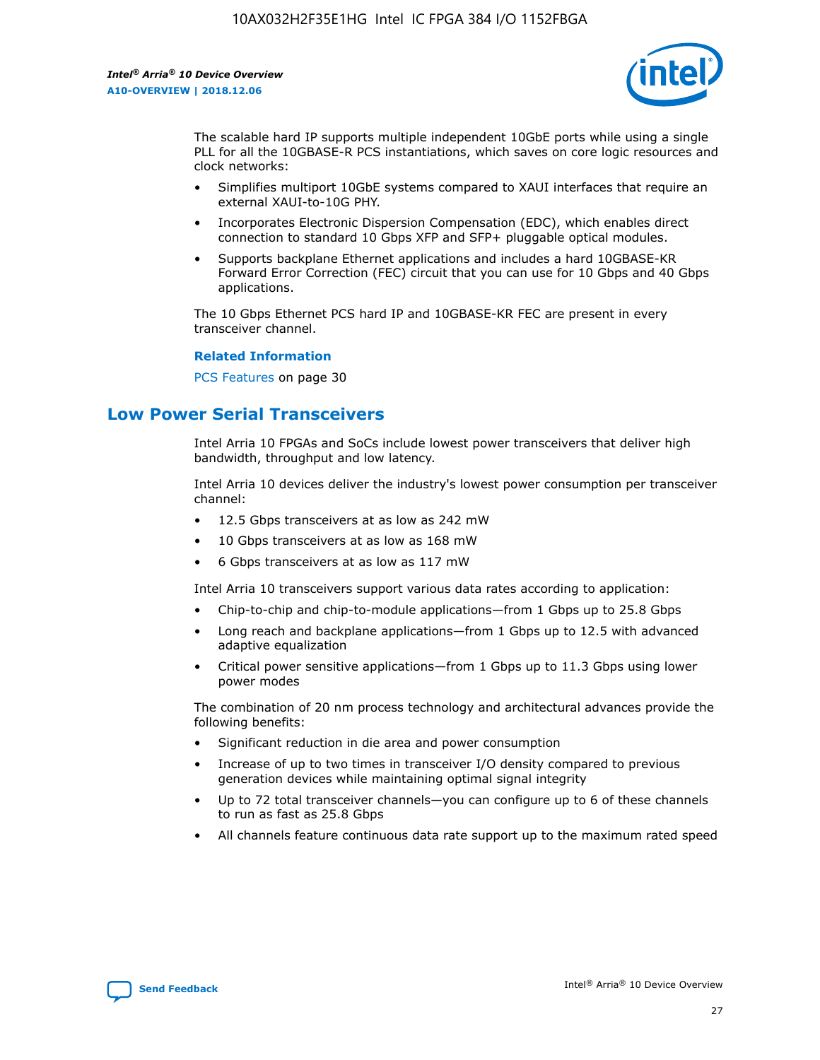The scalable hard IP supports multiple independent 10GbE ports while using a single PLL for all the 10GBASE-R PCS instantiations, which saves on core logic resources and clock networks:

- Simplifies multiport 10GbE systems compared to XAUI interfaces that require an external XAUI-to-10G PHY.
- Incorporates Electronic Dispersion Compensation (EDC), which enables direct connection to standard 10 Gbps XFP and SFP+ pluggable optical modules.
- Supports backplane Ethernet applications and includes a hard 10GBASE-KR Forward Error Correction (FEC) circuit that you can use for 10 Gbps and 40 Gbps applications.

The 10 Gbps Ethernet PCS hard IP and 10GBASE-KR FEC are present in every transceiver channel.

**Related Information**

PCS Features on page 30

## Low Power Serial Transceivers

Intel Arria 10 FPGAs and SoCs include lowest power transceivers that deliver high bandwidth, throughput and low latency.

Intel Arria 10 devices deliver the industry's lowest power consumption per transceiver channel:

- 12.5 Gbps transceivers at as low as 242 mW
- 10 Gbps transceivers at as low as 168 mW
- 6 Gbps transceivers at as low as 117 mW

Intel Arria 10 transceivers support various data rates according to application:

- Chip-to-chip and chip-to-module applications—from 1 Gbps up to 25.8 Gbps
- Long reach and backplane applications—from 1 Gbps up to 12.5 with advanced adaptive equalization
- Critical power sensitive applications—from 1 Gbps up to 11.3 Gbps using lower power modes

The combination of 20 nm process technology and architectural advances provide the following benefits:

- Significant reduction in die area and power consumption
- Increase of up to two times in transceiver I/O density compared to previous generation devices while maintaining optimal signal integrity
- Up to 72 total transceiver channels—you can configure up to 6 of these channels to run as fast as 25.8 Gbps
- All channels feature continuous data rate support up to the maximum rated speed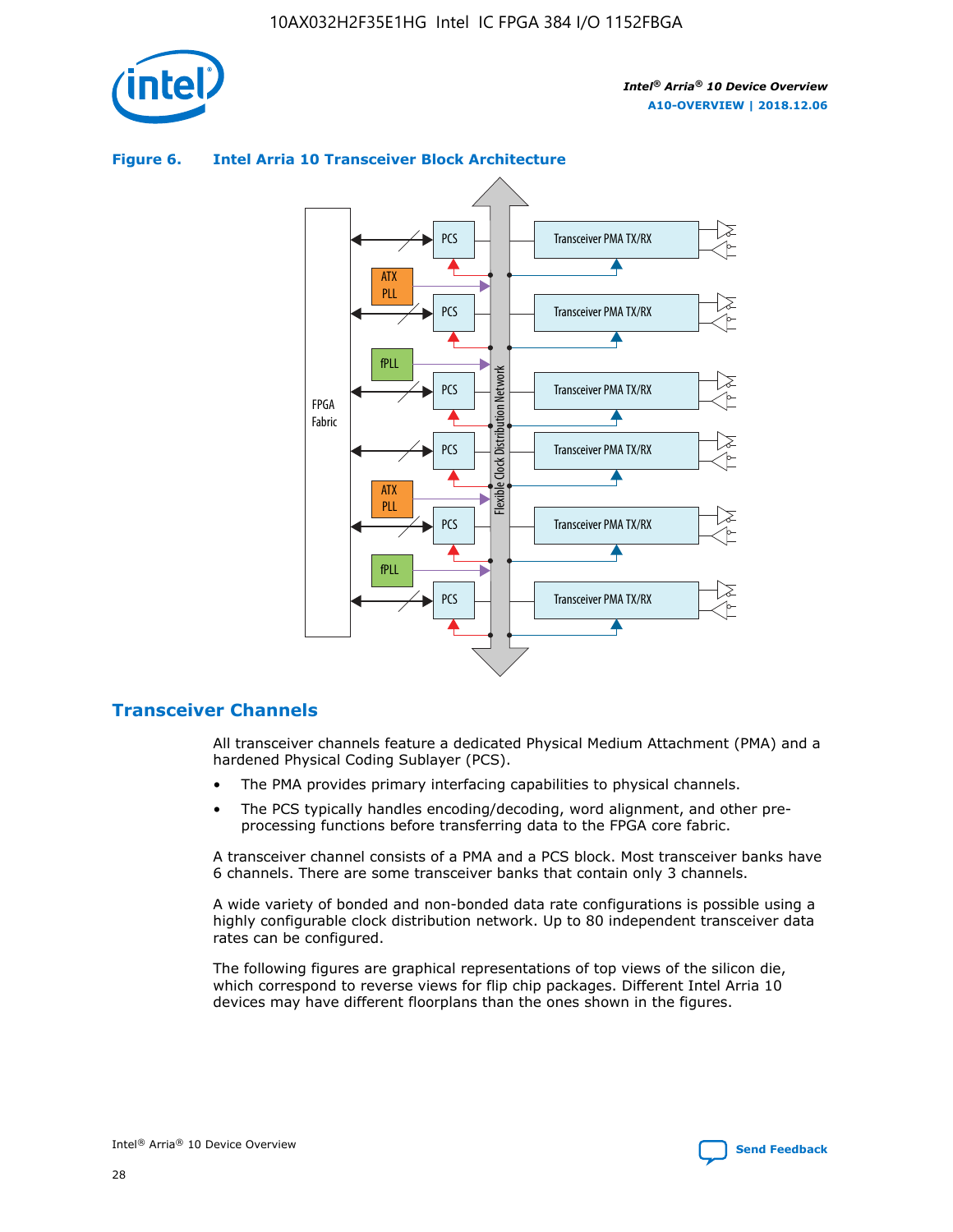**Figure 6. Intel Arria 10 Transceiver Block Architecture**

## Transceiver Channels

All transceiver channels feature a dedicated Physical Medium Attachment (PMA) and a hardened Physical Coding Sublayer (PCS).

- The PMA provides primary interfacing capabilities to physical channels.
- The PCS typically handles encoding/decoding, word alignment, and other pre-processing functions before transferring data to the FPGA core fabric.

A transceiver channel consists of a PMA and a PCS block. Most transceiver banks have 6 channels. There are some transceiver banks that contain only 3 channels.

A wide variety of bonded and non-bonded data rate configurations is possible using a highly configurable clock distribution network. Up to 80 independent transceiver data rates can be configured.

The following figures are graphical representations of top views of the silicon die, which correspond to reverse views for flip chip packages. Different Intel Arria 10 devices may have different floorplans than the ones shown in the figures.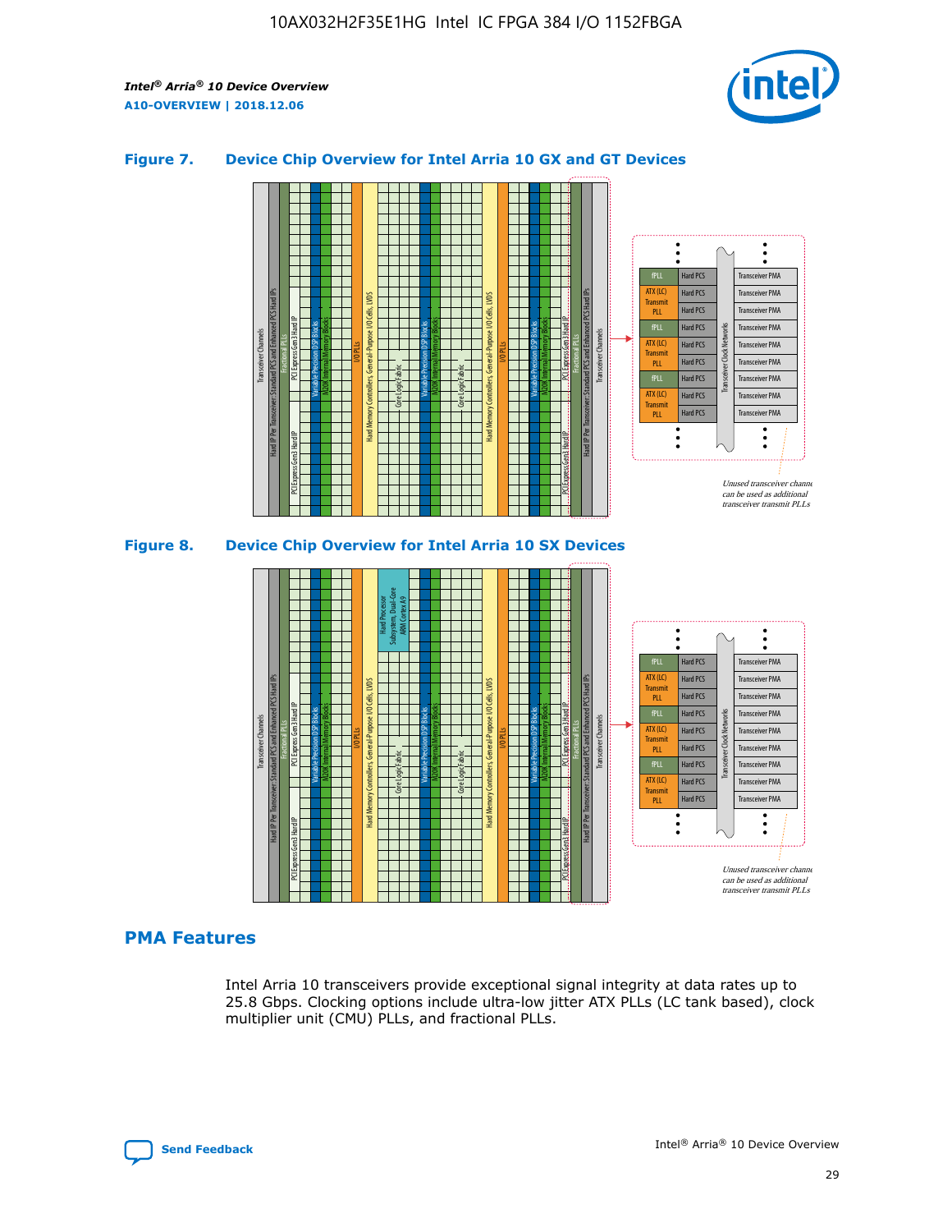### Figure 7. Device Chip Overview for Intel Arria 10 GX and GT Devices

### Figure 8. Device Chip Overview for Intel Arria 10 SX Devices

## PMA Features

Intel Arria 10 transceivers provide exceptional signal integrity at data rates up to 25.8 Gbps. Clocking options include ultra-low jitter ATX PLLs (LC tank based), clock multiplier unit (CMU) PLLs, and fractional PLLs.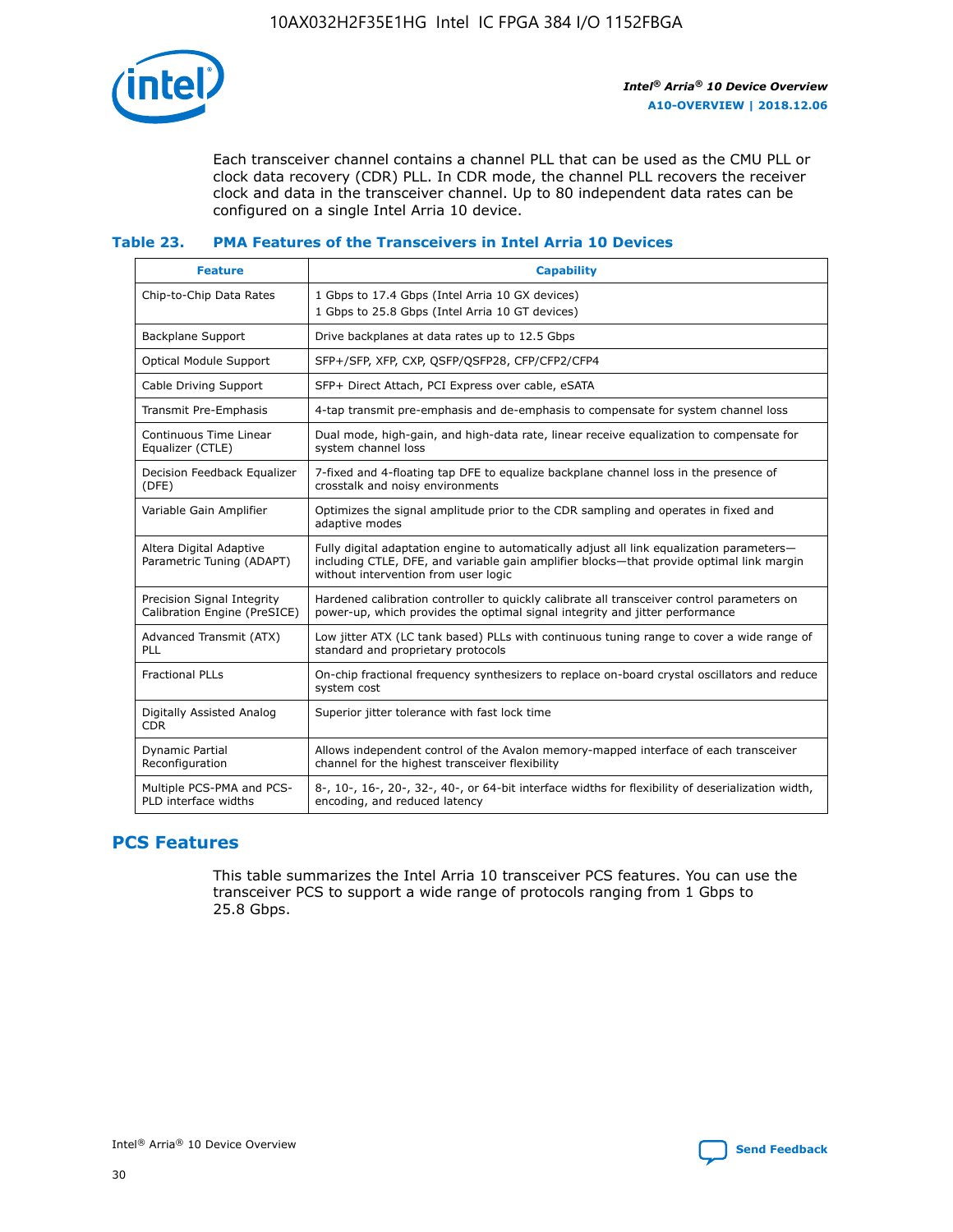Each transceiver channel contains a channel PLL that can be used as the CMU PLL or clock data recovery (CDR) PLL. In CDR mode, the channel PLL recovers the receiver clock and data in the transceiver channel. Up to 80 independent data rates can be configured on a single Intel Arria 10 device.

### Table 23. PMA Features of the Transceivers in Intel Arria 10 Devices

| Feature | Capability |
|---|---|
| Chip-to-Chip Data Rates | 1 Gbps to 17.4 Gbps (Intel Arria 10 GX devices)<br>1 Gbps to 25.8 Gbps (Intel Arria 10 GT devices) |
| Backplane Support | Drive backplanes at data rates up to 12.5 Gbps |
| Optical Module Support | SFP+/SFP, XFP, CXP, QSFP/QSFP28, CFP/CFP2/CFP4 |
| Cable Driving Support | SFP+ Direct Attach, PCI Express over cable, eSATA |
| Transmit Pre-Emphasis | 4-tap transmit pre-emphasis and de-emphasis to compensate for system channel loss |
| Continuous Time Linear Equalizer (CTLE) | Dual mode, high-gain, and high-data rate, linear receive equalization to compensate for system channel loss |
| Decision Feedback Equalizer (DFE) | 7-fixed and 4-floating tap DFE to equalize backplane channel loss in the presence of crosstalk and noisy environments |
| Variable Gain Amplifier | Optimizes the signal amplitude prior to the CDR sampling and operates in fixed and adaptive modes |
| Altera Digital Adaptive Parametric Tuning (ADAPT) | Fully digital adaptation engine to automatically adjust all link equalization parameters—including CTLE, DFE, and variable gain amplifier blocks—that provide optimal link margin without intervention from user logic |
| Precision Signal Integrity Calibration Engine (PreSICE) | Hardened calibration controller to quickly calibrate all transceiver control parameters on power-up, which provides the optimal signal integrity and jitter performance |
| Advanced Transmit (ATX) PLL | Low jitter ATX (LC tank based) PLLs with continuous tuning range to cover a wide range of standard and proprietary protocols |
| Fractional PLLs | On-chip fractional frequency synthesizers to replace on-board crystal oscillators and reduce system cost |
| Digitally Assisted Analog CDR | Superior jitter tolerance with fast lock time |
| Dynamic Partial Reconfiguration | Allows independent control of the Avalon memory-mapped interface of each transceiver channel for the highest transceiver flexibility |
| Multiple PCS-PMA and PCS-PLD interface widths | 8-, 10-, 16-, 20-, 32-, 40-, or 64-bit interface widths for flexibility of deserialization width, encoding, and reduced latency |

## PCS Features

This table summarizes the Intel Arria 10 transceiver PCS features. You can use the transceiver PCS to support a wide range of protocols ranging from 1 Gbps to 25.8 Gbps.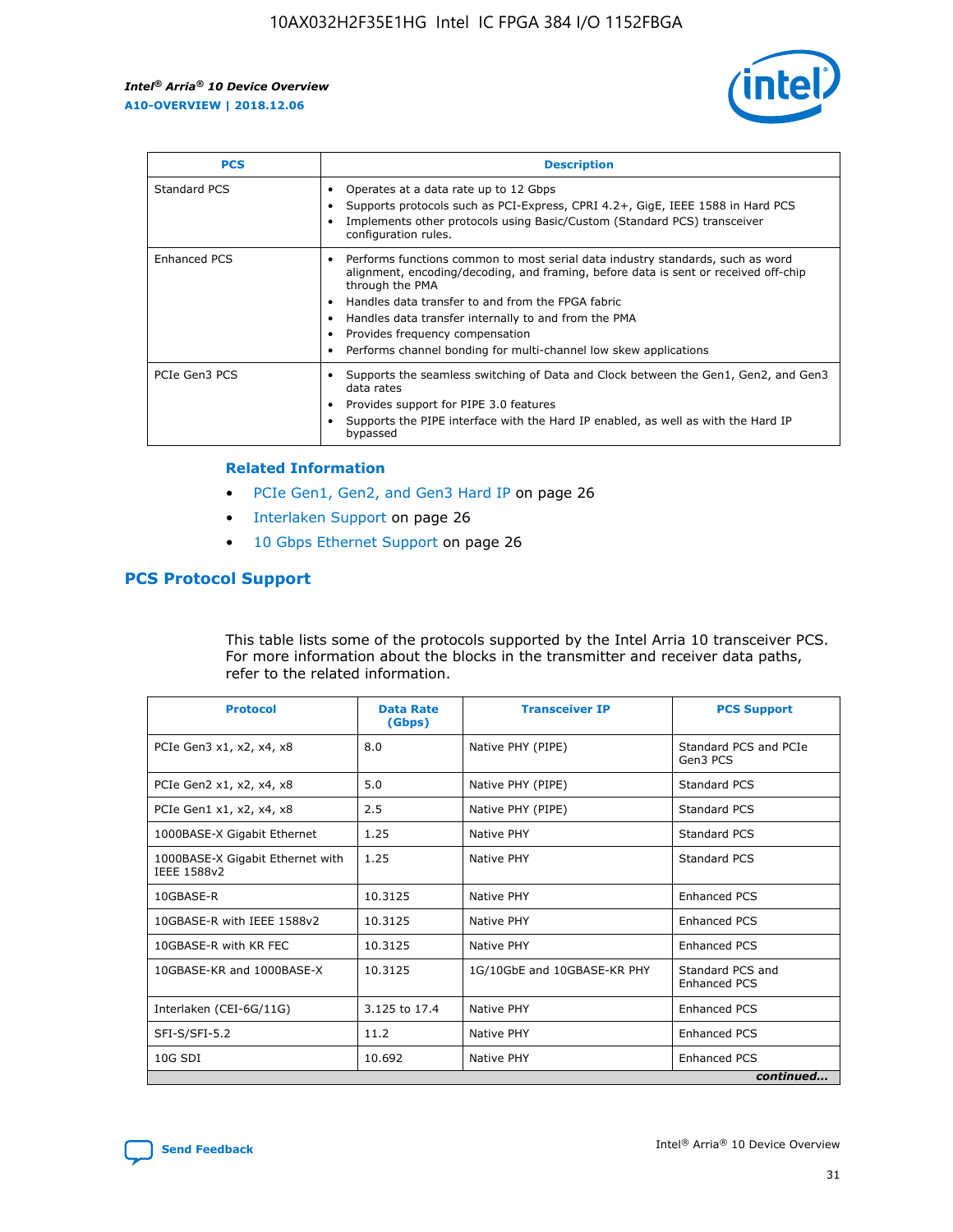| PCS | Description |
| --- | --- |
| Standard PCS | • Operates at a data rate up to 12 Gbps<br>• Supports protocols such as PCI-Express, CPRI 4.2+, GigE, IEEE 1588 in Hard PCS<br>• Implements other protocols using Basic/Custom (Standard PCS) transceiver configuration rules. |
| Enhanced PCS | • Performs functions common to most serial data industry standards, such as word alignment, encoding/decoding, and framing, before data is sent or received off-chip through the PMA<br>• Handles data transfer to and from the FPGA fabric<br>• Handles data transfer internally to and from the PMA<br>• Provides frequency compensation<br>• Performs channel bonding for multi-channel low skew applications |
| PCIe Gen3 PCS | • Supports the seamless switching of Data and Clock between the Gen1, Gen2, and Gen3 data rates<br>• Provides support for PIPE 3.0 features<br>• Supports the PIPE interface with the Hard IP enabled, as well as with the Hard IP bypassed |

### Related Information

- PCIe Gen1, Gen2, and Gen3 Hard IP on page 26
- Interlaken Support on page 26
- 10 Gbps Ethernet Support on page 26

## PCS Protocol Support

This table lists some of the protocols supported by the Intel Arria 10 transceiver PCS. For more information about the blocks in the transmitter and receiver data paths, refer to the related information.

| Protocol | Data Rate (Gbps) | Transceiver IP | PCS Support |
| --- | --- | --- | --- |
| PCIe Gen3 x1, x2, x4, x8 | 8.0 | Native PHY (PIPE) | Standard PCS and PCIe Gen3 PCS |
| PCIe Gen2 x1, x2, x4, x8 | 5.0 | Native PHY (PIPE) | Standard PCS |
| PCIe Gen1 x1, x2, x4, x8 | 2.5 | Native PHY (PIPE) | Standard PCS |
| 1000BASE-X Gigabit Ethernet | 1.25 | Native PHY | Standard PCS |
| 1000BASE-X Gigabit Ethernet with IEEE 1588v2 | 1.25 | Native PHY | Standard PCS |
| 10GBASE-R | 10.3125 | Native PHY | Enhanced PCS |
| 10GBASE-R with IEEE 1588v2 | 10.3125 | Native PHY | Enhanced PCS |
| 10GBASE-R with KR FEC | 10.3125 | Native PHY | Enhanced PCS |
| 10GBASE-KR and 1000BASE-X | 10.3125 | 1G/10GbE and 10GBASE-KR PHY | Standard PCS and Enhanced PCS |
| Interlaken (CEI-6G/11G) | 3.125 to 17.4 | Native PHY | Enhanced PCS |
| SFI-S/SFI-5.2 | 11.2 | Native PHY | Enhanced PCS |
| 10G SDI | 10.692 | Native PHY | Enhanced PCS |

*continued...*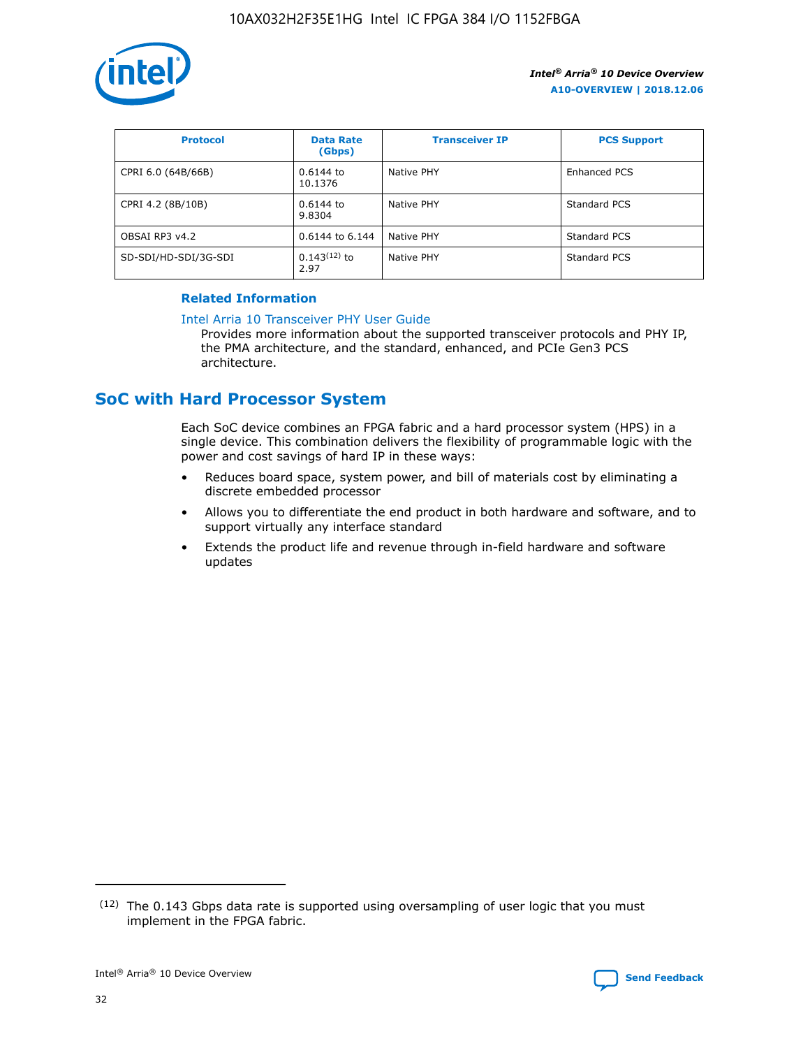| Protocol | Data Rate (Gbps) | Transceiver IP | PCS Support |
|---|---|---|---|
| CPRI 6.0 (64B/66B) | 0.6144 to 10.1376 | Native PHY | Enhanced PCS |
| CPRI 4.2 (8B/10B) | 0.6144 to 9.8304 | Native PHY | Standard PCS |
| OBSAI RP3 v4.2 | 0.6144 to 6.144 | Native PHY | Standard PCS |
| SD-SDI/HD-SDI/3G-SDI | 0.143[(12)] to 2.97 | Native PHY | Standard PCS |

**Related Information**

Intel Arria 10 Transceiver PHY User Guide

Provides more information about the supported transceiver protocols and PHY IP, the PMA architecture, and the standard, enhanced, and PCIe Gen3 PCS architecture.

## SoC with Hard Processor System

Each SoC device combines an FPGA fabric and a hard processor system (HPS) in a single device. This combination delivers the flexibility of programmable logic with the power and cost savings of hard IP in these ways:

- Reduces board space, system power, and bill of materials cost by eliminating a discrete embedded processor
- Allows you to differentiate the end product in both hardware and software, and to support virtually any interface standard
- Extends the product life and revenue through in-field hardware and software updates

(12) The 0.143 Gbps data rate is supported using oversampling of user logic that you must implement in the FPGA fabric.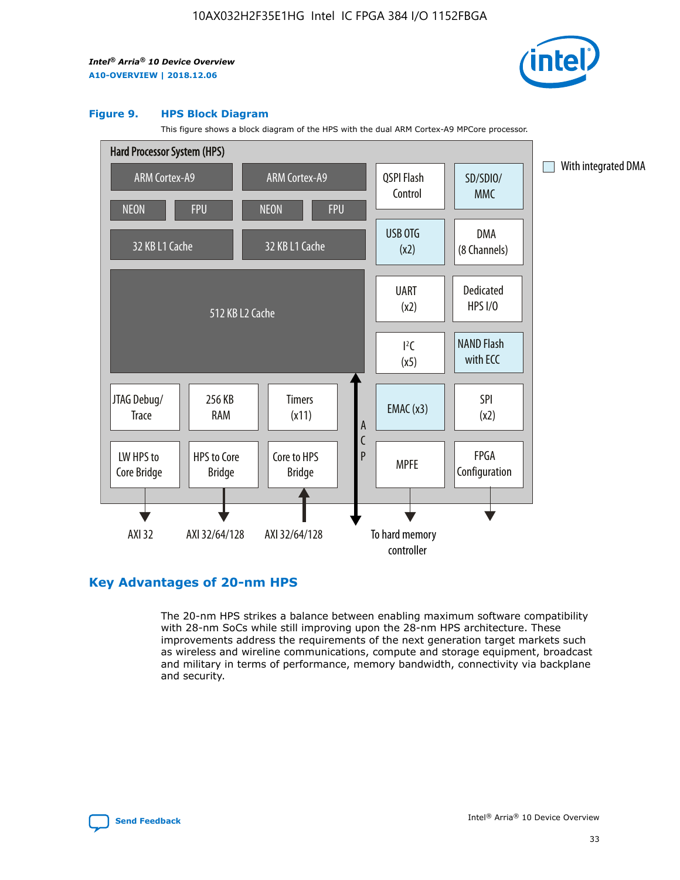## Figure 9. HPS Block Diagram

This figure shows a block diagram of the HPS with the dual ARM Cortex-A9 MPCore processor.

Hard Processor System (HPS)

- ARM Cortex-A9 | ARM Cortex-A9
- NEON | FPU | NEON | FPU
- 32 KB L1 Cache | 32 KB L1 Cache
- 512 KB L2 Cache
- JTAG Debug/Trace | 256 KB RAM | Timers (x11)
- LW HPS to Core Bridge | HPS to Core Bridge | Core to HPS Bridge
- QSPI Flash Control | SD/SDIO/MMC
- USB OTG (x2) | DMA (8 Channels)
- UART (x2) | Dedicated HPS I/O
- I²C (x5) | NAND Flash with ECC
- EMAC (x3) | SPI (x2)
- MPFE | FPGA Configuration
- ACP

AXI 32 | AXI 32/64/128 | AXI 32/64/128 | To hard memory controller

With integrated DMA

## Key Advantages of 20-nm HPS

The 20-nm HPS strikes a balance between enabling maximum software compatibility with 28-nm SoCs while still improving upon the 28-nm HPS architecture. These improvements address the requirements of the next generation target markets such as wireless and wireline communications, compute and storage equipment, broadcast and military in terms of performance, memory bandwidth, connectivity via backplane and security.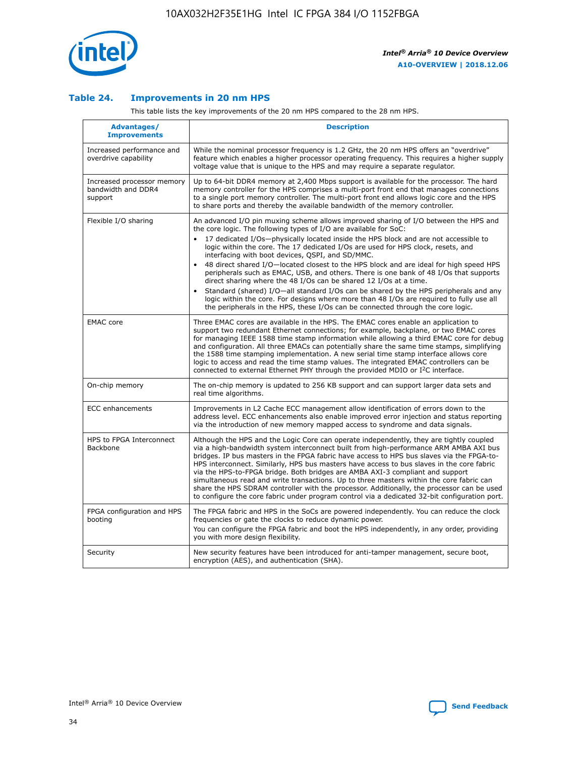### Table 24. Improvements in 20 nm HPS

This table lists the key improvements of the 20 nm HPS compared to the 28 nm HPS.

| Advantages/ Improvements | Description |
|---|---|
| Increased performance and overdrive capability | While the nominal processor frequency is 1.2 GHz, the 20 nm HPS offers an "overdrive" feature which enables a higher processor operating frequency. This requires a higher supply voltage value that is unique to the HPS and may require a separate regulator. |
| Increased processor memory bandwidth and DDR4 support | Up to 64-bit DDR4 memory at 2,400 Mbps support is available for the processor. The hard memory controller for the HPS comprises a multi-port front end that manages connections to a single port memory controller. The multi-port front end allows logic core and the HPS to share ports and thereby the available bandwidth of the memory controller. |
| Flexible I/O sharing | An advanced I/O pin muxing scheme allows improved sharing of I/O between the HPS and the core logic. The following types of I/O are available for SoC: <br>• 17 dedicated I/Os—physically located inside the HPS block and are not accessible to logic within the core. The 17 dedicated I/Os are used for HPS clock, resets, and interfacing with boot devices, QSPI, and SD/MMC. <br>• 48 direct shared I/O—located closest to the HPS block and are ideal for high speed HPS peripherals such as EMAC, USB, and others. There is one bank of 48 I/Os that supports direct sharing where the 48 I/Os can be shared 12 I/Os at a time. <br>• Standard (shared) I/O—all standard I/Os can be shared by the HPS peripherals and any logic within the core. For designs where more than 48 I/Os are required to fully use all the peripherals in the HPS, these I/Os can be connected through the core logic. |
| EMAC core | Three EMAC cores are available in the HPS. The EMAC cores enable an application to support two redundant Ethernet connections; for example, backplane, or two EMAC cores for managing IEEE 1588 time stamp information while allowing a third EMAC core for debug and configuration. All three EMACs can potentially share the same time stamps, simplifying the 1588 time stamping implementation. A new serial time stamp interface allows core logic to access and read the time stamp values. The integrated EMAC controllers can be connected to external Ethernet PHY through the provided MDIO or I²C interface. |
| On-chip memory | The on-chip memory is updated to 256 KB support and can support larger data sets and real time algorithms. |
| ECC enhancements | Improvements in L2 Cache ECC management allow identification of errors down to the address level. ECC enhancements also enable improved error injection and status reporting via the introduction of new memory mapped access to syndrome and data signals. |
| HPS to FPGA Interconnect Backbone | Although the HPS and the Logic Core can operate independently, they are tightly coupled via a high-bandwidth system interconnect built from high-performance ARM AMBA AXI bus bridges. IP bus masters in the FPGA fabric have access to HPS bus slaves via the FPGA-to-HPS interconnect. Similarly, HPS bus masters have access to bus slaves in the core fabric via the HPS-to-FPGA bridge. Both bridges are AMBA AXI-3 compliant and support simultaneous read and write transactions. Up to three masters within the core fabric can share the HPS SDRAM controller with the processor. Additionally, the processor can be used to configure the core fabric under program control via a dedicated 32-bit configuration port. |
| FPGA configuration and HPS booting | The FPGA fabric and HPS in the SoCs are powered independently. You can reduce the clock frequencies or gate the clocks to reduce dynamic power. <br>You can configure the FPGA fabric and boot the HPS independently, in any order, providing you with more design flexibility. |
| Security | New security features have been introduced for anti-tamper management, secure boot, encryption (AES), and authentication (SHA). |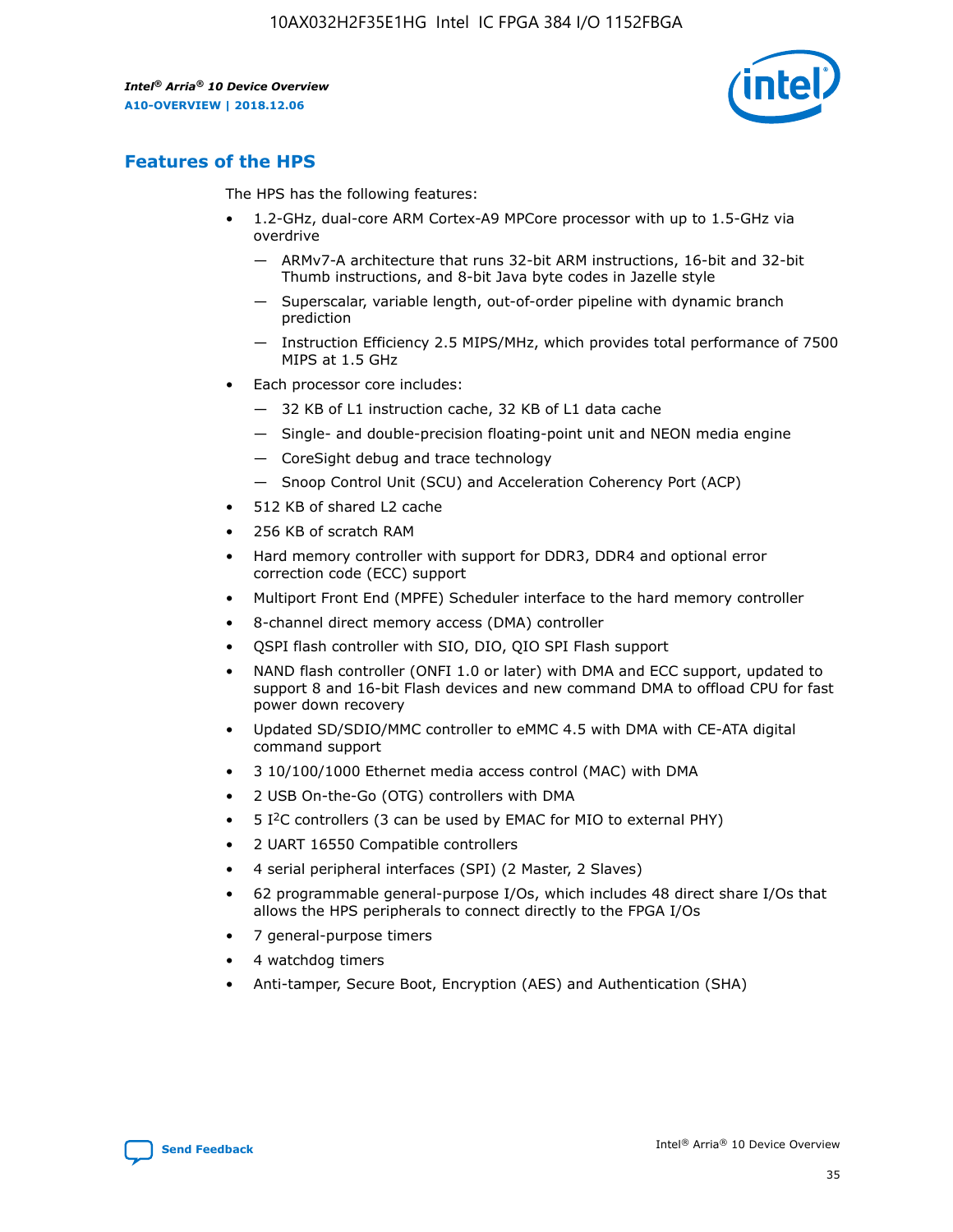## Features of the HPS

The HPS has the following features:

- 1.2-GHz, dual-core ARM Cortex-A9 MPCore processor with up to 1.5-GHz via overdrive
  - — ARMv7-A architecture that runs 32-bit ARM instructions, 16-bit and 32-bit Thumb instructions, and 8-bit Java byte codes in Jazelle style
  - — Superscalar, variable length, out-of-order pipeline with dynamic branch prediction
  - — Instruction Efficiency 2.5 MIPS/MHz, which provides total performance of 7500 MIPS at 1.5 GHz
- Each processor core includes:
  - — 32 KB of L1 instruction cache, 32 KB of L1 data cache
  - — Single- and double-precision floating-point unit and NEON media engine
  - — CoreSight debug and trace technology
  - — Snoop Control Unit (SCU) and Acceleration Coherency Port (ACP)
- 512 KB of shared L2 cache
- 256 KB of scratch RAM
- Hard memory controller with support for DDR3, DDR4 and optional error correction code (ECC) support
- Multiport Front End (MPFE) Scheduler interface to the hard memory controller
- 8-channel direct memory access (DMA) controller
- QSPI flash controller with SIO, DIO, QIO SPI Flash support
- NAND flash controller (ONFI 1.0 or later) with DMA and ECC support, updated to support 8 and 16-bit Flash devices and new command DMA to offload CPU for fast power down recovery
- Updated SD/SDIO/MMC controller to eMMC 4.5 with DMA with CE-ATA digital command support
- 3 10/100/1000 Ethernet media access control (MAC) with DMA
- 2 USB On-the-Go (OTG) controllers with DMA
- 5 I²C controllers (3 can be used by EMAC for MIO to external PHY)
- 2 UART 16550 Compatible controllers
- 4 serial peripheral interfaces (SPI) (2 Master, 2 Slaves)
- 62 programmable general-purpose I/Os, which includes 48 direct share I/Os that allows the HPS peripherals to connect directly to the FPGA I/Os
- 7 general-purpose timers
- 4 watchdog timers
- Anti-tamper, Secure Boot, Encryption (AES) and Authentication (SHA)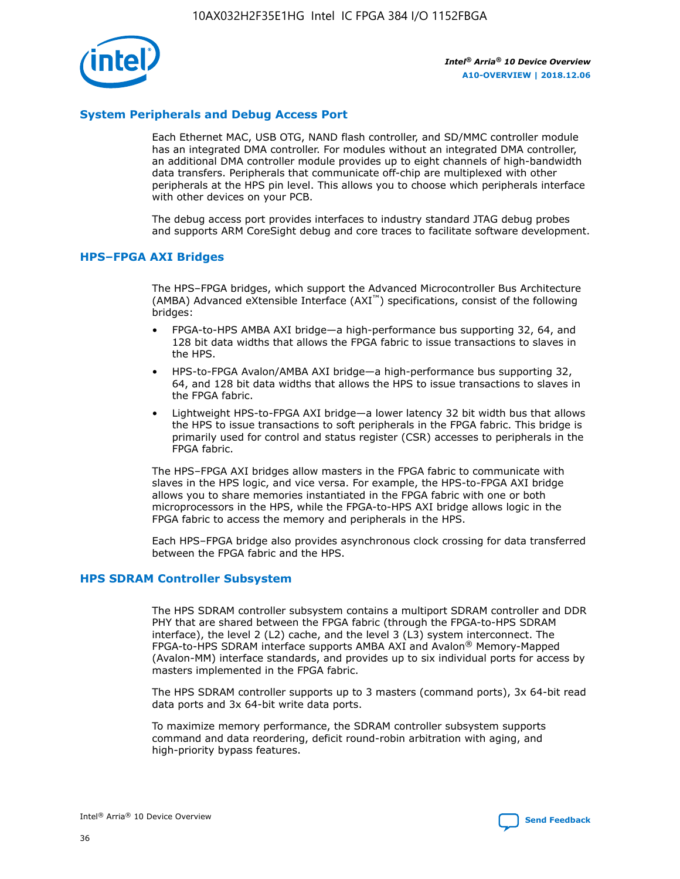## System Peripherals and Debug Access Port

Each Ethernet MAC, USB OTG, NAND flash controller, and SD/MMC controller module has an integrated DMA controller. For modules without an integrated DMA controller, an additional DMA controller module provides up to eight channels of high-bandwidth data transfers. Peripherals that communicate off-chip are multiplexed with other peripherals at the HPS pin level. This allows you to choose which peripherals interface with other devices on your PCB.

The debug access port provides interfaces to industry standard JTAG debug probes and supports ARM CoreSight debug and core traces to facilitate software development.

## HPS–FPGA AXI Bridges

The HPS–FPGA bridges, which support the Advanced Microcontroller Bus Architecture (AMBA) Advanced eXtensible Interface (AXI™) specifications, consist of the following bridges:

- FPGA-to-HPS AMBA AXI bridge—a high-performance bus supporting 32, 64, and 128 bit data widths that allows the FPGA fabric to issue transactions to slaves in the HPS.
- HPS-to-FPGA Avalon/AMBA AXI bridge—a high-performance bus supporting 32, 64, and 128 bit data widths that allows the HPS to issue transactions to slaves in the FPGA fabric.
- Lightweight HPS-to-FPGA AXI bridge—a lower latency 32 bit width bus that allows the HPS to issue transactions to soft peripherals in the FPGA fabric. This bridge is primarily used for control and status register (CSR) accesses to peripherals in the FPGA fabric.

The HPS–FPGA AXI bridges allow masters in the FPGA fabric to communicate with slaves in the HPS logic, and vice versa. For example, the HPS-to-FPGA AXI bridge allows you to share memories instantiated in the FPGA fabric with one or both microprocessors in the HPS, while the FPGA-to-HPS AXI bridge allows logic in the FPGA fabric to access the memory and peripherals in the HPS.

Each HPS–FPGA bridge also provides asynchronous clock crossing for data transferred between the FPGA fabric and the HPS.

## HPS SDRAM Controller Subsystem

The HPS SDRAM controller subsystem contains a multiport SDRAM controller and DDR PHY that are shared between the FPGA fabric (through the FPGA-to-HPS SDRAM interface), the level 2 (L2) cache, and the level 3 (L3) system interconnect. The FPGA-to-HPS SDRAM interface supports AMBA AXI and Avalon® Memory-Mapped (Avalon-MM) interface standards, and provides up to six individual ports for access by masters implemented in the FPGA fabric.

The HPS SDRAM controller supports up to 3 masters (command ports), 3x 64-bit read data ports and 3x 64-bit write data ports.

To maximize memory performance, the SDRAM controller subsystem supports command and data reordering, deficit round-robin arbitration with aging, and high-priority bypass features.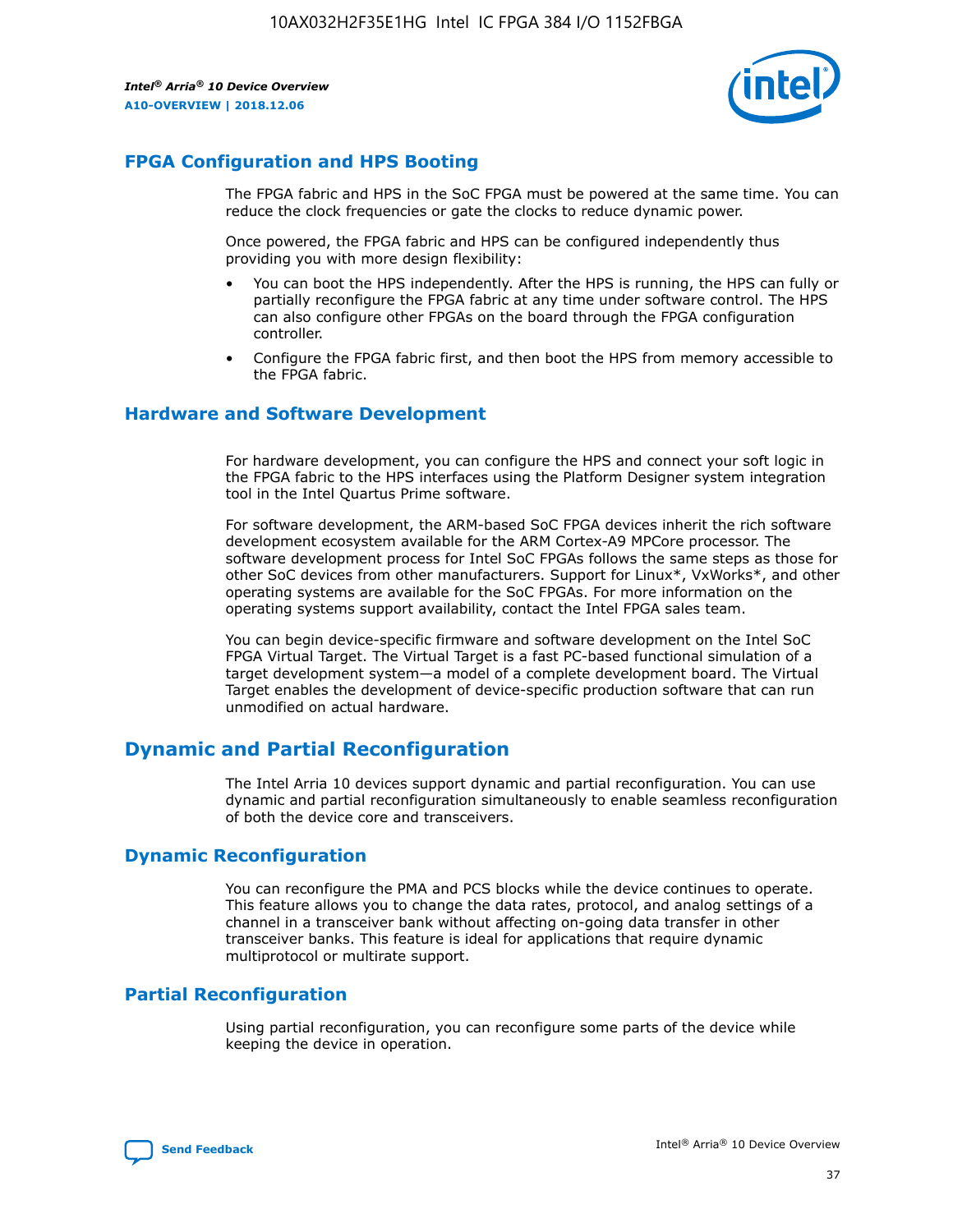## FPGA Configuration and HPS Booting

The FPGA fabric and HPS in the SoC FPGA must be powered at the same time. You can reduce the clock frequencies or gate the clocks to reduce dynamic power.

Once powered, the FPGA fabric and HPS can be configured independently thus providing you with more design flexibility:

- You can boot the HPS independently. After the HPS is running, the HPS can fully or partially reconfigure the FPGA fabric at any time under software control. The HPS can also configure other FPGAs on the board through the FPGA configuration controller.
- Configure the FPGA fabric first, and then boot the HPS from memory accessible to the FPGA fabric.

## Hardware and Software Development

For hardware development, you can configure the HPS and connect your soft logic in the FPGA fabric to the HPS interfaces using the Platform Designer system integration tool in the Intel Quartus Prime software.

For software development, the ARM-based SoC FPGA devices inherit the rich software development ecosystem available for the ARM Cortex-A9 MPCore processor. The software development process for Intel SoC FPGAs follows the same steps as those for other SoC devices from other manufacturers. Support for Linux*, VxWorks*, and other operating systems are available for the SoC FPGAs. For more information on the operating systems support availability, contact the Intel FPGA sales team.

You can begin device-specific firmware and software development on the Intel SoC FPGA Virtual Target. The Virtual Target is a fast PC-based functional simulation of a target development system—a model of a complete development board. The Virtual Target enables the development of device-specific production software that can run unmodified on actual hardware.

## Dynamic and Partial Reconfiguration

The Intel Arria 10 devices support dynamic and partial reconfiguration. You can use dynamic and partial reconfiguration simultaneously to enable seamless reconfiguration of both the device core and transceivers.

## Dynamic Reconfiguration

You can reconfigure the PMA and PCS blocks while the device continues to operate. This feature allows you to change the data rates, protocol, and analog settings of a channel in a transceiver bank without affecting on-going data transfer in other transceiver banks. This feature is ideal for applications that require dynamic multiprotocol or multirate support.

## Partial Reconfiguration

Using partial reconfiguration, you can reconfigure some parts of the device while keeping the device in operation.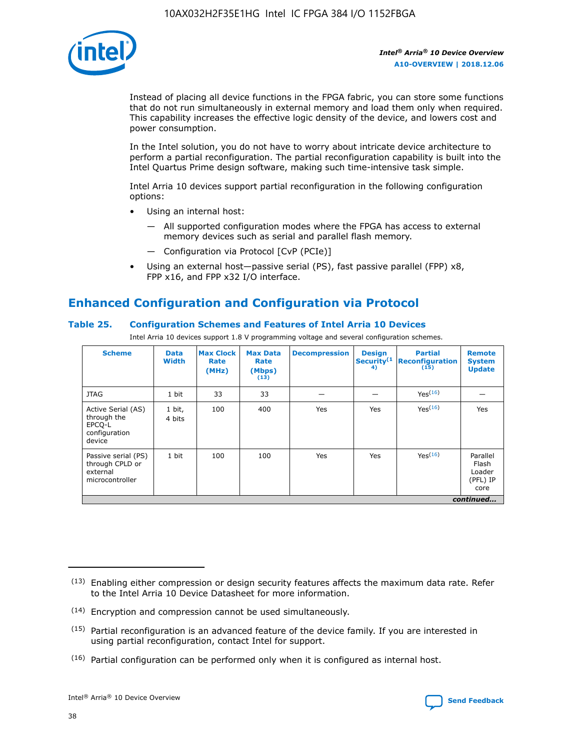Instead of placing all device functions in the FPGA fabric, you can store some functions that do not run simultaneously in external memory and load them only when required. This capability increases the effective logic density of the device, and lowers cost and power consumption.

In the Intel solution, you do not have to worry about intricate device architecture to perform a partial reconfiguration. The partial reconfiguration capability is built into the Intel Quartus Prime design software, making such time-intensive task simple.

Intel Arria 10 devices support partial reconfiguration in the following configuration options:

- Using an internal host:
  - — All supported configuration modes where the FPGA has access to external memory devices such as serial and parallel flash memory.
  - — Configuration via Protocol [CvP (PCIe)]
- Using an external host—passive serial (PS), fast passive parallel (FPP) x8, FPP x16, and FPP x32 I/O interface.

## Enhanced Configuration and Configuration via Protocol

### Table 25. Configuration Schemes and Features of Intel Arria 10 Devices

Intel Arria 10 devices support 1.8 V programming voltage and several configuration schemes.

| Scheme | Data Width | Max Clock Rate (MHz) | Max Data Rate (Mbps) (13) | Decompression | Design Security (14) | Partial Reconfiguration (15) | Remote System Update |
|---|---|---|---|---|---|---|---|
| JTAG | 1 bit | 33 | 33 | — | — | Yes (16) | — |
| Active Serial (AS) through the EPCQ-L configuration device | 1 bit, 4 bits | 100 | 400 | Yes | Yes | Yes (16) | Yes |
| Passive serial (PS) through CPLD or external microcontroller | 1 bit | 100 | 100 | Yes | Yes | Yes (16) | Parallel Flash Loader (PFL) IP core |
| | | | | | | | *continued...* |

(13) Enabling either compression or design security features affects the maximum data rate. Refer to the Intel Arria 10 Device Datasheet for more information.

(14) Encryption and compression cannot be used simultaneously.

(15) Partial reconfiguration is an advanced feature of the device family. If you are interested in using partial reconfiguration, contact Intel for support.

(16) Partial configuration can be performed only when it is configured as internal host.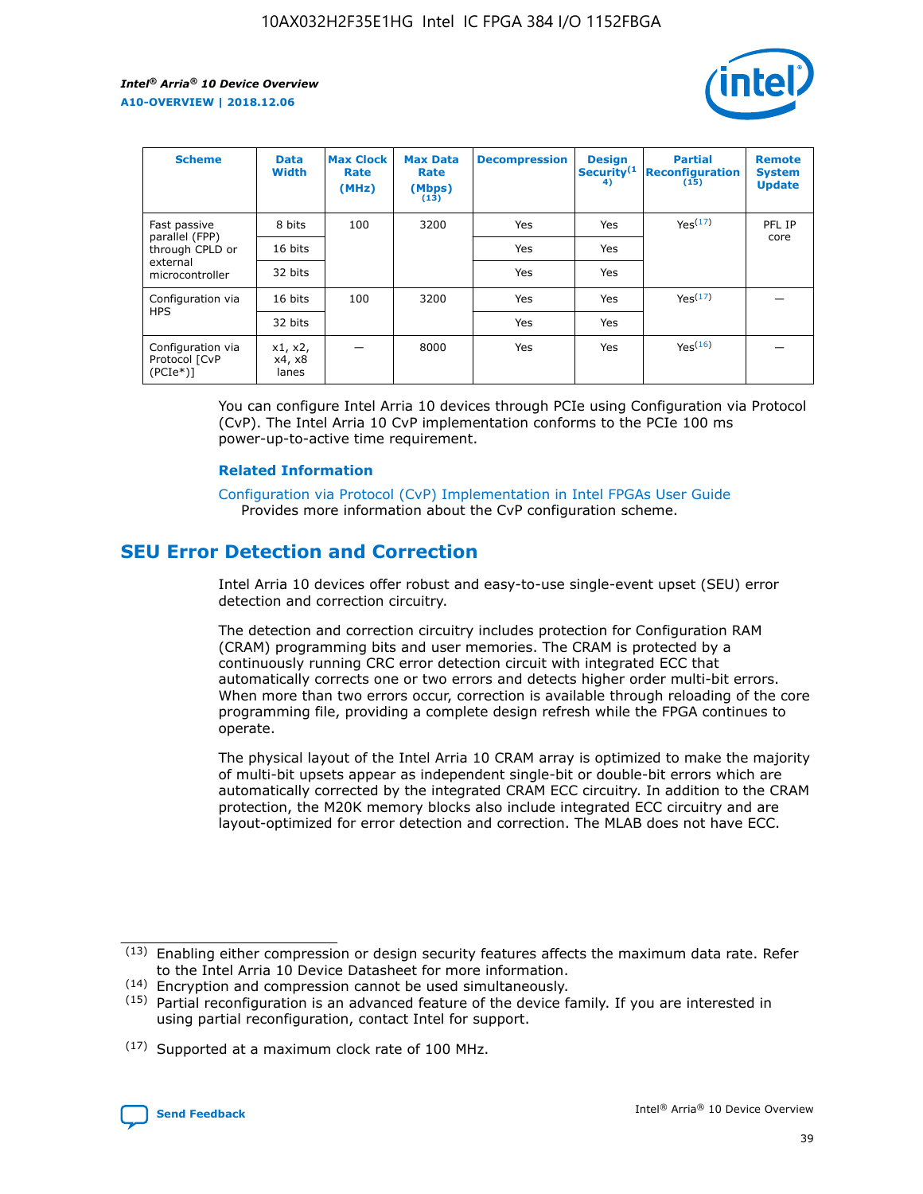| Scheme | Data Width | Max Clock Rate (MHz) | Max Data Rate (Mbps) (13) | Decompression | Design Security(14) | Partial Reconfiguration (15) | Remote System Update |
| --- | --- | --- | --- | --- | --- | --- | --- |
| Fast passive parallel (FPP) through CPLD or external microcontroller | 8 bits | 100 | 3200 | Yes | Yes | Yes(17) | PFL IP core |
| | 16 bits | | | Yes | Yes | | |
| | 32 bits | | | Yes | Yes | | |
| Configuration via HPS | 16 bits | 100 | 3200 | Yes | Yes | Yes(17) | — |
| | 32 bits | | | Yes | Yes | | |
| Configuration via Protocol [CvP (PCIe*)] | x1, x2, x4, x8 lanes | — | 8000 | Yes | Yes | Yes(16) | — |

You can configure Intel Arria 10 devices through PCIe using Configuration via Protocol (CvP). The Intel Arria 10 CvP implementation conforms to the PCIe 100 ms power-up-to-active time requirement.

**Related Information**

Configuration via Protocol (CvP) Implementation in Intel FPGAs User Guide
Provides more information about the CvP configuration scheme.

## SEU Error Detection and Correction

Intel Arria 10 devices offer robust and easy-to-use single-event upset (SEU) error detection and correction circuitry.

The detection and correction circuitry includes protection for Configuration RAM (CRAM) programming bits and user memories. The CRAM is protected by a continuously running CRC error detection circuit with integrated ECC that automatically corrects one or two errors and detects higher order multi-bit errors. When more than two errors occur, correction is available through reloading of the core programming file, providing a complete design refresh while the FPGA continues to operate.

The physical layout of the Intel Arria 10 CRAM array is optimized to make the majority of multi-bit upsets appear as independent single-bit or double-bit errors which are automatically corrected by the integrated CRAM ECC circuitry. In addition to the CRAM protection, the M20K memory blocks also include integrated ECC circuitry and are layout-optimized for error detection and correction. The MLAB does not have ECC.

(13) Enabling either compression or design security features affects the maximum data rate. Refer to the Intel Arria 10 Device Datasheet for more information.

(14) Encryption and compression cannot be used simultaneously.

(15) Partial reconfiguration is an advanced feature of the device family. If you are interested in using partial reconfiguration, contact Intel for support.

(17) Supported at a maximum clock rate of 100 MHz.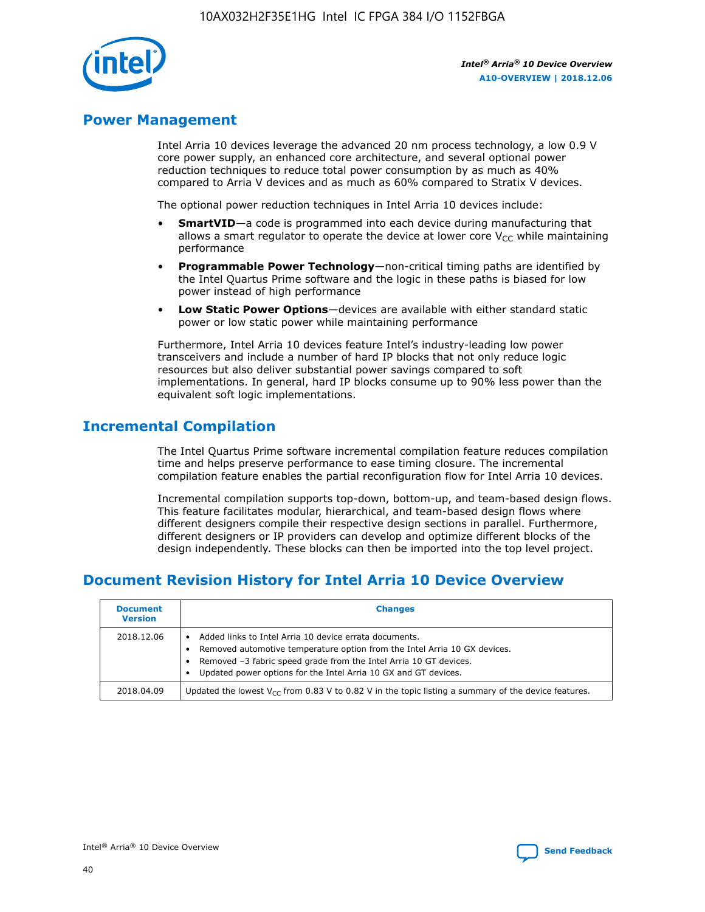## Power Management

Intel Arria 10 devices leverage the advanced 20 nm process technology, a low 0.9 V core power supply, an enhanced core architecture, and several optional power reduction techniques to reduce total power consumption by as much as 40% compared to Arria V devices and as much as 60% compared to Stratix V devices.

The optional power reduction techniques in Intel Arria 10 devices include:

- **SmartVID**—a code is programmed into each device during manufacturing that allows a smart regulator to operate the device at lower core $V_{CC}$ while maintaining performance
- **Programmable Power Technology**—non-critical timing paths are identified by the Intel Quartus Prime software and the logic in these paths is biased for low power instead of high performance
- **Low Static Power Options**—devices are available with either standard static power or low static power while maintaining performance

Furthermore, Intel Arria 10 devices feature Intel's industry-leading low power transceivers and include a number of hard IP blocks that not only reduce logic resources but also deliver substantial power savings compared to soft implementations. In general, hard IP blocks consume up to 90% less power than the equivalent soft logic implementations.

## Incremental Compilation

The Intel Quartus Prime software incremental compilation feature reduces compilation time and helps preserve performance to ease timing closure. The incremental compilation feature enables the partial reconfiguration flow for Intel Arria 10 devices.

Incremental compilation supports top-down, bottom-up, and team-based design flows. This feature facilitates modular, hierarchical, and team-based design flows where different designers compile their respective design sections in parallel. Furthermore, different designers or IP providers can develop and optimize different blocks of the design independently. These blocks can then be imported into the top level project.

## Document Revision History for Intel Arria 10 Device Overview

| Document Version | Changes |
|---|---|
| 2018.12.06 | • Added links to Intel Arria 10 device errata documents.<br>• Removed automotive temperature option from the Intel Arria 10 GX devices.<br>• Removed –3 fabric speed grade from the Intel Arria 10 GT devices.<br>• Updated power options for the Intel Arria 10 GX and GT devices. |
| 2018.04.09 | Updated the lowest $V_{CC}$ from 0.83 V to 0.82 V in the topic listing a summary of the device features. |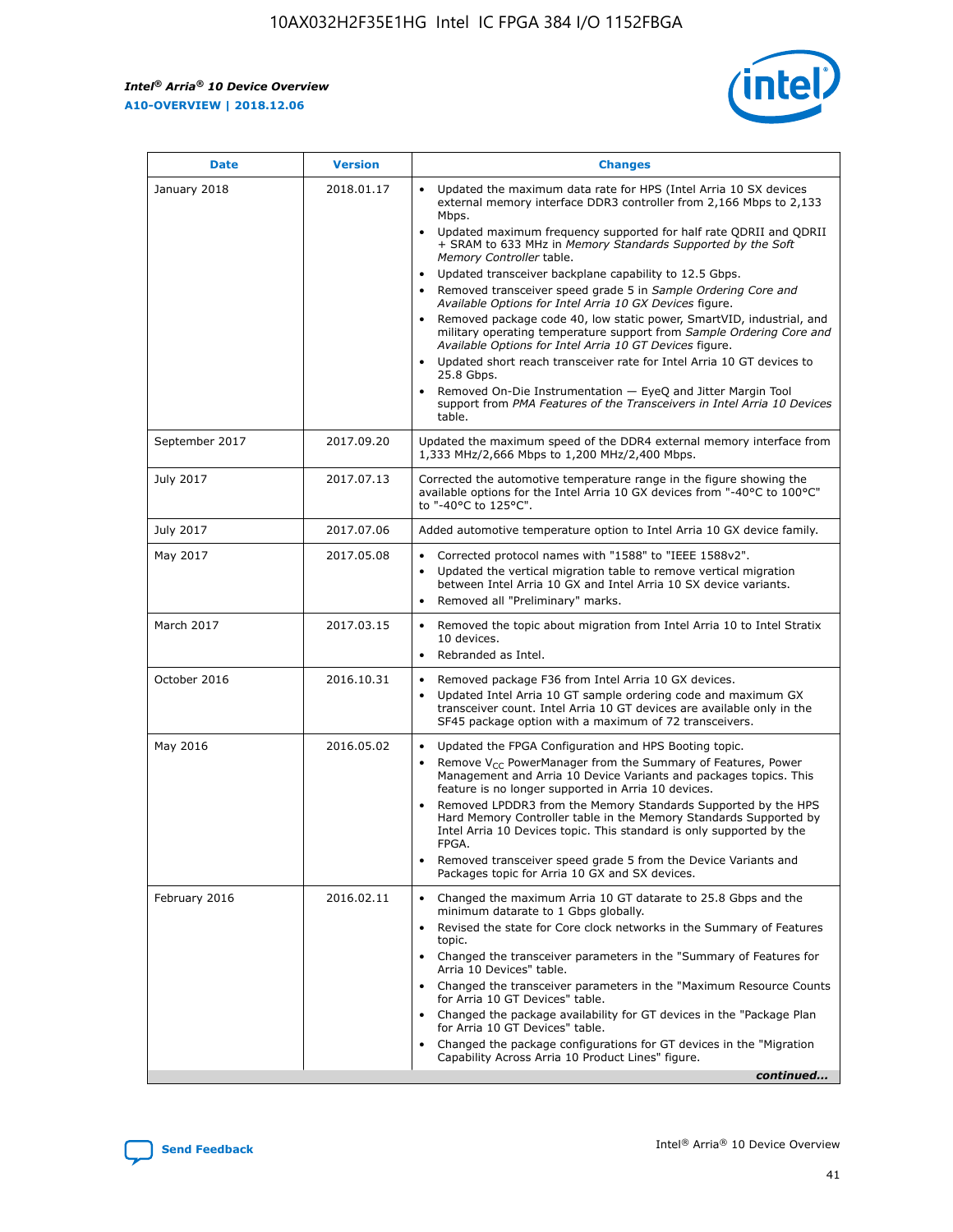| Date | Version | Changes |
| --- | --- | --- |
| January 2018 | 2018.01.17 | • Updated the maximum data rate for HPS (Intel Arria 10 SX devices external memory interface DDR3 controller from 2,166 Mbps to 2,133 Mbps.<br>• Updated maximum frequency supported for half rate QDRII and QDRII + SRAM to 633 MHz in *Memory Standards Supported by the Soft Memory Controller* table.<br>• Updated transceiver backplane capability to 12.5 Gbps.<br>• Removed transceiver speed grade 5 in *Sample Ordering Core and Available Options for Intel Arria 10 GX Devices* figure.<br>• Removed package code 40, low static power, SmartVID, industrial, and military operating temperature support from *Sample Ordering Core and Available Options for Intel Arria 10 GT Devices* figure.<br>• Updated short reach transceiver rate for Intel Arria 10 GT devices to 25.8 Gbps.<br>• Removed On-Die Instrumentation — EyeQ and Jitter Margin Tool support from *PMA Features of the Transceivers in Intel Arria 10 Devices* table. |
| September 2017 | 2017.09.20 | Updated the maximum speed of the DDR4 external memory interface from 1,333 MHz/2,666 Mbps to 1,200 MHz/2,400 Mbps. |
| July 2017 | 2017.07.13 | Corrected the automotive temperature range in the figure showing the available options for the Intel Arria 10 GX devices from "-40°C to 100°C" to "-40°C to 125°C". |
| July 2017 | 2017.07.06 | Added automotive temperature option to Intel Arria 10 GX device family. |
| May 2017 | 2017.05.08 | • Corrected protocol names with "1588" to "IEEE 1588v2".<br>• Updated the vertical migration table to remove vertical migration between Intel Arria 10 GX and Intel Arria 10 SX device variants.<br>• Removed all "Preliminary" marks. |
| March 2017 | 2017.03.15 | • Removed the topic about migration from Intel Arria 10 to Intel Stratix 10 devices.<br>• Rebranded as Intel. |
| October 2016 | 2016.10.31 | • Removed package F36 from Intel Arria 10 GX devices.<br>• Updated Intel Arria 10 GT sample ordering code and maximum GX transceiver count. Intel Arria 10 GT devices are available only in the SF45 package option with a maximum of 72 transceivers. |
| May 2016 | 2016.05.02 | • Updated the FPGA Configuration and HPS Booting topic.<br>• Remove $V_{CC}$ PowerManager from the Summary of Features, Power Management and Arria 10 Device Variants and packages topics. This feature is no longer supported in Arria 10 devices.<br>• Removed LPDDR3 from the Memory Standards Supported by the HPS Hard Memory Controller table in the Memory Standards Supported by Intel Arria 10 Devices topic. This standard is only supported by the FPGA.<br>• Removed transceiver speed grade 5 from the Device Variants and Packages topic for Arria 10 GX and SX devices. |
| February 2016 | 2016.02.11 | • Changed the maximum Arria 10 GT datarate to 25.8 Gbps and the minimum datarate to 1 Gbps globally.<br>• Revised the state for Core clock networks in the Summary of Features topic.<br>• Changed the transceiver parameters in the "Summary of Features for Arria 10 Devices" table.<br>• Changed the transceiver parameters in the "Maximum Resource Counts for Arria 10 GT Devices" table.<br>• Changed the package availability for GT devices in the "Package Plan for Arria 10 GT Devices" table.<br>• Changed the package configurations for GT devices in the "Migration Capability Across Arria 10 Product Lines" figure. |

*continued...*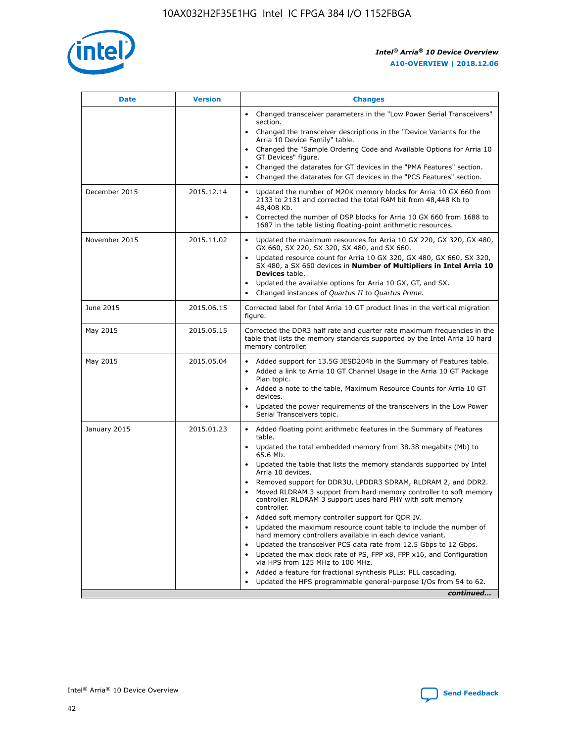| Date | Version | Changes |
| --- | --- | --- |
| | | • Changed transceiver parameters in the "Low Power Serial Transceivers" section.<br>• Changed the transceiver descriptions in the "Device Variants for the Arria 10 Device Family" table.<br>• Changed the "Sample Ordering Code and Available Options for Arria 10 GT Devices" figure.<br>• Changed the datarates for GT devices in the "PMA Features" section.<br>• Changed the datarates for GT devices in the "PCS Features" section. |
| December 2015 | 2015.12.14 | • Updated the number of M20K memory blocks for Arria 10 GX 660 from 2133 to 2131 and corrected the total RAM bit from 48,448 Kb to 48,408 Kb.<br>• Corrected the number of DSP blocks for Arria 10 GX 660 from 1688 to 1687 in the table listing floating-point arithmetic resources. |
| November 2015 | 2015.11.02 | • Updated the maximum resources for Arria 10 GX 220, GX 320, GX 480, GX 660, SX 220, SX 320, SX 480, and SX 660.<br>• Updated resource count for Arria 10 GX 320, GX 480, GX 660, SX 320, SX 480, a SX 660 devices in **Number of Multipliers in Intel Arria 10 Devices** table.<br>• Updated the available options for Arria 10 GX, GT, and SX.<br>• Changed instances of *Quartus II* to *Quartus Prime*. |
| June 2015 | 2015.06.15 | Corrected label for Intel Arria 10 GT product lines in the vertical migration figure. |
| May 2015 | 2015.05.15 | Corrected the DDR3 half rate and quarter rate maximum frequencies in the table that lists the memory standards supported by the Intel Arria 10 hard memory controller. |
| May 2015 | 2015.05.04 | • Added support for 13.5G JESD204b in the Summary of Features table.<br>• Added a link to Arria 10 GT Channel Usage in the Arria 10 GT Package Plan topic.<br>• Added a note to the table, Maximum Resource Counts for Arria 10 GT devices.<br>• Updated the power requirements of the transceivers in the Low Power Serial Transceivers topic. |
| January 2015 | 2015.01.23 | • Added floating point arithmetic features in the Summary of Features table.<br>• Updated the total embedded memory from 38.38 megabits (Mb) to 65.6 Mb.<br>• Updated the table that lists the memory standards supported by Intel Arria 10 devices.<br>• Removed support for DDR3U, LPDDR3 SDRAM, RLDRAM 2, and DDR2.<br>• Moved RLDRAM 3 support from hard memory controller to soft memory controller. RLDRAM 3 support uses hard PHY with soft memory controller.<br>• Added soft memory controller support for QDR IV.<br>• Updated the maximum resource count table to include the number of hard memory controllers available in each device variant.<br>• Updated the transceiver PCS data rate from 12.5 Gbps to 12 Gbps.<br>• Updated the max clock rate of PS, FPP x8, FPP x16, and Configuration via HPS from 125 MHz to 100 MHz.<br>• Added a feature for fractional synthesis PLLs: PLL cascading.<br>• Updated the HPS programmable general-purpose I/Os from 54 to 62. |

*continued...*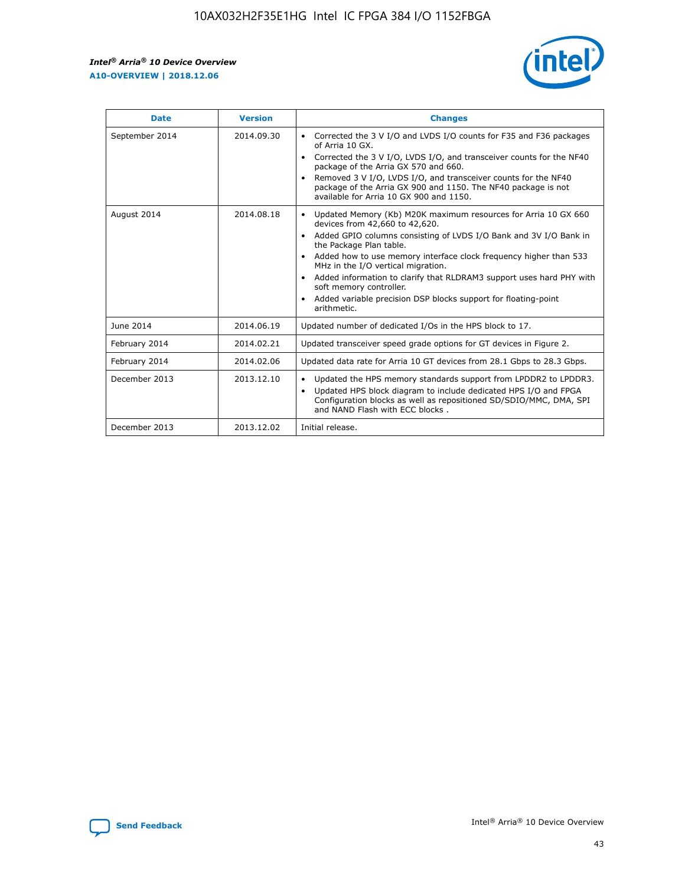| Date | Version | Changes |
| --- | --- | --- |
| September 2014 | 2014.09.30 | • Corrected the 3 V I/O and LVDS I/O counts for F35 and F36 packages of Arria 10 GX.<br>• Corrected the 3 V I/O, LVDS I/O, and transceiver counts for the NF40 package of the Arria GX 570 and 660.<br>• Removed 3 V I/O, LVDS I/O, and transceiver counts for the NF40 package of the Arria GX 900 and 1150. The NF40 package is not available for Arria 10 GX 900 and 1150. |
| August 2014 | 2014.08.18 | • Updated Memory (Kb) M20K maximum resources for Arria 10 GX 660 devices from 42,660 to 42,620.<br>• Added GPIO columns consisting of LVDS I/O Bank and 3V I/O Bank in the Package Plan table.<br>• Added how to use memory interface clock frequency higher than 533 MHz in the I/O vertical migration.<br>• Added information to clarify that RLDRAM3 support uses hard PHY with soft memory controller.<br>• Added variable precision DSP blocks support for floating-point arithmetic. |
| June 2014 | 2014.06.19 | Updated number of dedicated I/Os in the HPS block to 17. |
| February 2014 | 2014.02.21 | Updated transceiver speed grade options for GT devices in Figure 2. |
| February 2014 | 2014.02.06 | Updated data rate for Arria 10 GT devices from 28.1 Gbps to 28.3 Gbps. |
| December 2013 | 2013.12.10 | • Updated the HPS memory standards support from LPDDR2 to LPDDR3.<br>• Updated HPS block diagram to include dedicated HPS I/O and FPGA Configuration blocks as well as repositioned SD/SDIO/MMC, DMA, SPI and NAND Flash with ECC blocks . |
| December 2013 | 2013.12.02 | Initial release. |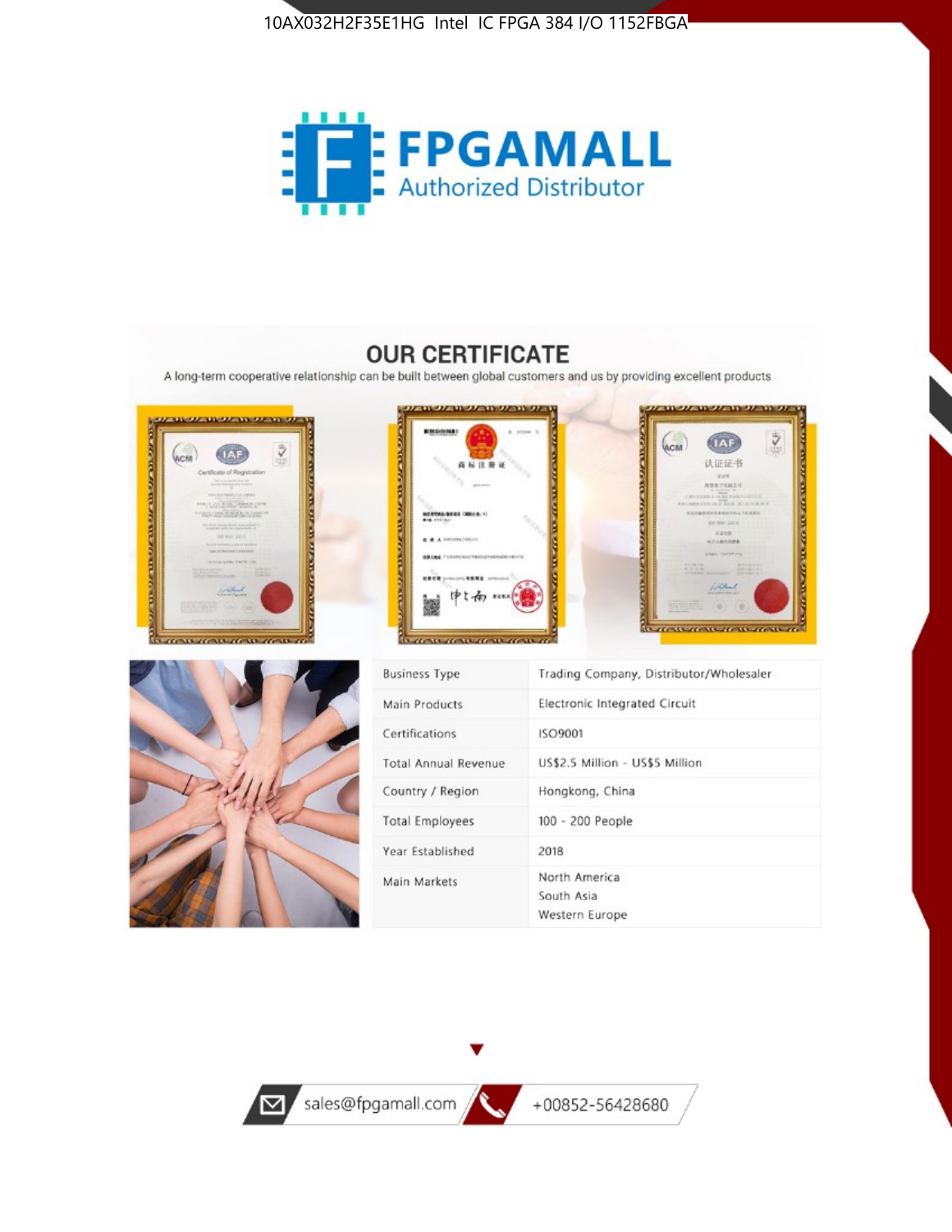FPGAMALL
Authorized Distributor

## OUR CERTIFICATE

A long-term cooperative relationship can be built between global customers and us by providing excellent products

| | |
|---|---|
| Business Type | Trading Company, Distributor/Wholesaler |
| Main Products | Electronic Integrated Circuit |
| Certifications | ISO9001 |
| Total Annual Revenue | US$2.5 Million - US$5 Million |
| Country / Region | Hongkong, China |
| Total Employees | 100 - 200 People |
| Year Established | 2018 |
| Main Markets | North America<br>South Asia<br>Western Europe |

sales@fpgamall.com

+00852-56428680